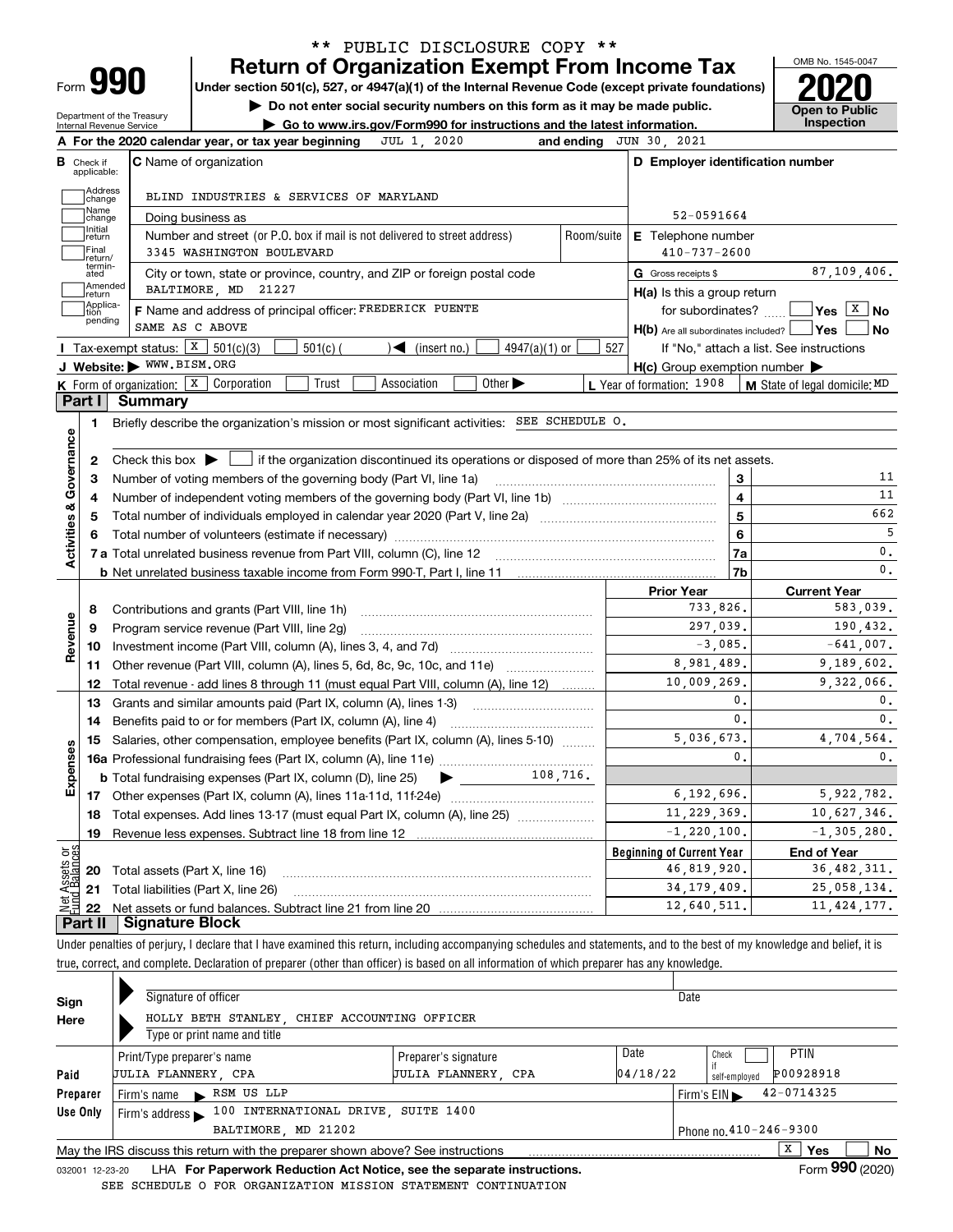** PUBLIC DISCLOSURE COPY **

# Form 990 — Return of Organization Exempt From Income Tax (2020)

Under section 501(c), 527, or 4947(a)(1) of the Internal Revenue Code (except private foundations)

▶ Do not enter social security numbers on this form as it may be made public.

▶ Go to www.irs.gov/Form990 for instructions and the latest information.

OMB No. 1545-0047 — **Open to Public Inspection**

Department of the Treasury, Internal Revenue Service

**A** For the 2020 calendar year, or tax year beginning JUL 1, 2020 and ending JUN 30, 2021

**B** Check if applicable: Address change / Name change / Initial return / Final return/terminated / Amended return / Application pending

**C** Name of organization: BLIND INDUSTRIES & SERVICES OF MARYLAND

Doing business as

Number and street (or P.O. box if mail is not delivered to street address): 3345 WASHINGTON BOULEVARD — Room/suite

City or town, state or province, country, and ZIP or foreign postal code: BALTIMORE, MD 21227

**D** Employer identification number: 52-0591664

**E** Telephone number: 410-737-2600

**G** Gross receipts $ 87,109,406.

**F** Name and address of principal officer: FREDERICK PUENTE, SAME AS C ABOVE

**H(a)** Is this a group return for subordinates? ☐ Yes ☒ No

**H(b)** Are all subordinates included? ☐ Yes ☐ No — If "No," attach a list. See instructions

**H(c)** Group exemption number ▶

**I** Tax-exempt status: ☒ 501(c)(3) ☐ 501(c) ( ) ◀ (insert no.) ☐ 4947(a)(1) or ☐ 527

**J** Website: ▶ WWW.BISM.ORG

**K** Form of organization: ☒ Corporation ☐ Trust ☐ Association ☐ Other ▶

**L** Year of formation: 1908 **M** State of legal domicile: MD

## Part I Summary

**Activities & Governance**

1 Briefly describe the organization's mission or most significant activities: SEE SCHEDULE O.

2 Check this box ▶ ☐ if the organization discontinued its operations or disposed of more than 25% of its net assets.

| | | | |
|---|---|---|---|
| 3 | Number of voting members of the governing body (Part VI, line 1a) | 3 | 11 |
| 4 | Number of independent voting members of the governing body (Part VI, line 1b) | 4 | 11 |
| 5 | Total number of individuals employed in calendar year 2020 (Part V, line 2a) | 5 | 662 |
| 6 | Total number of volunteers (estimate if necessary) | 6 | 5 |
| 7a | Total unrelated business revenue from Part VIII, column (C), line 12 | 7a | 0. |
| b | Net unrelated business taxable income from Form 990-T, Part I, line 11 | 7b | 0. |

| | | Prior Year | Current Year |
|---|---|---|---|
| **Revenue** | | | |
| 8 | Contributions and grants (Part VIII, line 1h) | 733,826. | 583,039. |
| 9 | Program service revenue (Part VIII, line 2g) | 297,039. | 190,432. |
| 10 | Investment income (Part VIII, column (A), lines 3, 4, and 7d) | -3,085. | -641,007. |
| 11 | Other revenue (Part VIII, column (A), lines 5, 6d, 8c, 9c, 10c, and 11e) | 8,981,489. | 9,189,602. |
| 12 | Total revenue - add lines 8 through 11 (must equal Part VIII, column (A), line 12) | 10,009,269. | 9,322,066. |
| **Expenses** | | | |
| 13 | Grants and similar amounts paid (Part IX, column (A), lines 1-3) | 0. | 0. |
| 14 | Benefits paid to or for members (Part IX, column (A), line 4) | 0. | 0. |
| 15 | Salaries, other compensation, employee benefits (Part IX, column (A), lines 5-10) | 5,036,673. | 4,704,564. |
| 16a | Professional fundraising fees (Part IX, column (A), line 11e) | 0. | 0. |
| b | Total fundraising expenses (Part IX, column (D), line 25) ▶ 108,716. | | |
| 17 | Other expenses (Part IX, column (A), lines 11a-11d, 11f-24e) | 6,192,696. | 5,922,782. |
| 18 | Total expenses. Add lines 13-17 (must equal Part IX, column (A), line 25) | 11,229,369. | 10,627,346. |
| 19 | Revenue less expenses. Subtract line 18 from line 12 | -1,220,100. | -1,305,280. |

| **Net Assets or Fund Balances** | | Beginning of Current Year | End of Year |
|---|---|---|---|
| 20 | Total assets (Part X, line 16) | 46,819,920. | 36,482,311. |
| 21 | Total liabilities (Part X, line 26) | 34,179,409. | 25,058,134. |
| 22 | Net assets or fund balances. Subtract line 21 from line 20 | 12,640,511. | 11,424,177. |

## Part II Signature Block

Under penalties of perjury, I declare that I have examined this return, including accompanying schedules and statements, and to the best of my knowledge and belief, it is true, correct, and complete. Declaration of preparer (other than officer) is based on all information of which preparer has any knowledge.

**Sign Here**

Signature of officer — Date

HOLLY BETH STANLEY, CHIEF ACCOUNTING OFFICER

Type or print name and title

**Paid Preparer Use Only**

| Print/Type preparer's name | Preparer's signature | Date | Check if self-employed | PTIN |
|---|---|---|---|---|
| JULIA FLANNERY, CPA | JULIA FLANNERY, CPA | 04/18/22 | ☐ | P00928918 |

Firm's name ▶ RSM US LLP — Firm's EIN ▶ 42-0714325

Firm's address ▶ 100 INTERNATIONAL DRIVE, SUITE 1400, BALTIMORE, MD 21202 — Phone no. 410-246-9300

May the IRS discuss this return with the preparer shown above? See instructions ☒ Yes ☐ No

032001 12-23-20 LHA For Paperwork Reduction Act Notice, see the separate instructions. Form **990** (2020)

SEE SCHEDULE O FOR ORGANIZATION MISSION STATEMENT CONTINUATION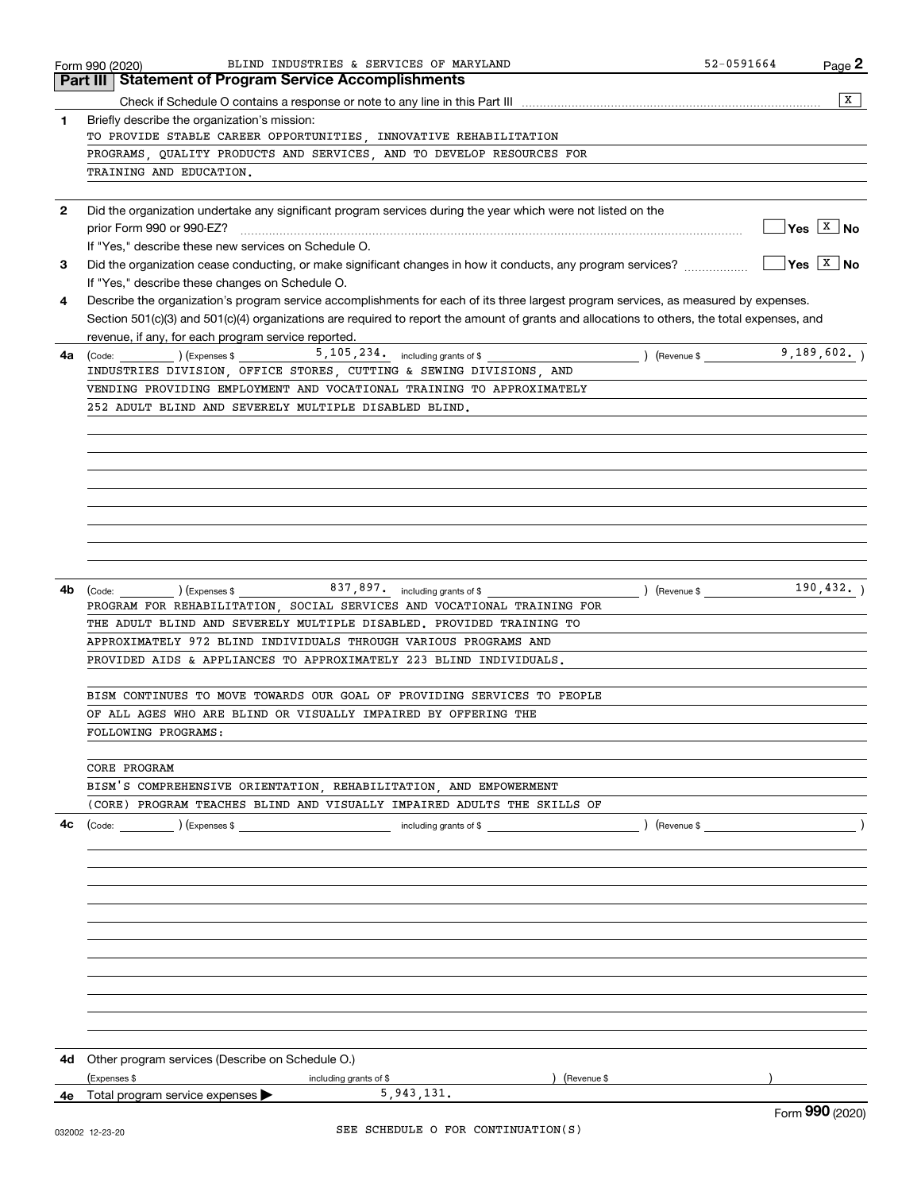Form 990 (2020) BLIND INDUSTRIES & SERVICES OF MARYLAND 52-0591664

## Part III Statement of Program Service Accomplishments

Check if Schedule O contains a response or note to any line in this Part III [X]

**1** Briefly describe the organization's mission:

TO PROVIDE STABLE CAREER OPPORTUNITIES, INNOVATIVE REHABILITATION PROGRAMS, QUALITY PRODUCTS AND SERVICES, AND TO DEVELOP RESOURCES FOR TRAINING AND EDUCATION.

**2** Did the organization undertake any significant program services during the year which were not listed on the prior Form 990 or 990-EZ? [ ] Yes [X] No

If "Yes," describe these new services on Schedule O.

**3** Did the organization cease conducting, or make significant changes in how it conducts, any program services? [ ] Yes [X] No

If "Yes," describe these changes on Schedule O.

**4** Describe the organization's program service accomplishments for each of its three largest program services, as measured by expenses. Section 501(c)(3) and 501(c)(4) organizations are required to report the amount of grants and allocations to others, the total expenses, and revenue, if any, for each program service reported.

**4a** (Code: ) (Expenses $ 5,105,234. including grants of $ ) (Revenue $ 9,189,602. )

INDUSTRIES DIVISION, OFFICE STORES, CUTTING & SEWING DIVISIONS, AND VENDING PROVIDING EMPLOYMENT AND VOCATIONAL TRAINING TO APPROXIMATELY 252 ADULT BLIND AND SEVERELY MULTIPLE DISABLED BLIND.

**4b** (Code: ) (Expenses $ 837,897. including grants of $ ) (Revenue $ 190,432. )

PROGRAM FOR REHABILITATION, SOCIAL SERVICES AND VOCATIONAL TRAINING FOR THE ADULT BLIND AND SEVERELY MULTIPLE DISABLED. PROVIDED TRAINING TO APPROXIMATELY 972 BLIND INDIVIDUALS THROUGH VARIOUS PROGRAMS AND PROVIDED AIDS & APPLIANCES TO APPROXIMATELY 223 BLIND INDIVIDUALS.

BISM CONTINUES TO MOVE TOWARDS OUR GOAL OF PROVIDING SERVICES TO PEOPLE OF ALL AGES WHO ARE BLIND OR VISUALLY IMPAIRED BY OFFERING THE FOLLOWING PROGRAMS:

CORE PROGRAM

BISM'S COMPREHENSIVE ORIENTATION, REHABILITATION, AND EMPOWERMENT (CORE) PROGRAM TEACHES BLIND AND VISUALLY IMPAIRED ADULTS THE SKILLS OF

**4c** (Code: ) (Expenses $ including grants of $ ) (Revenue $ )

**4d** Other program services (Describe on Schedule O.)

(Expenses $ including grants of $ ) (Revenue $ )

**4e** Total program service expenses ▶ 5,943,131.

SEE SCHEDULE O FOR CONTINUATION(S)

Form **990** (2020)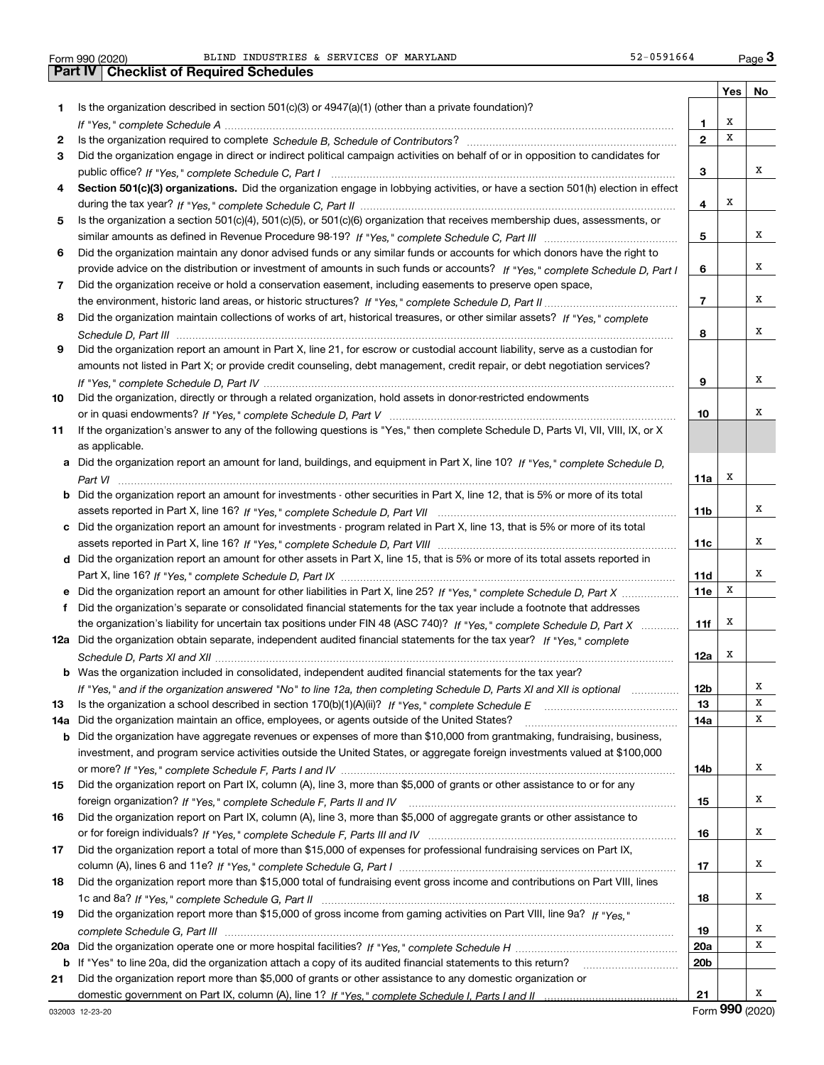Form 990 (2020) BLIND INDUSTRIES & SERVICES OF MARYLAND 52-0591664 Page 3

## Part IV Checklist of Required Schedules

| | | | Yes | No |
|---|---|---|---|---|
| 1 | Is the organization described in section 501(c)(3) or 4947(a)(1) (other than a private foundation)? *If "Yes," complete Schedule A* | 1 | X | |
| 2 | Is the organization required to complete *Schedule B, Schedule of Contributors*? | 2 | X | |
| 3 | Did the organization engage in direct or indirect political campaign activities on behalf of or in opposition to candidates for public office? *If "Yes," complete Schedule C, Part I* | 3 | | X |
| 4 | **Section 501(c)(3) organizations.** Did the organization engage in lobbying activities, or have a section 501(h) election in effect during the tax year? *If "Yes," complete Schedule C, Part II* | 4 | X | |
| 5 | Is the organization a section 501(c)(4), 501(c)(5), or 501(c)(6) organization that receives membership dues, assessments, or similar amounts as defined in Revenue Procedure 98-19? *If "Yes," complete Schedule C, Part III* | 5 | | X |
| 6 | Did the organization maintain any donor advised funds or any similar funds or accounts for which donors have the right to provide advice on the distribution or investment of amounts in such funds or accounts? *If "Yes," complete Schedule D, Part I* | 6 | | X |
| 7 | Did the organization receive or hold a conservation easement, including easements to preserve open space, the environment, historic land areas, or historic structures? *If "Yes," complete Schedule D, Part II* | 7 | | X |
| 8 | Did the organization maintain collections of works of art, historical treasures, or other similar assets? *If "Yes," complete Schedule D, Part III* | 8 | | X |
| 9 | Did the organization report an amount in Part X, line 21, for escrow or custodial account liability, serve as a custodian for amounts not listed in Part X; or provide credit counseling, debt management, credit repair, or debt negotiation services? *If "Yes," complete Schedule D, Part IV* | 9 | | X |
| 10 | Did the organization, directly or through a related organization, hold assets in donor-restricted endowments or in quasi endowments? *If "Yes," complete Schedule D, Part V* | 10 | | X |
| 11 | If the organization's answer to any of the following questions is "Yes," then complete Schedule D, Parts VI, VII, VIII, IX, or X as applicable. | | | |
| a | Did the organization report an amount for land, buildings, and equipment in Part X, line 10? *If "Yes," complete Schedule D, Part VI* | 11a | X | |
| b | Did the organization report an amount for investments - other securities in Part X, line 12, that is 5% or more of its total assets reported in Part X, line 16? *If "Yes," complete Schedule D, Part VII* | 11b | | X |
| c | Did the organization report an amount for investments - program related in Part X, line 13, that is 5% or more of its total assets reported in Part X, line 16? *If "Yes," complete Schedule D, Part VIII* | 11c | | X |
| d | Did the organization report an amount for other assets in Part X, line 15, that is 5% or more of its total assets reported in Part X, line 16? *If "Yes," complete Schedule D, Part IX* | 11d | | X |
| e | Did the organization report an amount for other liabilities in Part X, line 25? *If "Yes," complete Schedule D, Part X* | 11e | X | |
| f | Did the organization's separate or consolidated financial statements for the tax year include a footnote that addresses the organization's liability for uncertain tax positions under FIN 48 (ASC 740)? *If "Yes," complete Schedule D, Part X* | 11f | X | |
| 12a | Did the organization obtain separate, independent audited financial statements for the tax year? *If "Yes," complete Schedule D, Parts XI and XII* | 12a | X | |
| b | Was the organization included in consolidated, independent audited financial statements for the tax year? *If "Yes," and if the organization answered "No" to line 12a, then completing Schedule D, Parts XI and XII is optional* | 12b | | X |
| 13 | Is the organization a school described in section 170(b)(1)(A)(ii)? *If "Yes," complete Schedule E* | 13 | | X |
| 14a | Did the organization maintain an office, employees, or agents outside of the United States? | 14a | | X |
| b | Did the organization have aggregate revenues or expenses of more than $10,000 from grantmaking, fundraising, business, investment, and program service activities outside the United States, or aggregate foreign investments valued at $100,000 or more? *If "Yes," complete Schedule F, Parts I and IV* | 14b | | X |
| 15 | Did the organization report on Part IX, column (A), line 3, more than $5,000 of grants or other assistance to or for any foreign organization? *If "Yes," complete Schedule F, Parts II and IV* | 15 | | X |
| 16 | Did the organization report on Part IX, column (A), line 3, more than $5,000 of aggregate grants or other assistance to or for foreign individuals? *If "Yes," complete Schedule F, Parts III and IV* | 16 | | X |
| 17 | Did the organization report a total of more than $15,000 of expenses for professional fundraising services on Part IX, column (A), lines 6 and 11e? *If "Yes," complete Schedule G, Part I* | 17 | | X |
| 18 | Did the organization report more than $15,000 total of fundraising event gross income and contributions on Part VIII, lines 1c and 8a? *If "Yes," complete Schedule G, Part II* | 18 | | X |
| 19 | Did the organization report more than $15,000 of gross income from gaming activities on Part VIII, line 9a? *If "Yes," complete Schedule G, Part III* | 19 | | X |
| 20a | Did the organization operate one or more hospital facilities? *If "Yes," complete Schedule H* | 20a | | X |
| b | If "Yes" to line 20a, did the organization attach a copy of its audited financial statements to this return? | 20b | | |
| 21 | Did the organization report more than $5,000 of grants or other assistance to any domestic organization or domestic government on Part IX, column (A), line 1? *If "Yes," complete Schedule I, Parts I and II* | 21 | | X |

032003 12-23-20 Form **990** (2020)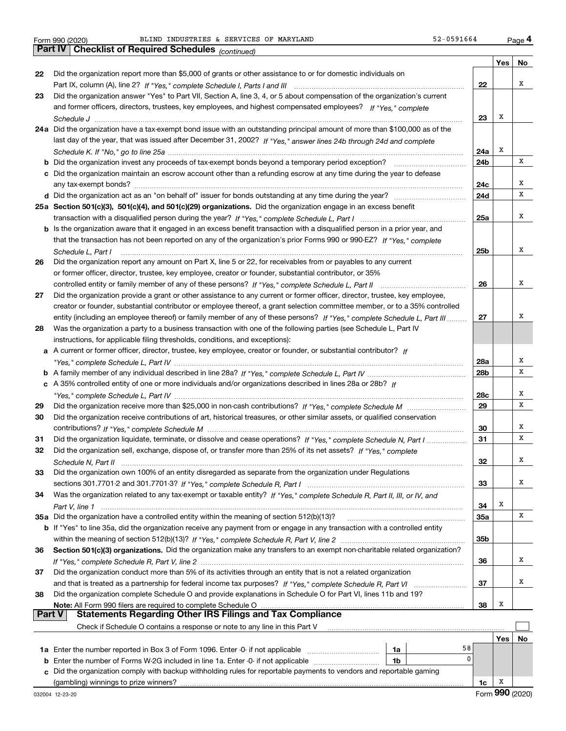Form 990 (2020) BLIND INDUSTRIES & SERVICES OF MARYLAND 52-0591664 Page 4

## Part IV Checklist of Required Schedules *(continued)*

| | | | Yes | No |
|---|---|---|---|---|
| 22 | Did the organization report more than $5,000 of grants or other assistance to or for domestic individuals on Part IX, column (A), line 2? *If "Yes," complete Schedule I, Parts I and III* | 22 | | X |
| 23 | Did the organization answer "Yes" to Part VII, Section A, line 3, 4, or 5 about compensation of the organization's current and former officers, directors, trustees, key employees, and highest compensated employees? *If "Yes," complete Schedule J* | 23 | X | |
| 24a | Did the organization have a tax-exempt bond issue with an outstanding principal amount of more than $100,000 as of the last day of the year, that was issued after December 31, 2002? *If "Yes," answer lines 24b through 24d and complete Schedule K. If "No," go to line 25a* | 24a | X | |
| b | Did the organization invest any proceeds of tax-exempt bonds beyond a temporary period exception? | 24b | | X |
| c | Did the organization maintain an escrow account other than a refunding escrow at any time during the year to defease any tax-exempt bonds? | 24c | | X |
| d | Did the organization act as an "on behalf of" issuer for bonds outstanding at any time during the year? | 24d | | X |
| 25a | **Section 501(c)(3), 501(c)(4), and 501(c)(29) organizations.** Did the organization engage in an excess benefit transaction with a disqualified person during the year? *If "Yes," complete Schedule L, Part I* | 25a | | X |
| b | Is the organization aware that it engaged in an excess benefit transaction with a disqualified person in a prior year, and that the transaction has not been reported on any of the organization's prior Forms 990 or 990-EZ? *If "Yes," complete Schedule L, Part I* | 25b | | X |
| 26 | Did the organization report any amount on Part X, line 5 or 22, for receivables from or payables to any current or former officer, director, trustee, key employee, creator or founder, substantial contributor, or 35% controlled entity or family member of any of these persons? *If "Yes," complete Schedule L, Part II* | 26 | | X |
| 27 | Did the organization provide a grant or other assistance to any current or former officer, director, trustee, key employee, creator or founder, substantial contributor or employee thereof, a grant selection committee member, or to a 35% controlled entity (including an employee thereof) or family member of any of these persons? *If "Yes," complete Schedule L, Part III* | 27 | | X |
| 28 | Was the organization a party to a business transaction with one of the following parties (see Schedule L, Part IV instructions, for applicable filing thresholds, conditions, and exceptions): | | | |
| a | A current or former officer, director, trustee, key employee, creator or founder, or substantial contributor? *If "Yes," complete Schedule L, Part IV* | 28a | | X |
| b | A family member of any individual described in line 28a? *If "Yes," complete Schedule L, Part IV* | 28b | | X |
| c | A 35% controlled entity of one or more individuals and/or organizations described in lines 28a or 28b? *If "Yes," complete Schedule L, Part IV* | 28c | | X |
| 29 | Did the organization receive more than $25,000 in non-cash contributions? *If "Yes," complete Schedule M* | 29 | | X |
| 30 | Did the organization receive contributions of art, historical treasures, or other similar assets, or qualified conservation contributions? *If "Yes," complete Schedule M* | 30 | | X |
| 31 | Did the organization liquidate, terminate, or dissolve and cease operations? *If "Yes," complete Schedule N, Part I* | 31 | | X |
| 32 | Did the organization sell, exchange, dispose of, or transfer more than 25% of its net assets? *If "Yes," complete Schedule N, Part II* | 32 | | X |
| 33 | Did the organization own 100% of an entity disregarded as separate from the organization under Regulations sections 301.7701-2 and 301.7701-3? *If "Yes," complete Schedule R, Part I* | 33 | | X |
| 34 | Was the organization related to any tax-exempt or taxable entity? *If "Yes," complete Schedule R, Part II, III, or IV, and Part V, line 1* | 34 | X | |
| 35a | Did the organization have a controlled entity within the meaning of section 512(b)(13)? | 35a | | X |
| b | If "Yes" to line 35a, did the organization receive any payment from or engage in any transaction with a controlled entity within the meaning of section 512(b)(13)? *If "Yes," complete Schedule R, Part V, line 2* | 35b | | |
| 36 | **Section 501(c)(3) organizations.** Did the organization make any transfers to an exempt non-charitable related organization? *If "Yes," complete Schedule R, Part V, line 2* | 36 | | X |
| 37 | Did the organization conduct more than 5% of its activities through an entity that is not a related organization and that is treated as a partnership for federal income tax purposes? *If "Yes," complete Schedule R, Part VI* | 37 | | X |
| 38 | Did the organization complete Schedule O and provide explanations in Schedule O for Part VI, lines 11b and 19? **Note:** All Form 990 filers are required to complete Schedule O | 38 | X | |

## Part V Statements Regarding Other IRS Filings and Tax Compliance

Check if Schedule O contains a response or note to any line in this Part V ☐

| | | | | | Yes | No |
|---|---|---|---|---|---|---|
| 1a | Enter the number reported in Box 3 of Form 1096. Enter -0- if not applicable | 1a | 58 | | | |
| b | Enter the number of Forms W-2G included in line 1a. Enter -0- if not applicable | 1b | 0 | | | |
| c | Did the organization comply with backup withholding rules for reportable payments to vendors and reportable gaming (gambling) winnings to prize winners? | | | 1c | X | |

032004 12-23-20 Form 990 (2020)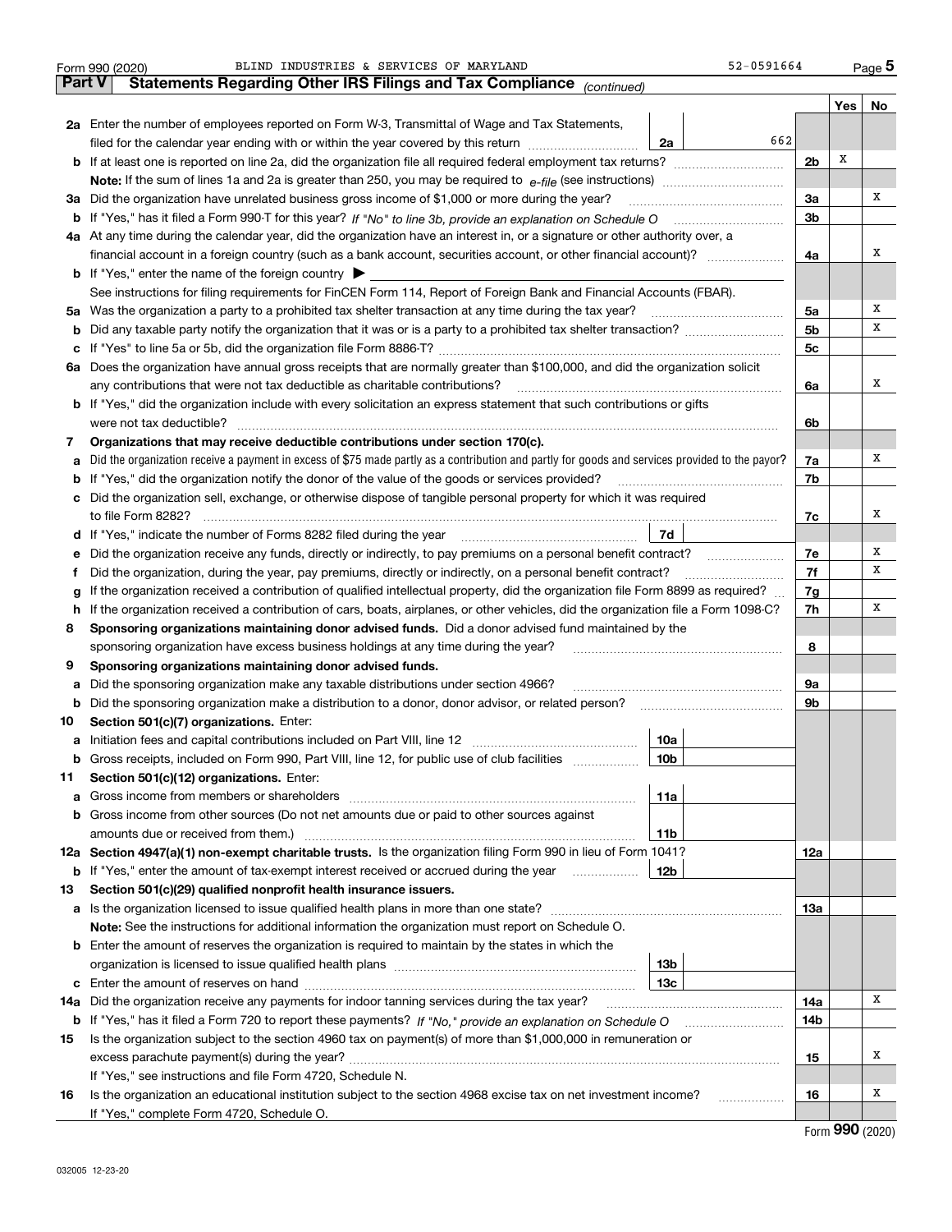Form 990 (2020) BLIND INDUSTRIES & SERVICES OF MARYLAND 52-0591664 Page 5

**Part V Statements Regarding Other IRS Filings and Tax Compliance** *(continued)*

| | | | | Line | Yes | No |
|---|---|---|---|---|---|---|
| **2a** | Enter the number of employees reported on Form W-3, Transmittal of Wage and Tax Statements, filed for the calendar year ending with or within the year covered by this return | 2a | 662 | | | |
| **b** | If at least one is reported on line 2a, did the organization file all required federal employment tax returns? | | | 2b | X | |
| | **Note:** If the sum of lines 1a and 2a is greater than 250, you may be required to *e-file* (see instructions) | | | | | |
| **3a** | Did the organization have unrelated business gross income of $1,000 or more during the year? | | | 3a | | X |
| **b** | If "Yes," has it filed a Form 990-T for this year? *If "No" to line 3b, provide an explanation on Schedule O* | | | 3b | | |
| **4a** | At any time during the calendar year, did the organization have an interest in, or a signature or other authority over, a financial account in a foreign country (such as a bank account, securities account, or other financial account)? | | | 4a | | X |
| **b** | If "Yes," enter the name of the foreign country ▶ | | | | | |
| | See instructions for filing requirements for FinCEN Form 114, Report of Foreign Bank and Financial Accounts (FBAR). | | | | | |
| **5a** | Was the organization a party to a prohibited tax shelter transaction at any time during the tax year? | | | 5a | | X |
| **b** | Did any taxable party notify the organization that it was or is a party to a prohibited tax shelter transaction? | | | 5b | | X |
| **c** | If "Yes" to line 5a or 5b, did the organization file Form 8886-T? | | | 5c | | |
| **6a** | Does the organization have annual gross receipts that are normally greater than $100,000, and did the organization solicit any contributions that were not tax deductible as charitable contributions? | | | 6a | | X |
| **b** | If "Yes," did the organization include with every solicitation an express statement that such contributions or gifts were not tax deductible? | | | 6b | | |
| **7** | **Organizations that may receive deductible contributions under section 170(c).** | | | | | |
| **a** | Did the organization receive a payment in excess of $75 made partly as a contribution and partly for goods and services provided to the payor? | | | 7a | | X |
| **b** | If "Yes," did the organization notify the donor of the value of the goods or services provided? | | | 7b | | |
| **c** | Did the organization sell, exchange, or otherwise dispose of tangible personal property for which it was required to file Form 8282? | | | 7c | | X |
| **d** | If "Yes," indicate the number of Forms 8282 filed during the year | 7d | | | | |
| **e** | Did the organization receive any funds, directly or indirectly, to pay premiums on a personal benefit contract? | | | 7e | | X |
| **f** | Did the organization, during the year, pay premiums, directly or indirectly, on a personal benefit contract? | | | 7f | | X |
| **g** | If the organization received a contribution of qualified intellectual property, did the organization file Form 8899 as required? | | | 7g | | |
| **h** | If the organization received a contribution of cars, boats, airplanes, or other vehicles, did the organization file a Form 1098-C? | | | 7h | | X |
| **8** | **Sponsoring organizations maintaining donor advised funds.** Did a donor advised fund maintained by the sponsoring organization have excess business holdings at any time during the year? | | | 8 | | |
| **9** | **Sponsoring organizations maintaining donor advised funds.** | | | | | |
| **a** | Did the sponsoring organization make any taxable distributions under section 4966? | | | 9a | | |
| **b** | Did the sponsoring organization make a distribution to a donor, donor advisor, or related person? | | | 9b | | |
| **10** | **Section 501(c)(7) organizations.** Enter: | | | | | |
| **a** | Initiation fees and capital contributions included on Part VIII, line 12 | 10a | | | | |
| **b** | Gross receipts, included on Form 990, Part VIII, line 12, for public use of club facilities | 10b | | | | |
| **11** | **Section 501(c)(12) organizations.** Enter: | | | | | |
| **a** | Gross income from members or shareholders | 11a | | | | |
| **b** | Gross income from other sources (Do not net amounts due or paid to other sources against amounts due or received from them.) | 11b | | | | |
| **12a** | **Section 4947(a)(1) non-exempt charitable trusts.** Is the organization filing Form 990 in lieu of Form 1041? | | | 12a | | |
| **b** | If "Yes," enter the amount of tax-exempt interest received or accrued during the year | 12b | | | | |
| **13** | **Section 501(c)(29) qualified nonprofit health insurance issuers.** | | | | | |
| **a** | Is the organization licensed to issue qualified health plans in more than one state? | | | 13a | | |
| | **Note:** See the instructions for additional information the organization must report on Schedule O. | | | | | |
| **b** | Enter the amount of reserves the organization is required to maintain by the states in which the organization is licensed to issue qualified health plans | 13b | | | | |
| **c** | Enter the amount of reserves on hand | 13c | | | | |
| **14a** | Did the organization receive any payments for indoor tanning services during the tax year? | | | 14a | | X |
| **b** | If "Yes," has it filed a Form 720 to report these payments? *If "No," provide an explanation on Schedule O* | | | 14b | | |
| **15** | Is the organization subject to the section 4960 tax on payment(s) of more than $1,000,000 in remuneration or excess parachute payment(s) during the year? | | | 15 | | X |
| | If "Yes," see instructions and file Form 4720, Schedule N. | | | | | |
| **16** | Is the organization an educational institution subject to the section 4968 excise tax on net investment income? | | | 16 | | X |
| | If "Yes," complete Form 4720, Schedule O. | | | | | |

Form **990** (2020)

032005 12-23-20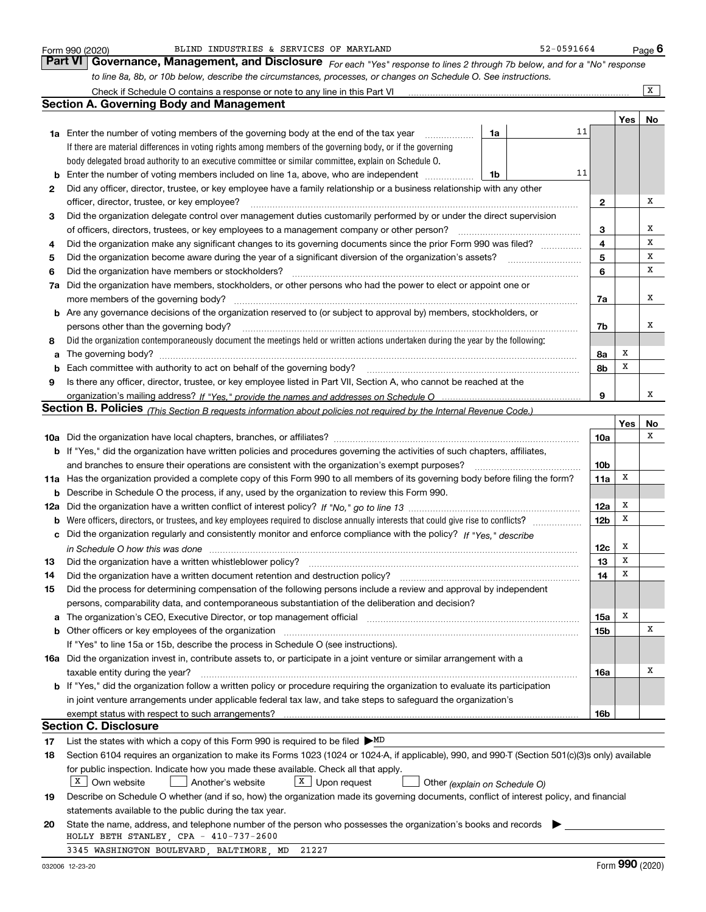Form 990 (2020) BLIND INDUSTRIES & SERVICES OF MARYLAND 52-0591664 Page 6

**Part VI Governance, Management, and Disclosure** *For each "Yes" response to lines 2 through 7b below, and for a "No" response to line 8a, 8b, or 10b below, describe the circumstances, processes, or changes on Schedule O. See instructions.*

Check if Schedule O contains a response or note to any line in this Part VI .......... X

## Section A. Governing Body and Management

| | | | | Yes | No |
|---|---|---|---|---|---|
| **1a** | Enter the number of voting members of the governing body at the end of the tax year ..... **1a** 11 <br> If there are material differences in voting rights among members of the governing body, or if the governing body delegated broad authority to an executive committee or similar committee, explain on Schedule O. | | | | |
| **b** | Enter the number of voting members included on line 1a, above, who are independent ..... **1b** 11 | | | | |
| **2** | Did any officer, director, trustee, or key employee have a family relationship or a business relationship with any other officer, director, trustee, or key employee? | **2** | | | X |
| **3** | Did the organization delegate control over management duties customarily performed by or under the direct supervision of officers, directors, trustees, or key employees to a management company or other person? | **3** | | | X |
| **4** | Did the organization make any significant changes to its governing documents since the prior Form 990 was filed? | **4** | | | X |
| **5** | Did the organization become aware during the year of a significant diversion of the organization's assets? | **5** | | | X |
| **6** | Did the organization have members or stockholders? | **6** | | | X |
| **7a** | Did the organization have members, stockholders, or other persons who had the power to elect or appoint one or more members of the governing body? | **7a** | | | X |
| **b** | Are any governance decisions of the organization reserved to (or subject to approval by) members, stockholders, or persons other than the governing body? | **7b** | | | X |
| **8** | Did the organization contemporaneously document the meetings held or written actions undertaken during the year by the following: | | | | |
| **a** | The governing body? | **8a** | | X | |
| **b** | Each committee with authority to act on behalf of the governing body? | **8b** | | X | |
| **9** | Is there any officer, director, trustee, or key employee listed in Part VII, Section A, who cannot be reached at the organization's mailing address? *If "Yes," provide the names and addresses on Schedule O* | **9** | | | X |

## Section B. Policies *(This Section B requests information about policies not required by the Internal Revenue Code.)*

| | | | Yes | No |
|---|---|---|---|---|
| **10a** | Did the organization have local chapters, branches, or affiliates? | **10a** | | X |
| **b** | If "Yes," did the organization have written policies and procedures governing the activities of such chapters, affiliates, and branches to ensure their operations are consistent with the organization's exempt purposes? | **10b** | | |
| **11a** | Has the organization provided a complete copy of this Form 990 to all members of its governing body before filing the form? | **11a** | X | |
| **b** | Describe in Schedule O the process, if any, used by the organization to review this Form 990. | | | |
| **12a** | Did the organization have a written conflict of interest policy? *If "No," go to line 13* | **12a** | X | |
| **b** | Were officers, directors, or trustees, and key employees required to disclose annually interests that could give rise to conflicts? | **12b** | X | |
| **c** | Did the organization regularly and consistently monitor and enforce compliance with the policy? *If "Yes," describe in Schedule O how this was done* | **12c** | X | |
| **13** | Did the organization have a written whistleblower policy? | **13** | X | |
| **14** | Did the organization have a written document retention and destruction policy? | **14** | X | |
| **15** | Did the process for determining compensation of the following persons include a review and approval by independent persons, comparability data, and contemporaneous substantiation of the deliberation and decision? | | | |
| **a** | The organization's CEO, Executive Director, or top management official | **15a** | X | |
| **b** | Other officers or key employees of the organization <br> If "Yes" to line 15a or 15b, describe the process in Schedule O (see instructions). | **15b** | | X |
| **16a** | Did the organization invest in, contribute assets to, or participate in a joint venture or similar arrangement with a taxable entity during the year? | **16a** | | X |
| **b** | If "Yes," did the organization follow a written policy or procedure requiring the organization to evaluate its participation in joint venture arrangements under applicable federal tax law, and take steps to safeguard the organization's exempt status with respect to such arrangements? | **16b** | | |

## Section C. Disclosure

**17** List the states with which a copy of this Form 990 is required to be filed ▶ MD

**18** Section 6104 requires an organization to make its Forms 1023 (1024 or 1024-A, if applicable), 990, and 990-T (Section 501(c)(3)s only) available for public inspection. Indicate how you made these available. Check all that apply.

[X] Own website [ ] Another's website [X] Upon request [ ] Other *(explain on Schedule O)*

**19** Describe on Schedule O whether (and if so, how) the organization made its governing documents, conflict of interest policy, and financial statements available to the public during the tax year.

**20** State the name, address, and telephone number of the person who possesses the organization's books and records ▶

HOLLY BETH STANLEY, CPA - 410-737-2600
3345 WASHINGTON BOULEVARD, BALTIMORE, MD 21227

032006 12-23-20 Form **990** (2020)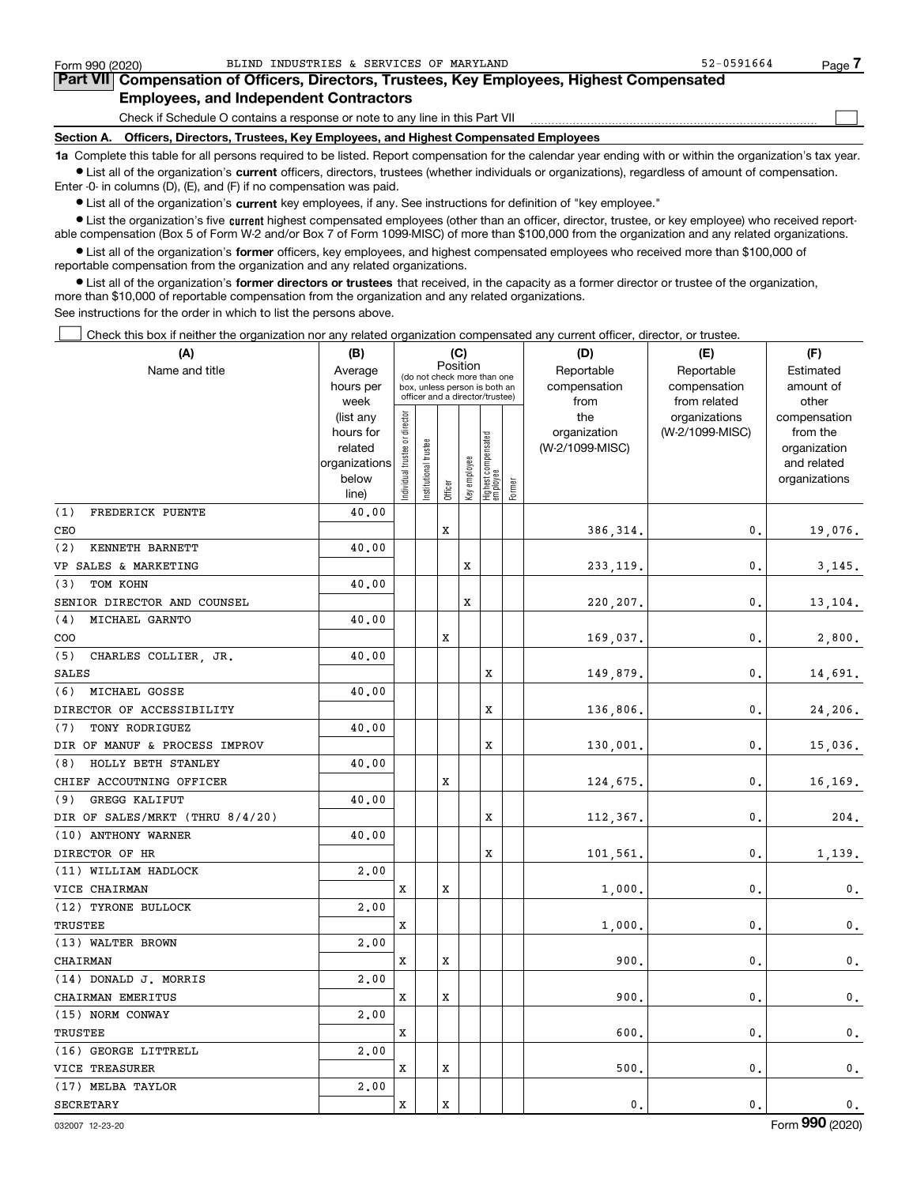Form 990 (2020) BLIND INDUSTRIES & SERVICES OF MARYLAND 52-0591664

## Part VII Compensation of Officers, Directors, Trustees, Key Employees, Highest Compensated Employees, and Independent Contractors

Check if Schedule O contains a response or note to any line in this Part VII

### Section A. Officers, Directors, Trustees, Key Employees, and Highest Compensated Employees

**1a** Complete this table for all persons required to be listed. Report compensation for the calendar year ending with or within the organization's tax year.

- List all of the organization's **current** officers, directors, trustees (whether individuals or organizations), regardless of amount of compensation. Enter -0- in columns (D), (E), and (F) if no compensation was paid.
- List all of the organization's **current** key employees, if any. See instructions for definition of "key employee."
- List the organization's five **current** highest compensated employees (other than an officer, director, trustee, or key employee) who received reportable compensation (Box 5 of Form W-2 and/or Box 7 of Form 1099-MISC) of more than $100,000 from the organization and any related organizations.
- List all of the organization's **former** officers, key employees, and highest compensated employees who received more than $100,000 of reportable compensation from the organization and any related organizations.
- List all of the organization's **former directors or trustees** that received, in the capacity as a former director or trustee of the organization, more than $10,000 of reportable compensation from the organization and any related organizations.

See instructions for the order in which to list the persons above.

Check this box if neither the organization nor any related organization compensated any current officer, director, or trustee.

| (A) Name and title | (B) Average hours per week (list any hours for related organizations below line) | (C) Position: Individual trustee or director | Institutional trustee | Officer | Key employee | Highest compensated employee | Former | (D) Reportable compensation from the organization (W-2/1099-MISC) | (E) Reportable compensation from related organizations (W-2/1099-MISC) | (F) Estimated amount of other compensation from the organization and related organizations |
|---|---|---|---|---|---|---|---|---|---|---|
| (1) FREDERICK PUENTE<br>CEO | 40.00 | | | X | | | | 386,314. | 0. | 19,076. |
| (2) KENNETH BARNETT<br>VP SALES & MARKETING | 40.00 | | | | X | | | 233,119. | 0. | 3,145. |
| (3) TOM KOHN<br>SENIOR DIRECTOR AND COUNSEL | 40.00 | | | | X | | | 220,207. | 0. | 13,104. |
| (4) MICHAEL GARNTO<br>COO | 40.00 | | | X | | | | 169,037. | 0. | 2,800. |
| (5) CHARLES COLLIER, JR.<br>SALES | 40.00 | | | | | X | | 149,879. | 0. | 14,691. |
| (6) MICHAEL GOSSE<br>DIRECTOR OF ACCESSIBILITY | 40.00 | | | | | X | | 136,806. | 0. | 24,206. |
| (7) TONY RODRIGUEZ<br>DIR OF MANUF & PROCESS IMPROV | 40.00 | | | | | X | | 130,001. | 0. | 15,036. |
| (8) HOLLY BETH STANLEY<br>CHIEF ACCOUTNING OFFICER | 40.00 | | | X | | | | 124,675. | 0. | 16,169. |
| (9) GREGG KALIFUT<br>DIR OF SALES/MRKT (THRU 8/4/20) | 40.00 | | | | | X | | 112,367. | 0. | 204. |
| (10) ANTHONY WARNER<br>DIRECTOR OF HR | 40.00 | | | | | X | | 101,561. | 0. | 1,139. |
| (11) WILLIAM HADLOCK<br>VICE CHAIRMAN | 2.00 | X | | X | | | | 1,000. | 0. | 0. |
| (12) TYRONE BULLOCK<br>TRUSTEE | 2.00 | X | | | | | | 1,000. | 0. | 0. |
| (13) WALTER BROWN<br>CHAIRMAN | 2.00 | X | | X | | | | 900. | 0. | 0. |
| (14) DONALD J. MORRIS<br>CHAIRMAN EMERITUS | 2.00 | X | | X | | | | 900. | 0. | 0. |
| (15) NORM CONWAY<br>TRUSTEE | 2.00 | X | | | | | | 600. | 0. | 0. |
| (16) GEORGE LITTRELL<br>VICE TREASURER | 2.00 | X | | X | | | | 500. | 0. | 0. |
| (17) MELBA TAYLOR<br>SECRETARY | 2.00 | X | | X | | | | 0. | 0. | 0. |

032007 12-23-20 Form **990** (2020)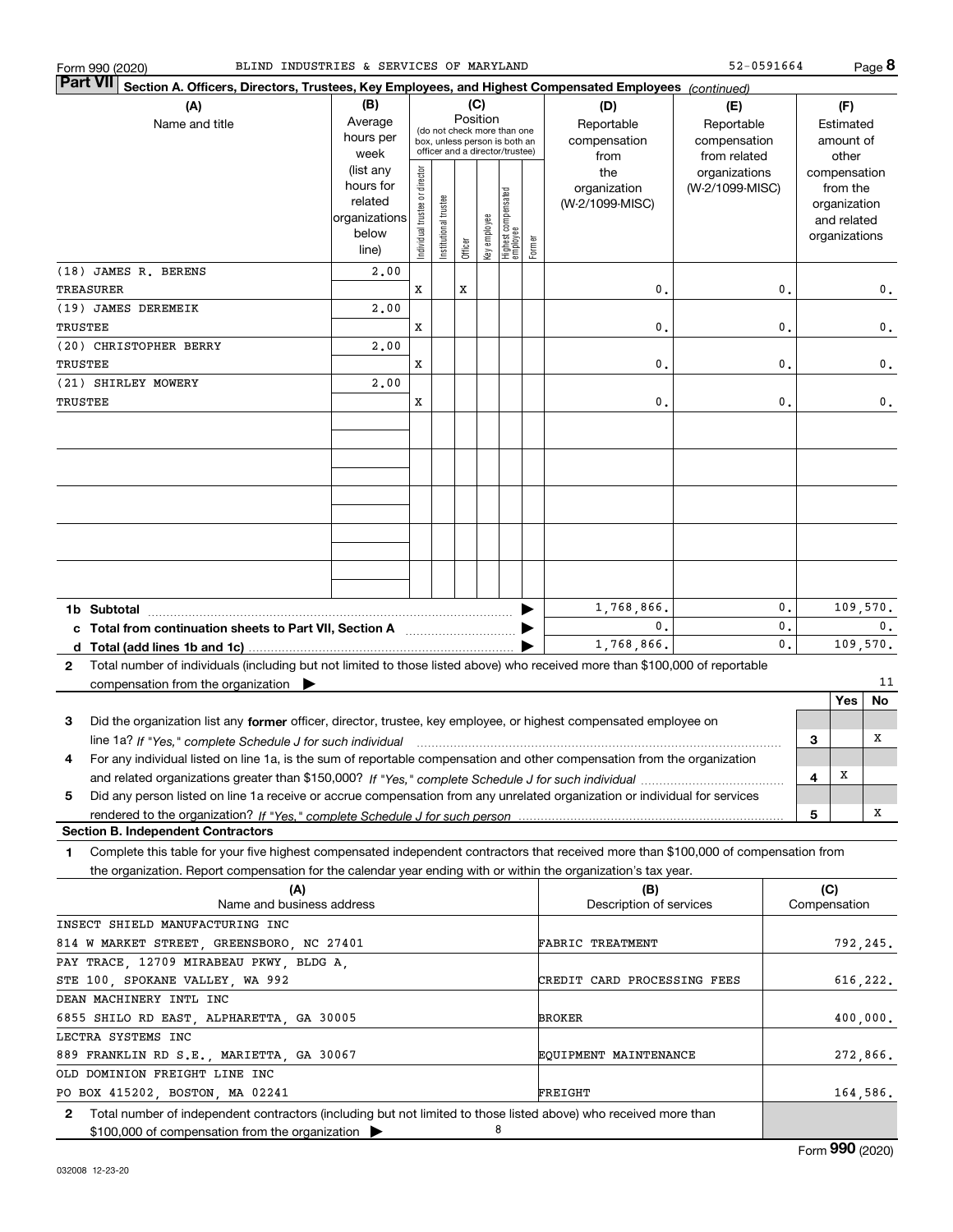Form 990 (2020) BLIND INDUSTRIES & SERVICES OF MARYLAND 52-0591664

**Part VII Section A. Officers, Directors, Trustees, Key Employees, and Highest Compensated Employees** *(continued)*

| (A) Name and title | (B) Average hours per week (list any hours for related organizations below line) | (C) Position: Individual trustee or director | Institutional trustee | Officer | Key employee | Highest compensated employee | Former | (D) Reportable compensation from the organization (W-2/1099-MISC) | (E) Reportable compensation from related organizations (W-2/1099-MISC) | (F) Estimated amount of other compensation from the organization and related organizations |
|---|---|---|---|---|---|---|---|---|---|---|
| (18) JAMES R. BERENS<br>TREASURER | 2.00 | X | | X | | | | 0. | 0. | 0. |
| (19) JAMES DEREMEIK<br>TRUSTEE | 2.00 | X | | | | | | 0. | 0. | 0. |
| (20) CHRISTOPHER BERRY<br>TRUSTEE | 2.00 | X | | | | | | 0. | 0. | 0. |
| (21) SHIRLEY MOWERY<br>TRUSTEE | 2.00 | X | | | | | | 0. | 0. | 0. |

| | (D) | (E) | (F) |
|---|---|---|---|
| **1b Subtotal** | 1,768,866. | 0. | 109,570. |
| **c Total from continuation sheets to Part VII, Section A** | 0. | 0. | 0. |
| **d Total (add lines 1b and 1c)** | 1,768,866. | 0. | 109,570. |

**2** Total number of individuals (including but not limited to those listed above) who received more than $100,000 of reportable compensation from the organization ▶ 11

| | | Yes | No |
|---|---|---|---|
| **3** Did the organization list any **former** officer, director, trustee, key employee, or highest compensated employee on line 1a? *If "Yes," complete Schedule J for such individual* | 3 | | X |
| **4** For any individual listed on line 1a, is the sum of reportable compensation and other compensation from the organization and related organizations greater than $150,000? *If "Yes," complete Schedule J for such individual* | 4 | X | |
| **5** Did any person listed on line 1a receive or accrue compensation from any unrelated organization or individual for services rendered to the organization? *If "Yes," complete Schedule J for such person* | 5 | | X |

**Section B. Independent Contractors**

**1** Complete this table for your five highest compensated independent contractors that received more than $100,000 of compensation from the organization. Report compensation for the calendar year ending with or within the organization's tax year.

| (A) Name and business address | (B) Description of services | (C) Compensation |
|---|---|---|
| INSECT SHIELD MANUFACTURING INC<br>814 W MARKET STREET, GREENSBORO, NC 27401 | FABRIC TREATMENT | 792,245. |
| PAY TRACE, 12709 MIRABEAU PKWY, BLDG A,<br>STE 100, SPOKANE VALLEY, WA 992 | CREDIT CARD PROCESSING FEES | 616,222. |
| DEAN MACHINERY INTL INC<br>6855 SHILO RD EAST, ALPHARETTA, GA 30005 | BROKER | 400,000. |
| LECTRA SYSTEMS INC<br>889 FRANKLIN RD S.E., MARIETTA, GA 30067 | EQUIPMENT MAINTENANCE | 272,866. |
| OLD DOMINION FREIGHT LINE INC<br>PO BOX 415202, BOSTON, MA 02241 | FREIGHT | 164,586. |

**2** Total number of independent contractors (including but not limited to those listed above) who received more than $100,000 of compensation from the organization ▶ 8

Form **990** (2020)

032008 12-23-20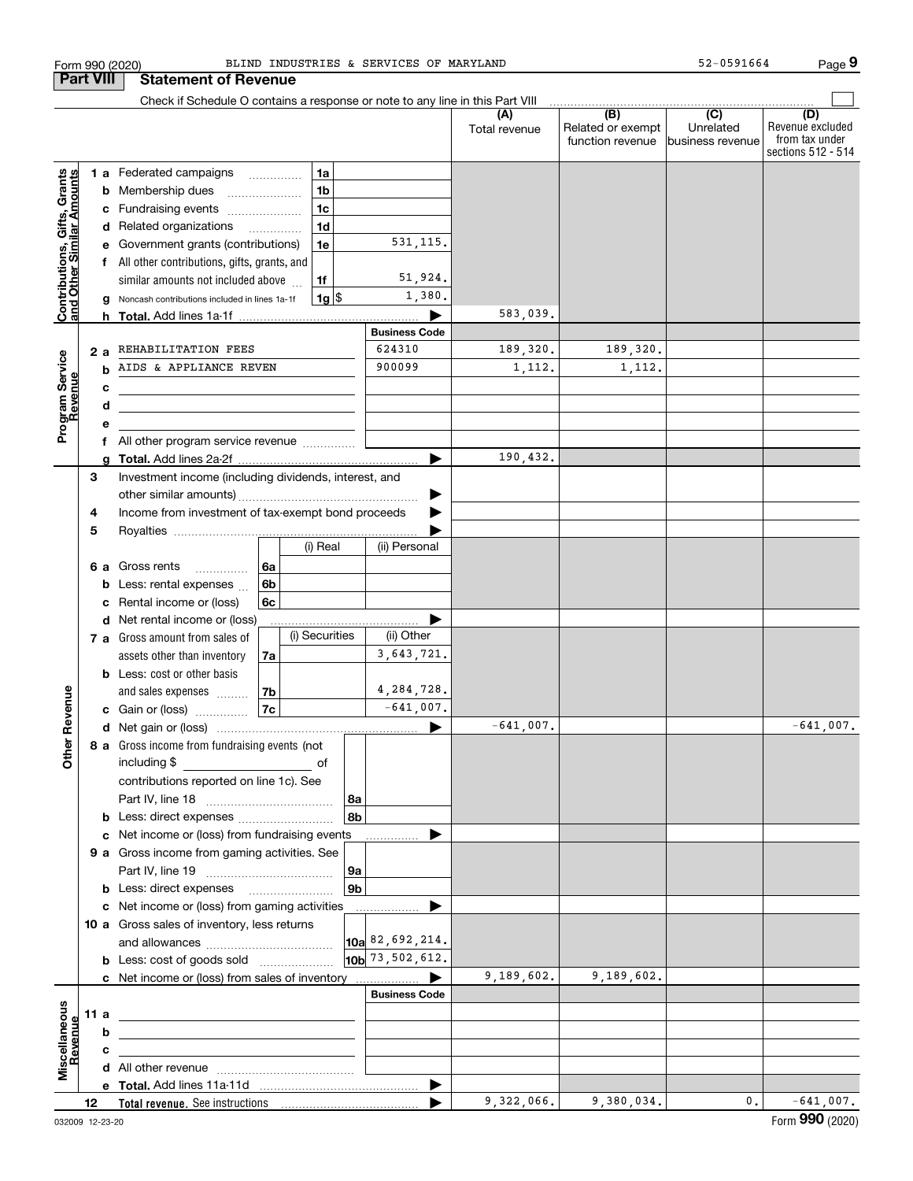Form 990 (2020) BLIND INDUSTRIES & SERVICES OF MARYLAND 52-0591664

## Part VIII Statement of Revenue

Check if Schedule O contains a response or note to any line in this Part VIII ☐

| | | | | (A) Total revenue | (B) Related or exempt function revenue | (C) Unrelated business revenue | (D) Revenue excluded from tax under sections 512 - 514 |
|---|---|---|---|---|---|---|---|
| **Contributions, Gifts, Grants and Other Similar Amounts** | 1 a Federated campaigns | 1a | | | | | |
| | b Membership dues | 1b | | | | | |
| | c Fundraising events | 1c | | | | | |
| | d Related organizations | 1d | | | | | |
| | e Government grants (contributions) | 1e | 531,115. | | | | |
| | f All other contributions, gifts, grants, and similar amounts not included above | 1f | 51,924. | | | | |
| | g Noncash contributions included in lines 1a-1f | 1g $ | 1,380. | | | | |
| | h **Total.** Add lines 1a-1f | | ▶ | 583,039. | | | |
| | | | **Business Code** | | | | |
| **Program Service Revenue** | 2 a REHABILITATION FEES | | 624310 | 189,320. | 189,320. | | |
| | b AIDS & APPLIANCE REVEN | | 900099 | 1,112. | 1,112. | | |
| | c | | | | | | |
| | d | | | | | | |
| | e | | | | | | |
| | f All other program service revenue | | | | | | |
| | g **Total.** Add lines 2a-2f | | ▶ | 190,432. | | | |
| **Other Revenue** | 3 Investment income (including dividends, interest, and other similar amounts) | | ▶ | | | | |
| | 4 Income from investment of tax-exempt bond proceeds | | ▶ | | | | |
| | 5 Royalties | | ▶ | | | | |
| | | (i) Real | (ii) Personal | | | | |
| | 6 a Gross rents (6a) | | | | | | |
| | b Less: rental expenses (6b) | | | | | | |
| | c Rental income or (loss) (6c) | | | | | | |
| | d Net rental income or (loss) | | ▶ | | | | |
| | | (i) Securities | (ii) Other | | | | |
| | 7 a Gross amount from sales of assets other than inventory (7a) | | 3,643,721. | | | | |
| | b Less: cost or other basis and sales expenses (7b) | | 4,284,728. | | | | |
| | c Gain or (loss) (7c) | | -641,007. | | | | |
| | d Net gain or (loss) | | ▶ | -641,007. | | | -641,007. |
| | 8 a Gross income from fundraising events (not including $ of contributions reported on line 1c). See Part IV, line 18 | 8a | | | | | |
| | b Less: direct expenses | 8b | | | | | |
| | c Net income or (loss) from fundraising events | | ▶ | | | | |
| | 9 a Gross income from gaming activities. See Part IV, line 19 | 9a | | | | | |
| | b Less: direct expenses | 9b | | | | | |
| | c Net income or (loss) from gaming activities | | ▶ | | | | |
| | 10 a Gross sales of inventory, less returns and allowances | 10a | 82,692,214. | | | | |
| | b Less: cost of goods sold | 10b | 73,502,612. | | | | |
| | c Net income or (loss) from sales of inventory | | ▶ | 9,189,602. | 9,189,602. | | |
| | | | **Business Code** | | | | |
| **Miscellaneous Revenue** | 11 a | | | | | | |
| | b | | | | | | |
| | c | | | | | | |
| | d All other revenue | | | | | | |
| | e **Total.** Add lines 11a-11d | | ▶ | | | | |
| | 12 **Total revenue.** See instructions | | ▶ | 9,322,066. | 9,380,034. | 0. | -641,007. |

032009 12-23-20 Form **990** (2020)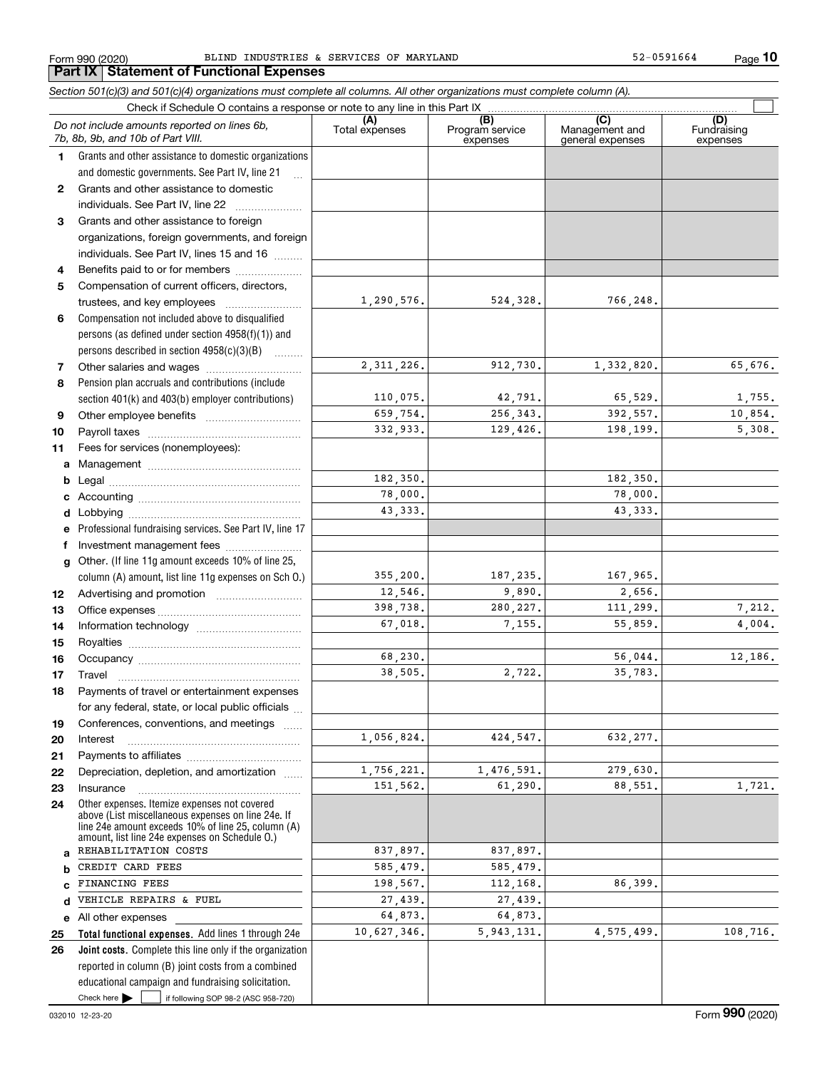Form 990 (2020) BLIND INDUSTRIES & SERVICES OF MARYLAND 52-0591664

## Part IX Statement of Functional Expenses

*Section 501(c)(3) and 501(c)(4) organizations must complete all columns. All other organizations must complete column (A).*

Check if Schedule O contains a response or note to any line in this Part IX

| *Do not include amounts reported on lines 6b, 7b, 8b, 9b, and 10b of Part VIII.* | (A) Total expenses | (B) Program service expenses | (C) Management and general expenses | (D) Fundraising expenses |
|---|---|---|---|---|
| **1** Grants and other assistance to domestic organizations and domestic governments. See Part IV, line 21 | | | | |
| **2** Grants and other assistance to domestic individuals. See Part IV, line 22 | | | | |
| **3** Grants and other assistance to foreign organizations, foreign governments, and foreign individuals. See Part IV, lines 15 and 16 | | | | |
| **4** Benefits paid to or for members | | | | |
| **5** Compensation of current officers, directors, trustees, and key employees | 1,290,576. | 524,328. | 766,248. | |
| **6** Compensation not included above to disqualified persons (as defined under section 4958(f)(1)) and persons described in section 4958(c)(3)(B) | | | | |
| **7** Other salaries and wages | 2,311,226. | 912,730. | 1,332,820. | 65,676. |
| **8** Pension plan accruals and contributions (include section 401(k) and 403(b) employer contributions) | 110,075. | 42,791. | 65,529. | 1,755. |
| **9** Other employee benefits | 659,754. | 256,343. | 392,557. | 10,854. |
| **10** Payroll taxes | 332,933. | 129,426. | 198,199. | 5,308. |
| **11** Fees for services (nonemployees): | | | | |
| **a** Management | | | | |
| **b** Legal | 182,350. | | 182,350. | |
| **c** Accounting | 78,000. | | 78,000. | |
| **d** Lobbying | 43,333. | | 43,333. | |
| **e** Professional fundraising services. See Part IV, line 17 | | | | |
| **f** Investment management fees | | | | |
| **g** Other. (If line 11g amount exceeds 10% of line 25, column (A) amount, list line 11g expenses on Sch O.) | 355,200. | 187,235. | 167,965. | |
| **12** Advertising and promotion | 12,546. | 9,890. | 2,656. | |
| **13** Office expenses | 398,738. | 280,227. | 111,299. | 7,212. |
| **14** Information technology | 67,018. | 7,155. | 55,859. | 4,004. |
| **15** Royalties | | | | |
| **16** Occupancy | 68,230. | | 56,044. | 12,186. |
| **17** Travel | 38,505. | 2,722. | 35,783. | |
| **18** Payments of travel or entertainment expenses for any federal, state, or local public officials | | | | |
| **19** Conferences, conventions, and meetings | | | | |
| **20** Interest | 1,056,824. | 424,547. | 632,277. | |
| **21** Payments to affiliates | | | | |
| **22** Depreciation, depletion, and amortization | 1,756,221. | 1,476,591. | 279,630. | |
| **23** Insurance | 151,562. | 61,290. | 88,551. | 1,721. |
| **24** Other expenses. Itemize expenses not covered above (List miscellaneous expenses on line 24e. If line 24e amount exceeds 10% of line 25, column (A) amount, list line 24e expenses on Schedule O.) | | | | |
| **a** REHABILITATION COSTS | 837,897. | 837,897. | | |
| **b** CREDIT CARD FEES | 585,479. | 585,479. | | |
| **c** FINANCING FEES | 198,567. | 112,168. | 86,399. | |
| **d** VEHICLE REPAIRS & FUEL | 27,439. | 27,439. | | |
| **e** All other expenses | 64,873. | 64,873. | | |
| **25 Total functional expenses.** Add lines 1 through 24e | 10,627,346. | 5,943,131. | 4,575,499. | 108,716. |
| **26 Joint costs.** Complete this line only if the organization reported in column (B) joint costs from a combined educational campaign and fundraising solicitation. Check here ☐ if following SOP 98-2 (ASC 958-720) | | | | |

032010 12-23-20 Form **990** (2020)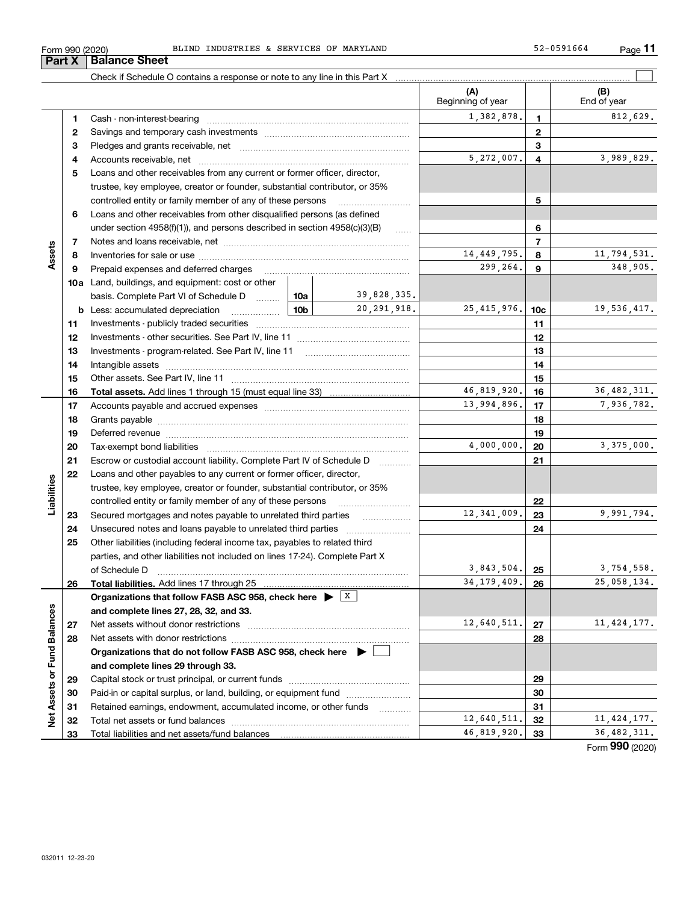Form 990 (2020) BLIND INDUSTRIES & SERVICES OF MARYLAND 52-0591664

## Part X Balance Sheet

Check if Schedule O contains a response or note to any line in this Part X

| | | | | (A) Beginning of year | | (B) End of year |
|---|---|---|---|---|---|---|
| **Assets** | 1 | Cash - non-interest-bearing | | 1,382,878. | 1 | 812,629. |
| | 2 | Savings and temporary cash investments | | | 2 | |
| | 3 | Pledges and grants receivable, net | | | 3 | |
| | 4 | Accounts receivable, net | | 5,272,007. | 4 | 3,989,829. |
| | 5 | Loans and other receivables from any current or former officer, director, trustee, key employee, creator or founder, substantial contributor, or 35% controlled entity or family member of any of these persons | | | 5 | |
| | 6 | Loans and other receivables from other disqualified persons (as defined under section 4958(f)(1)), and persons described in section 4958(c)(3)(B) | | | 6 | |
| | 7 | Notes and loans receivable, net | | | 7 | |
| | 8 | Inventories for sale or use | | 14,449,795. | 8 | 11,794,531. |
| | 9 | Prepaid expenses and deferred charges | | 299,264. | 9 | 348,905. |
| | 10a | Land, buildings, and equipment: cost or other basis. Complete Part VI of Schedule D | 10a 39,828,335. | | | |
| | b | Less: accumulated depreciation | 10b 20,291,918. | 25,415,976. | 10c | 19,536,417. |
| | 11 | Investments - publicly traded securities | | | 11 | |
| | 12 | Investments - other securities. See Part IV, line 11 | | | 12 | |
| | 13 | Investments - program-related. See Part IV, line 11 | | | 13 | |
| | 14 | Intangible assets | | | 14 | |
| | 15 | Other assets. See Part IV, line 11 | | | 15 | |
| | 16 | **Total assets.** Add lines 1 through 15 (must equal line 33) | | 46,819,920. | 16 | 36,482,311. |
| **Liabilities** | 17 | Accounts payable and accrued expenses | | 13,994,896. | 17 | 7,936,782. |
| | 18 | Grants payable | | | 18 | |
| | 19 | Deferred revenue | | | 19 | |
| | 20 | Tax-exempt bond liabilities | | 4,000,000. | 20 | 3,375,000. |
| | 21 | Escrow or custodial account liability. Complete Part IV of Schedule D | | | 21 | |
| | 22 | Loans and other payables to any current or former officer, director, trustee, key employee, creator or founder, substantial contributor, or 35% controlled entity or family member of any of these persons | | | 22 | |
| | 23 | Secured mortgages and notes payable to unrelated third parties | | 12,341,009. | 23 | 9,991,794. |
| | 24 | Unsecured notes and loans payable to unrelated third parties | | | 24 | |
| | 25 | Other liabilities (including federal income tax, payables to related third parties, and other liabilities not included on lines 17-24). Complete Part X of Schedule D | | 3,843,504. | 25 | 3,754,558. |
| | 26 | **Total liabilities.** Add lines 17 through 25 | | 34,179,409. | 26 | 25,058,134. |
| **Net Assets or Fund Balances** | | **Organizations that follow FASB ASC 958, check here ▶ [X] and complete lines 27, 28, 32, and 33.** | | | | |
| | 27 | Net assets without donor restrictions | | 12,640,511. | 27 | 11,424,177. |
| | 28 | Net assets with donor restrictions | | | 28 | |
| | | **Organizations that do not follow FASB ASC 958, check here ▶ [ ] and complete lines 29 through 33.** | | | | |
| | 29 | Capital stock or trust principal, or current funds | | | 29 | |
| | 30 | Paid-in or capital surplus, or land, building, or equipment fund | | | 30 | |
| | 31 | Retained earnings, endowment, accumulated income, or other funds | | | 31 | |
| | 32 | Total net assets or fund balances | | 12,640,511. | 32 | 11,424,177. |
| | 33 | Total liabilities and net assets/fund balances | | 46,819,920. | 33 | 36,482,311. |

Form **990** (2020)

032011 12-23-20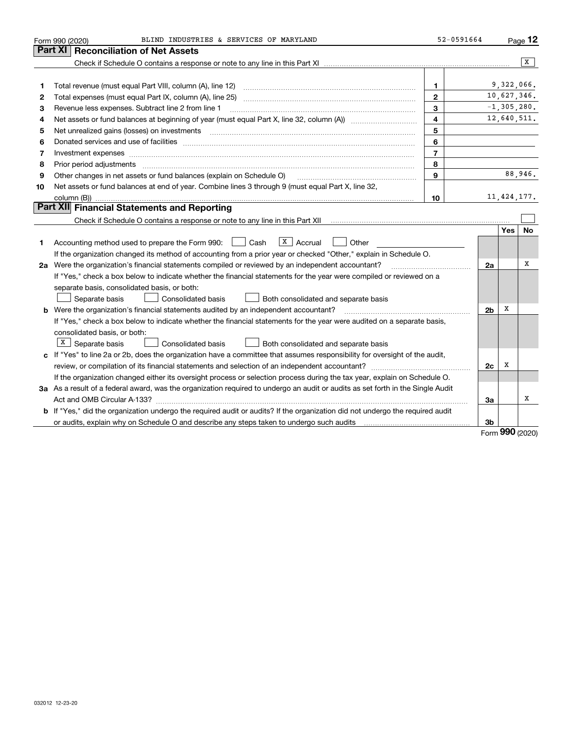Form 990 (2020) BLIND INDUSTRIES & SERVICES OF MARYLAND 52-0591664

## Part XI Reconciliation of Net Assets

Check if Schedule O contains a response or note to any line in this Part XI .......... [X]

| | | | |
|---|---|---|---|
| 1 | Total revenue (must equal Part VIII, column (A), line 12) | 1 | 9,322,066. |
| 2 | Total expenses (must equal Part IX, column (A), line 25) | 2 | 10,627,346. |
| 3 | Revenue less expenses. Subtract line 2 from line 1 | 3 | -1,305,280. |
| 4 | Net assets or fund balances at beginning of year (must equal Part X, line 32, column (A)) | 4 | 12,640,511. |
| 5 | Net unrealized gains (losses) on investments | 5 | |
| 6 | Donated services and use of facilities | 6 | |
| 7 | Investment expenses | 7 | |
| 8 | Prior period adjustments | 8 | |
| 9 | Other changes in net assets or fund balances (explain on Schedule O) | 9 | 88,946. |
| 10 | Net assets or fund balances at end of year. Combine lines 3 through 9 (must equal Part X, line 32, column (B)) | 10 | 11,424,177. |

## Part XII Financial Statements and Reporting

Check if Schedule O contains a response or note to any line in this Part XII .......... [ ]

| | | | Yes | No |
|---|---|---|---|---|
| 1 | Accounting method used to prepare the Form 990: [ ] Cash [X] Accrual [ ] Other | | | |
| | If the organization changed its method of accounting from a prior year or checked "Other," explain in Schedule O. | | | |
| 2a | Were the organization's financial statements compiled or reviewed by an independent accountant? | 2a | | X |
| | If "Yes," check a box below to indicate whether the financial statements for the year were compiled or reviewed on a separate basis, consolidated basis, or both: [ ] Separate basis [ ] Consolidated basis [ ] Both consolidated and separate basis | | | |
| b | Were the organization's financial statements audited by an independent accountant? | 2b | X | |
| | If "Yes," check a box below to indicate whether the financial statements for the year were audited on a separate basis, consolidated basis, or both: [X] Separate basis [ ] Consolidated basis [ ] Both consolidated and separate basis | | | |
| c | If "Yes" to line 2a or 2b, does the organization have a committee that assumes responsibility for oversight of the audit, review, or compilation of its financial statements and selection of an independent accountant? | 2c | X | |
| | If the organization changed either its oversight process or selection process during the tax year, explain on Schedule O. | | | |
| 3a | As a result of a federal award, was the organization required to undergo an audit or audits as set forth in the Single Audit Act and OMB Circular A-133? | 3a | | X |
| b | If "Yes," did the organization undergo the required audit or audits? If the organization did not undergo the required audit or audits, explain why on Schedule O and describe any steps taken to undergo such audits | 3b | | |

Form **990** (2020)

032012 12-23-20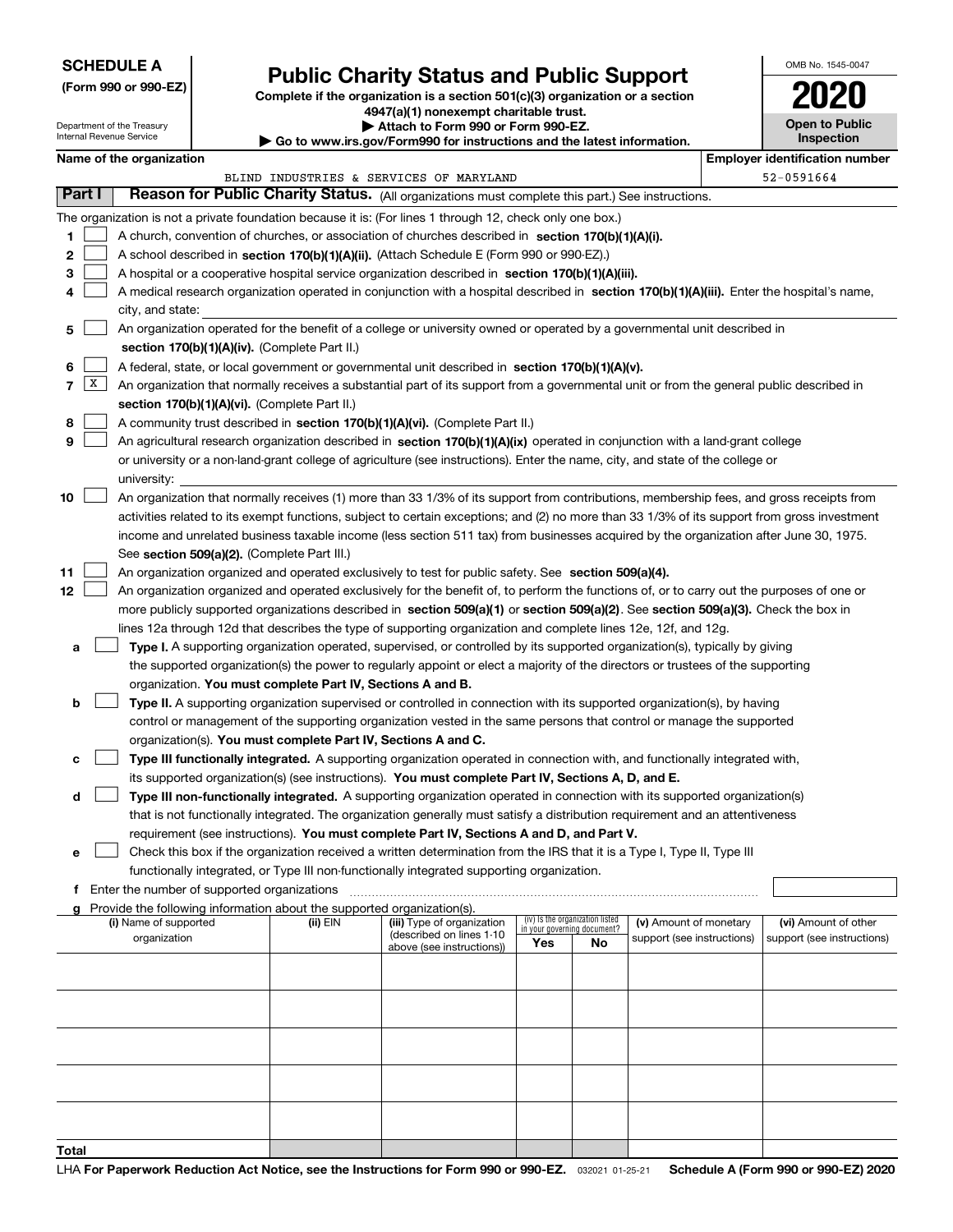**SCHEDULE A**
**(Form 990 or 990-EZ)**

Department of the Treasury
Internal Revenue Service

# Public Charity Status and Public Support

**Complete if the organization is a section 501(c)(3) organization or a section 4947(a)(1) nonexempt charitable trust.**
**▶ Attach to Form 990 or Form 990-EZ.**
**▶ Go to www.irs.gov/Form990 for instructions and the latest information.**

OMB No. 1545-0047

**2020**

**Open to Public Inspection**

**Name of the organization**: BLIND INDUSTRIES & SERVICES OF MARYLAND

**Employer identification number**: 52-0591664

## Part I — Reason for Public Charity Status. (All organizations must complete this part.) See instructions.

The organization is not a private foundation because it is: (For lines 1 through 12, check only one box.)

1. [ ] A church, convention of churches, or association of churches described in **section 170(b)(1)(A)(i).**
2. [ ] A school described in **section 170(b)(1)(A)(ii).** (Attach Schedule E (Form 990 or 990-EZ).)
3. [ ] A hospital or a cooperative hospital service organization described in **section 170(b)(1)(A)(iii).**
4. [ ] A medical research organization operated in conjunction with a hospital described in **section 170(b)(1)(A)(iii).** Enter the hospital's name, city, and state:
5. [ ] An organization operated for the benefit of a college or university owned or operated by a governmental unit described in **section 170(b)(1)(A)(iv).** (Complete Part II.)
6. [ ] A federal, state, or local government or governmental unit described in **section 170(b)(1)(A)(v).**
7. [X] An organization that normally receives a substantial part of its support from a governmental unit or from the general public described in **section 170(b)(1)(A)(vi).** (Complete Part II.)
8. [ ] A community trust described in **section 170(b)(1)(A)(vi).** (Complete Part II.)
9. [ ] An agricultural research organization described in **section 170(b)(1)(A)(ix)** operated in conjunction with a land-grant college or university or a non-land-grant college of agriculture (see instructions). Enter the name, city, and state of the college or university:
10. [ ] An organization that normally receives (1) more than 33 1/3% of its support from contributions, membership fees, and gross receipts from activities related to its exempt functions, subject to certain exceptions; and (2) no more than 33 1/3% of its support from gross investment income and unrelated business taxable income (less section 511 tax) from businesses acquired by the organization after June 30, 1975. See **section 509(a)(2).** (Complete Part III.)
11. [ ] An organization organized and operated exclusively to test for public safety. See **section 509(a)(4).**
12. [ ] An organization organized and operated exclusively for the benefit of, to perform the functions of, or to carry out the purposes of one or more publicly supported organizations described in **section 509(a)(1)** or **section 509(a)(2)**. See **section 509(a)(3).** Check the box in lines 12a through 12d that describes the type of supporting organization and complete lines 12e, 12f, and 12g.
   - **a** [ ] **Type I.** A supporting organization operated, supervised, or controlled by its supported organization(s), typically by giving the supported organization(s) the power to regularly appoint or elect a majority of the directors or trustees of the supporting organization. **You must complete Part IV, Sections A and B.**
   - **b** [ ] **Type II.** A supporting organization supervised or controlled in connection with its supported organization(s), by having control or management of the supporting organization vested in the same persons that control or manage the supported organization(s). **You must complete Part IV, Sections A and C.**
   - **c** [ ] **Type III functionally integrated.** A supporting organization operated in connection with, and functionally integrated with, its supported organization(s) (see instructions). **You must complete Part IV, Sections A, D, and E.**
   - **d** [ ] **Type III non-functionally integrated.** A supporting organization operated in connection with its supported organization(s) that is not functionally integrated. The organization generally must satisfy a distribution requirement and an attentiveness requirement (see instructions). **You must complete Part IV, Sections A and D, and Part V.**
   - **e** [ ] Check this box if the organization received a written determination from the IRS that it is a Type I, Type II, Type III functionally integrated, or Type III non-functionally integrated supporting organization.
   - **f** Enter the number of supported organizations
   - **g** Provide the following information about the supported organization(s).

| (i) Name of supported organization | (ii) EIN | (iii) Type of organization (described on lines 1-10 above (see instructions)) | (iv) Is the organization listed in your governing document? Yes | No | (v) Amount of monetary support (see instructions) | (vi) Amount of other support (see instructions) |
|---|---|---|---|---|---|---|
| | | | | | | |
| | | | | | | |
| | | | | | | |
| | | | | | | |
| | | | | | | |
| **Total** | | | | | | |

LHA **For Paperwork Reduction Act Notice, see the Instructions for Form 990 or 990-EZ.** 032021 01-25-21 **Schedule A (Form 990 or 990-EZ) 2020**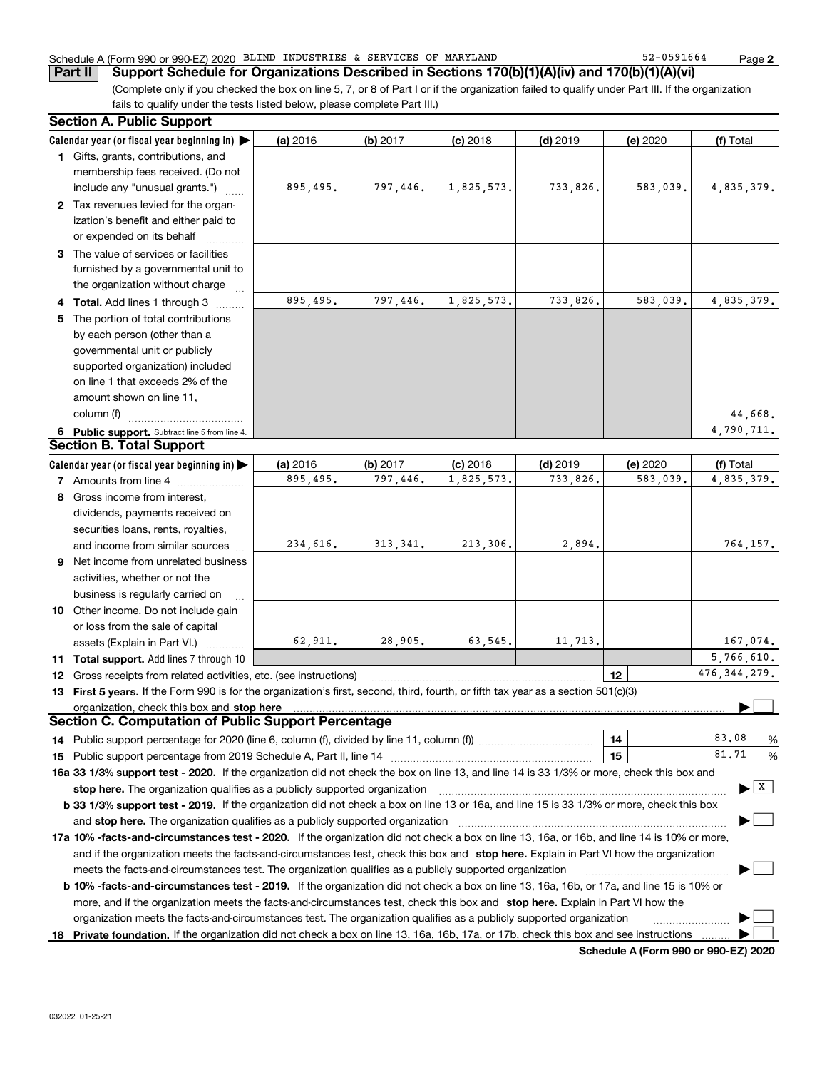Schedule A (Form 990 or 990-EZ) 2020 BLIND INDUSTRIES & SERVICES OF MARYLAND 52-0591664 Page **2**

## Part II Support Schedule for Organizations Described in Sections 170(b)(1)(A)(iv) and 170(b)(1)(A)(vi)

(Complete only if you checked the box on line 5, 7, or 8 of Part I or if the organization failed to qualify under Part III. If the organization fails to qualify under the tests listed below, please complete Part III.)

### Section A. Public Support

| Calendar year (or fiscal year beginning in) ▶ | (a) 2016 | (b) 2017 | (c) 2018 | (d) 2019 | (e) 2020 | (f) Total |
|---|---|---|---|---|---|---|
| **1** Gifts, grants, contributions, and membership fees received. (Do not include any "unusual grants.") | 895,495. | 797,446. | 1,825,573. | 733,826. | 583,039. | 4,835,379. |
| **2** Tax revenues levied for the organization's benefit and either paid to or expended on its behalf | | | | | | |
| **3** The value of services or facilities furnished by a governmental unit to the organization without charge | | | | | | |
| **4 Total.** Add lines 1 through 3 | 895,495. | 797,446. | 1,825,573. | 733,826. | 583,039. | 4,835,379. |
| **5** The portion of total contributions by each person (other than a governmental unit or publicly supported organization) included on line 1 that exceeds 2% of the amount shown on line 11, column (f) | | | | | | 44,668. |
| **6 Public support.** Subtract line 5 from line 4. | | | | | | 4,790,711. |

### Section B. Total Support

| Calendar year (or fiscal year beginning in) ▶ | (a) 2016 | (b) 2017 | (c) 2018 | (d) 2019 | (e) 2020 | (f) Total |
|---|---|---|---|---|---|---|
| **7** Amounts from line 4 | 895,495. | 797,446. | 1,825,573. | 733,826. | 583,039. | 4,835,379. |
| **8** Gross income from interest, dividends, payments received on securities loans, rents, royalties, and income from similar sources | 234,616. | 313,341. | 213,306. | 2,894. | | 764,157. |
| **9** Net income from unrelated business activities, whether or not the business is regularly carried on | | | | | | |
| **10** Other income. Do not include gain or loss from the sale of capital assets (Explain in Part VI.) | 62,911. | 28,905. | 63,545. | 11,713. | | 167,074. |
| **11 Total support.** Add lines 7 through 10 | | | | | | 5,766,610. |
| **12** Gross receipts from related activities, etc. (see instructions) | | | | | **12** | 476,344,279. |

**13 First 5 years.** If the Form 990 is for the organization's first, second, third, fourth, or fifth tax year as a section 501(c)(3) organization, check this box and **stop here** ▶ ☐

### Section C. Computation of Public Support Percentage

| | | |
|---|---|---|
| **14** Public support percentage for 2020 (line 6, column (f), divided by line 11, column (f)) | **14** | 83.08 % |
| **15** Public support percentage from 2019 Schedule A, Part II, line 14 | **15** | 81.71 % |

**16a 33 1/3% support test - 2020.** If the organization did not check the box on line 13, and line 14 is 33 1/3% or more, check this box and **stop here.** The organization qualifies as a publicly supported organization ▶ ☒

**b 33 1/3% support test - 2019.** If the organization did not check a box on line 13 or 16a, and line 15 is 33 1/3% or more, check this box and **stop here.** The organization qualifies as a publicly supported organization ▶ ☐

**17a 10% -facts-and-circumstances test - 2020.** If the organization did not check a box on line 13, 16a, or 16b, and line 14 is 10% or more, and if the organization meets the facts-and-circumstances test, check this box and **stop here.** Explain in Part VI how the organization meets the facts-and-circumstances test. The organization qualifies as a publicly supported organization ▶ ☐

**b 10% -facts-and-circumstances test - 2019.** If the organization did not check a box on line 13, 16a, 16b, or 17a, and line 15 is 10% or more, and if the organization meets the facts-and-circumstances test, check this box and **stop here.** Explain in Part VI how the organization meets the facts-and-circumstances test. The organization qualifies as a publicly supported organization ▶ ☐

**18 Private foundation.** If the organization did not check a box on line 13, 16a, 16b, 17a, or 17b, check this box and see instructions ▶ ☐

**Schedule A (Form 990 or 990-EZ) 2020**

032022 01-25-21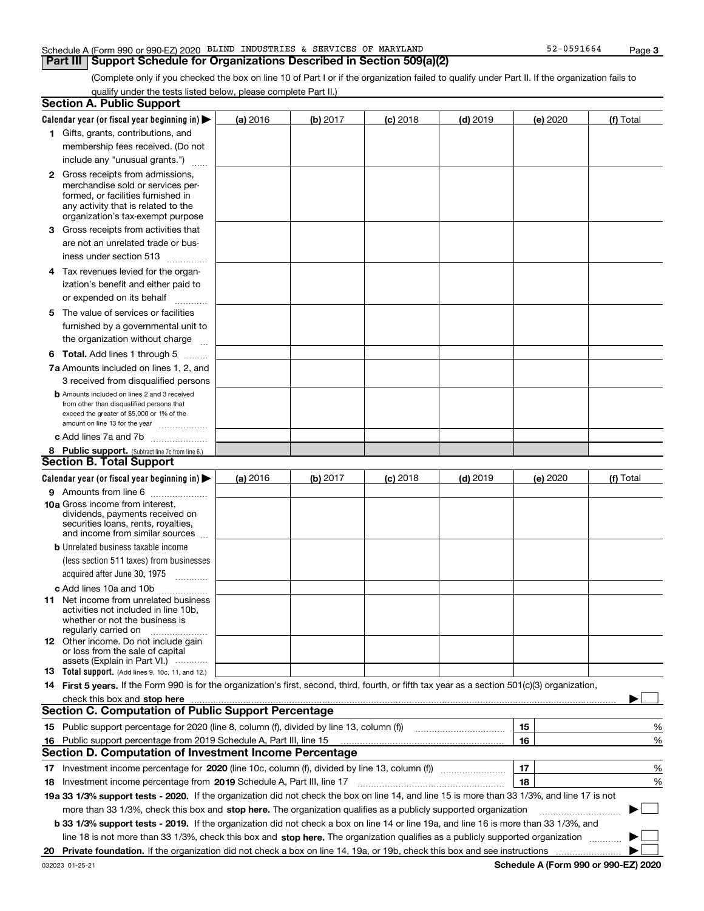Schedule A (Form 990 or 990-EZ) 2020 BLIND INDUSTRIES & SERVICES OF MARYLAND 52-0591664 Page 3

## Part III Support Schedule for Organizations Described in Section 509(a)(2)

(Complete only if you checked the box on line 10 of Part I or if the organization failed to qualify under Part II. If the organization fails to qualify under the tests listed below, please complete Part II.)

### Section A. Public Support

| Calendar year (or fiscal year beginning in) ▶ | (a) 2016 | (b) 2017 | (c) 2018 | (d) 2019 | (e) 2020 | (f) Total |
|---|---|---|---|---|---|---|
| 1 Gifts, grants, contributions, and membership fees received. (Do not include any "unusual grants.") | | | | | | |
| 2 Gross receipts from admissions, merchandise sold or services performed, or facilities furnished in any activity that is related to the organization's tax-exempt purpose | | | | | | |
| 3 Gross receipts from activities that are not an unrelated trade or business under section 513 | | | | | | |
| 4 Tax revenues levied for the organization's benefit and either paid to or expended on its behalf | | | | | | |
| 5 The value of services or facilities furnished by a governmental unit to the organization without charge | | | | | | |
| 6 Total. Add lines 1 through 5 | | | | | | |
| 7a Amounts included on lines 1, 2, and 3 received from disqualified persons | | | | | | |
| b Amounts included on lines 2 and 3 received from other than disqualified persons that exceed the greater of $5,000 or 1% of the amount on line 13 for the year | | | | | | |
| c Add lines 7a and 7b | | | | | | |
| 8 Public support. (Subtract line 7c from line 6.) | | | | | | |

### Section B. Total Support

| Calendar year (or fiscal year beginning in) ▶ | (a) 2016 | (b) 2017 | (c) 2018 | (d) 2019 | (e) 2020 | (f) Total |
|---|---|---|---|---|---|---|
| 9 Amounts from line 6 | | | | | | |
| 10a Gross income from interest, dividends, payments received on securities loans, rents, royalties, and income from similar sources | | | | | | |
| b Unrelated business taxable income (less section 511 taxes) from businesses acquired after June 30, 1975 | | | | | | |
| c Add lines 10a and 10b | | | | | | |
| 11 Net income from unrelated business activities not included in line 10b, whether or not the business is regularly carried on | | | | | | |
| 12 Other income. Do not include gain or loss from the sale of capital assets (Explain in Part VI.) | | | | | | |
| 13 Total support. (Add lines 9, 10c, 11, and 12.) | | | | | | |

14 **First 5 years.** If the Form 990 is for the organization's first, second, third, fourth, or fifth tax year as a section 501(c)(3) organization, check this box and **stop here** ▶ ☐

### Section C. Computation of Public Support Percentage

| | | | |
|---|---|---|---|
| 15 | Public support percentage for 2020 (line 8, column (f), divided by line 13, column (f)) | 15 | % |
| 16 | Public support percentage from 2019 Schedule A, Part III, line 15 | 16 | % |

### Section D. Computation of Investment Income Percentage

| | | | |
|---|---|---|---|
| 17 | Investment income percentage for **2020** (line 10c, column (f), divided by line 13, column (f)) | 17 | % |
| 18 | Investment income percentage from **2019** Schedule A, Part III, line 17 | 18 | % |

**19a 33 1/3% support tests - 2020.** If the organization did not check the box on line 14, and line 15 is more than 33 1/3%, and line 17 is not more than 33 1/3%, check this box and **stop here.** The organization qualifies as a publicly supported organization ▶ ☐

**b 33 1/3% support tests - 2019.** If the organization did not check a box on line 14 or line 19a, and line 16 is more than 33 1/3%, and line 18 is not more than 33 1/3%, check this box and **stop here.** The organization qualifies as a publicly supported organization ▶ ☐

**20 Private foundation.** If the organization did not check a box on line 14, 19a, or 19b, check this box and see instructions ▶ ☐

032023 01-25-21 **Schedule A (Form 990 or 990-EZ) 2020**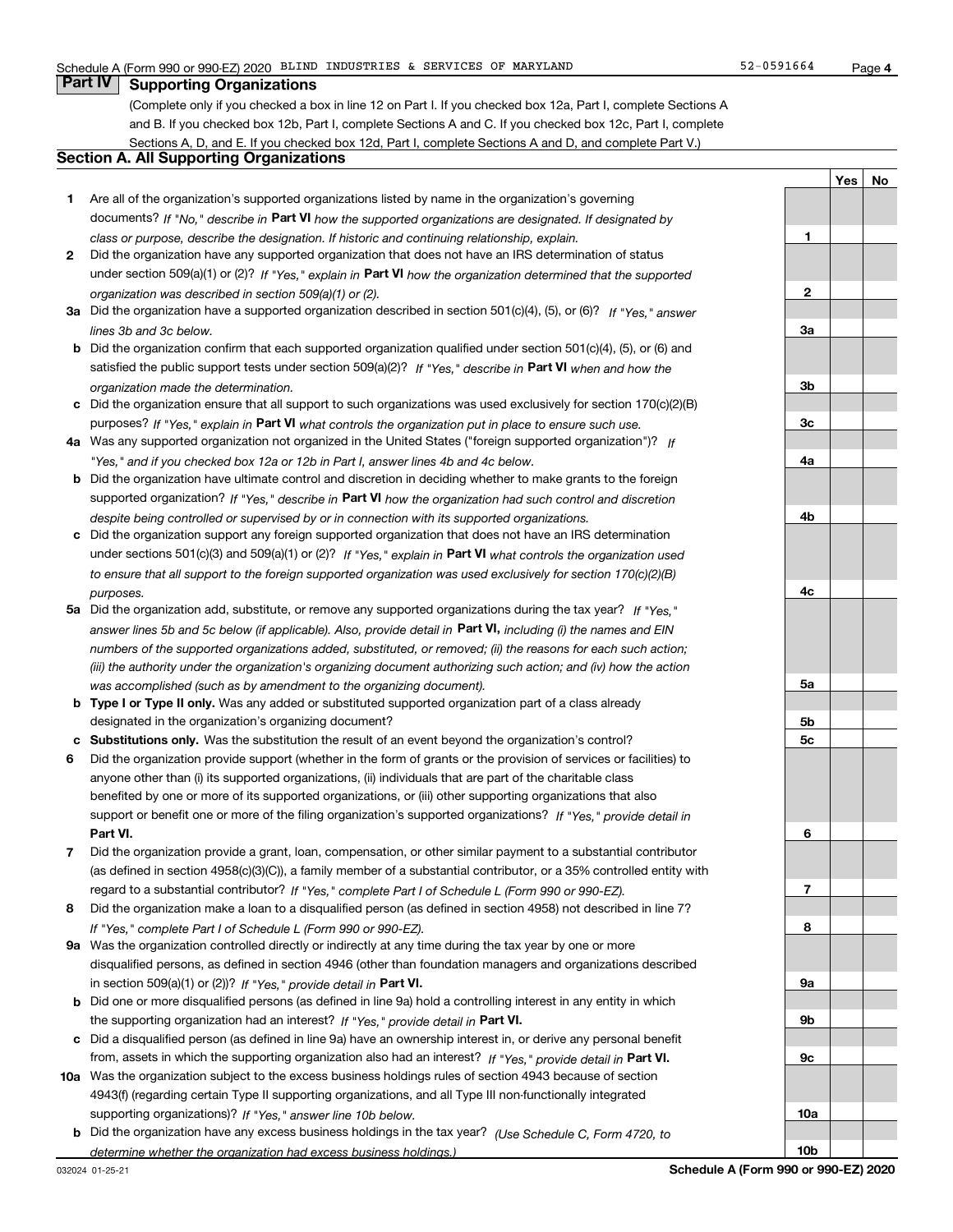Schedule A (Form 990 or 990-EZ) 2020 BLIND INDUSTRIES & SERVICES OF MARYLAND 52-0591664

## Part IV Supporting Organizations

(Complete only if you checked a box in line 12 on Part I. If you checked box 12a, Part I, complete Sections A and B. If you checked box 12b, Part I, complete Sections A and C. If you checked box 12c, Part I, complete Sections A, D, and E. If you checked box 12d, Part I, complete Sections A and D, and complete Part V.)

### Section A. All Supporting Organizations

| | | Line | Yes | No |
|---|---|---|---|---|
| **1** | Are all of the organization's supported organizations listed by name in the organization's governing documents? *If "No," describe in* **Part VI** *how the supported organizations are designated. If designated by class or purpose, describe the designation. If historic and continuing relationship, explain.* | 1 | | |
| **2** | Did the organization have any supported organization that does not have an IRS determination of status under section 509(a)(1) or (2)? *If "Yes," explain in* **Part VI** *how the organization determined that the supported organization was described in section 509(a)(1) or (2).* | 2 | | |
| **3a** | Did the organization have a supported organization described in section 501(c)(4), (5), or (6)? *If "Yes," answer lines 3b and 3c below.* | 3a | | |
| **b** | Did the organization confirm that each supported organization qualified under section 501(c)(4), (5), or (6) and satisfied the public support tests under section 509(a)(2)? *If "Yes," describe in* **Part VI** *when and how the organization made the determination.* | 3b | | |
| **c** | Did the organization ensure that all support to such organizations was used exclusively for section 170(c)(2)(B) purposes? *If "Yes," explain in* **Part VI** *what controls the organization put in place to ensure such use.* | 3c | | |
| **4a** | Was any supported organization not organized in the United States ("foreign supported organization")? *If "Yes," and if you checked box 12a or 12b in Part I, answer lines 4b and 4c below.* | 4a | | |
| **b** | Did the organization have ultimate control and discretion in deciding whether to make grants to the foreign supported organization? *If "Yes," describe in* **Part VI** *how the organization had such control and discretion despite being controlled or supervised by or in connection with its supported organizations.* | 4b | | |
| **c** | Did the organization support any foreign supported organization that does not have an IRS determination under sections 501(c)(3) and 509(a)(1) or (2)? *If "Yes," explain in* **Part VI** *what controls the organization used to ensure that all support to the foreign supported organization was used exclusively for section 170(c)(2)(B) purposes.* | 4c | | |
| **5a** | Did the organization add, substitute, or remove any supported organizations during the tax year? *If "Yes," answer lines 5b and 5c below (if applicable). Also, provide detail in* **Part VI,** *including (i) the names and EIN numbers of the supported organizations added, substituted, or removed; (ii) the reasons for each such action; (iii) the authority under the organization's organizing document authorizing such action; and (iv) how the action was accomplished (such as by amendment to the organizing document).* | 5a | | |
| **b** | **Type I or Type II only.** Was any added or substituted supported organization part of a class already designated in the organization's organizing document? | 5b | | |
| **c** | **Substitutions only.** Was the substitution the result of an event beyond the organization's control? | 5c | | |
| **6** | Did the organization provide support (whether in the form of grants or the provision of services or facilities) to anyone other than (i) its supported organizations, (ii) individuals that are part of the charitable class benefited by one or more of its supported organizations, or (iii) other supporting organizations that also support or benefit one or more of the filing organization's supported organizations? *If "Yes," provide detail in* **Part VI.** | 6 | | |
| **7** | Did the organization provide a grant, loan, compensation, or other similar payment to a substantial contributor (as defined in section 4958(c)(3)(C)), a family member of a substantial contributor, or a 35% controlled entity with regard to a substantial contributor? *If "Yes," complete Part I of Schedule L (Form 990 or 990-EZ).* | 7 | | |
| **8** | Did the organization make a loan to a disqualified person (as defined in section 4958) not described in line 7? *If "Yes," complete Part I of Schedule L (Form 990 or 990-EZ).* | 8 | | |
| **9a** | Was the organization controlled directly or indirectly at any time during the tax year by one or more disqualified persons, as defined in section 4946 (other than foundation managers and organizations described in section 509(a)(1) or (2))? *If "Yes," provide detail in* **Part VI.** | 9a | | |
| **b** | Did one or more disqualified persons (as defined in line 9a) hold a controlling interest in any entity in which the supporting organization had an interest? *If "Yes," provide detail in* **Part VI.** | 9b | | |
| **c** | Did a disqualified person (as defined in line 9a) have an ownership interest in, or derive any personal benefit from, assets in which the supporting organization also had an interest? *If "Yes," provide detail in* **Part VI.** | 9c | | |
| **10a** | Was the organization subject to the excess business holdings rules of section 4943 because of section 4943(f) (regarding certain Type II supporting organizations, and all Type III non-functionally integrated supporting organizations)? *If "Yes," answer line 10b below.* | 10a | | |
| **b** | Did the organization have any excess business holdings in the tax year? *(Use Schedule C, Form 4720, to determine whether the organization had excess business holdings.)* | 10b | | |

032024 01-25-21 **Schedule A (Form 990 or 990-EZ) 2020**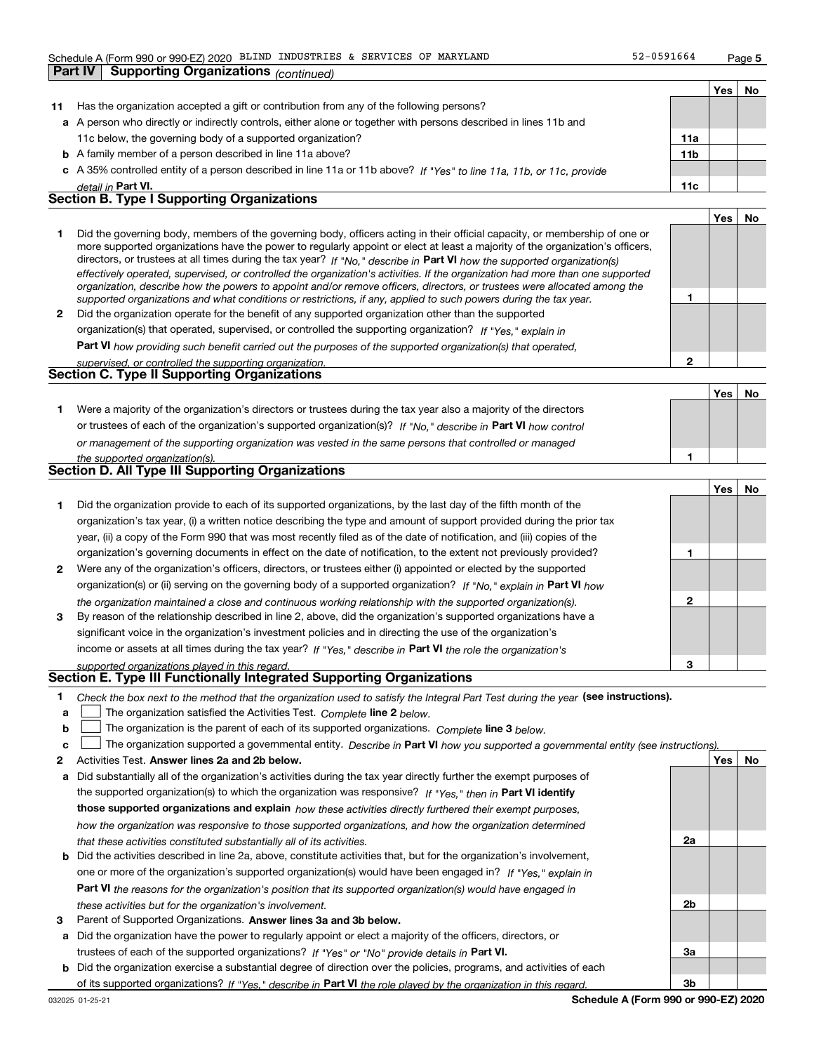Schedule A (Form 990 or 990-EZ) 2020 BLIND INDUSTRIES & SERVICES OF MARYLAND 52-0591664

## Part IV Supporting Organizations *(continued)*

| | | | Yes | No |
|---|---|---|---|---|
| **11** | Has the organization accepted a gift or contribution from any of the following persons? | | | |
| **a** | A person who directly or indirectly controls, either alone or together with persons described in lines 11b and 11c below, the governing body of a supported organization? | **11a** | | |
| **b** | A family member of a person described in line 11a above? | **11b** | | |
| **c** | A 35% controlled entity of a person described in line 11a or 11b above? *If "Yes" to line 11a, 11b, or 11c, provide detail in* **Part VI.** | **11c** | | |

### Section B. Type I Supporting Organizations

| | | | Yes | No |
|---|---|---|---|---|
| **1** | Did the governing body, members of the governing body, officers acting in their official capacity, or membership of one or more supported organizations have the power to regularly appoint or elect at least a majority of the organization's officers, directors, or trustees at all times during the tax year? *If "No," describe in* **Part VI** *how the supported organization(s) effectively operated, supervised, or controlled the organization's activities. If the organization had more than one supported organization, describe how the powers to appoint and/or remove officers, directors, or trustees were allocated among the supported organizations and what conditions or restrictions, if any, applied to such powers during the tax year.* | **1** | | |
| **2** | Did the organization operate for the benefit of any supported organization other than the supported organization(s) that operated, supervised, or controlled the supporting organization? *If "Yes," explain in* **Part VI** *how providing such benefit carried out the purposes of the supported organization(s) that operated, supervised, or controlled the supporting organization.* | **2** | | |

### Section C. Type II Supporting Organizations

| | | | Yes | No |
|---|---|---|---|---|
| **1** | Were a majority of the organization's directors or trustees during the tax year also a majority of the directors or trustees of each of the organization's supported organization(s)? *If "No," describe in* **Part VI** *how control or management of the supporting organization was vested in the same persons that controlled or managed the supported organization(s).* | **1** | | |

### Section D. All Type III Supporting Organizations

| | | | Yes | No |
|---|---|---|---|---|
| **1** | Did the organization provide to each of its supported organizations, by the last day of the fifth month of the organization's tax year, (i) a written notice describing the type and amount of support provided during the prior tax year, (ii) a copy of the Form 990 that was most recently filed as of the date of notification, and (iii) copies of the organization's governing documents in effect on the date of notification, to the extent not previously provided? | **1** | | |
| **2** | Were any of the organization's officers, directors, or trustees either (i) appointed or elected by the supported organization(s) or (ii) serving on the governing body of a supported organization? *If "No," explain in* **Part VI** *how the organization maintained a close and continuous working relationship with the supported organization(s).* | **2** | | |
| **3** | By reason of the relationship described in line 2, above, did the organization's supported organizations have a significant voice in the organization's investment policies and in directing the use of the organization's income or assets at all times during the tax year? *If "Yes," describe in* **Part VI** *the role the organization's supported organizations played in this regard.* | **3** | | |

### Section E. Type III Functionally Integrated Supporting Organizations

**1** *Check the box next to the method that the organization used to satisfy the Integral Part Test during the year* **(see instructions).**

- **a** ☐ The organization satisfied the Activities Test. *Complete* **line 2** *below.*
- **b** ☐ The organization is the parent of each of its supported organizations. *Complete* **line 3** *below.*
- **c** ☐ The organization supported a governmental entity. *Describe in* **Part VI** *how you supported a governmental entity (see instructions).*

| | | | Yes | No |
|---|---|---|---|---|
| **2** | Activities Test. **Answer lines 2a and 2b below.** | | | |
| **a** | Did substantially all of the organization's activities during the tax year directly further the exempt purposes of the supported organization(s) to which the organization was responsive? *If "Yes," then in* **Part VI identify those supported organizations and explain** *how these activities directly furthered their exempt purposes, how the organization was responsive to those supported organizations, and how the organization determined that these activities constituted substantially all of its activities.* | **2a** | | |
| **b** | Did the activities described in line 2a, above, constitute activities that, but for the organization's involvement, one or more of the organization's supported organization(s) would have been engaged in? *If "Yes," explain in* **Part VI** *the reasons for the organization's position that its supported organization(s) would have engaged in these activities but for the organization's involvement.* | **2b** | | |
| **3** | Parent of Supported Organizations. **Answer lines 3a and 3b below.** | | | |
| **a** | Did the organization have the power to regularly appoint or elect a majority of the officers, directors, or trustees of each of the supported organizations? *If "Yes" or "No" provide details in* **Part VI.** | **3a** | | |
| **b** | Did the organization exercise a substantial degree of direction over the policies, programs, and activities of each of its supported organizations? *If "Yes," describe in* **Part VI** *the role played by the organization in this regard.* | **3b** | | |

032025 01-25-21 **Schedule A (Form 990 or 990-EZ) 2020**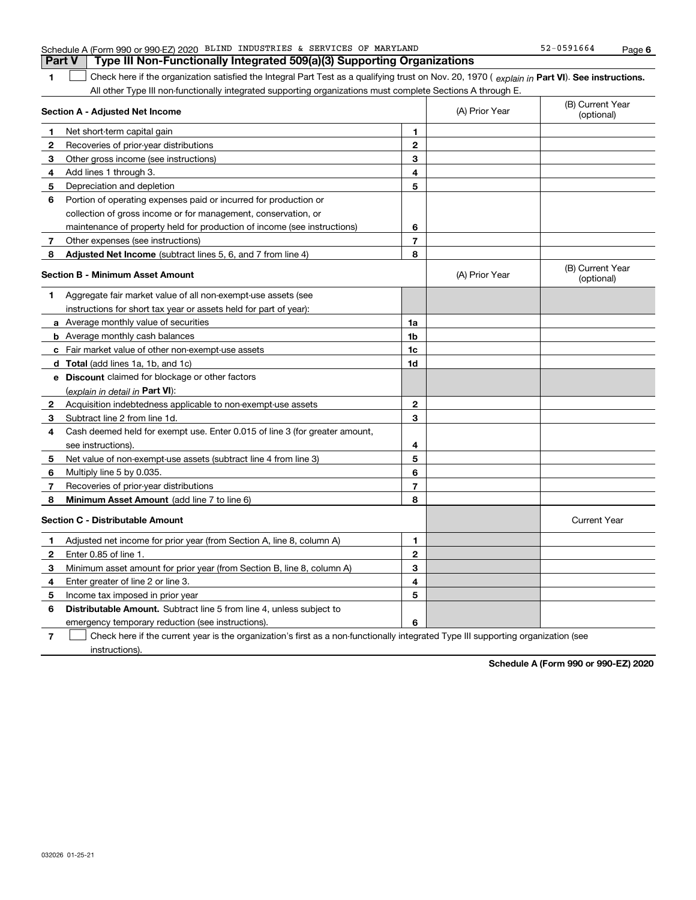Schedule A (Form 990 or 990-EZ) 2020 BLIND INDUSTRIES & SERVICES OF MARYLAND 52-0591664

## Part V Type III Non-Functionally Integrated 509(a)(3) Supporting Organizations

**1** ☐ Check here if the organization satisfied the Integral Part Test as a qualifying trust on Nov. 20, 1970 ( *explain in* **Part VI**). **See instructions.** All other Type III non-functionally integrated supporting organizations must complete Sections A through E.

| **Section A - Adjusted Net Income** | | | (A) Prior Year | (B) Current Year (optional) |
|---|---|---|---|---|
| **1** | Net short-term capital gain | **1** | | |
| **2** | Recoveries of prior-year distributions | **2** | | |
| **3** | Other gross income (see instructions) | **3** | | |
| **4** | Add lines 1 through 3. | **4** | | |
| **5** | Depreciation and depletion | **5** | | |
| **6** | Portion of operating expenses paid or incurred for production or collection of gross income or for management, conservation, or maintenance of property held for production of income (see instructions) | **6** | | |
| **7** | Other expenses (see instructions) | **7** | | |
| **8** | **Adjusted Net Income** (subtract lines 5, 6, and 7 from line 4) | **8** | | |

| **Section B - Minimum Asset Amount** | | | (A) Prior Year | (B) Current Year (optional) |
|---|---|---|---|---|
| **1** | Aggregate fair market value of all non-exempt-use assets (see instructions for short tax year or assets held for part of year): | | | |
| **a** | Average monthly value of securities | **1a** | | |
| **b** | Average monthly cash balances | **1b** | | |
| **c** | Fair market value of other non-exempt-use assets | **1c** | | |
| **d** | **Total** (add lines 1a, 1b, and 1c) | **1d** | | |
| **e** | **Discount** claimed for blockage or other factors (*explain in detail in* **Part VI**): | | | |
| **2** | Acquisition indebtedness applicable to non-exempt-use assets | **2** | | |
| **3** | Subtract line 2 from line 1d. | **3** | | |
| **4** | Cash deemed held for exempt use. Enter 0.015 of line 3 (for greater amount, see instructions). | **4** | | |
| **5** | Net value of non-exempt-use assets (subtract line 4 from line 3) | **5** | | |
| **6** | Multiply line 5 by 0.035. | **6** | | |
| **7** | Recoveries of prior-year distributions | **7** | | |
| **8** | **Minimum Asset Amount** (add line 7 to line 6) | **8** | | |

| **Section C - Distributable Amount** | | | | Current Year |
|---|---|---|---|---|
| **1** | Adjusted net income for prior year (from Section A, line 8, column A) | **1** | | |
| **2** | Enter 0.85 of line 1. | **2** | | |
| **3** | Minimum asset amount for prior year (from Section B, line 8, column A) | **3** | | |
| **4** | Enter greater of line 2 or line 3. | **4** | | |
| **5** | Income tax imposed in prior year | **5** | | |
| **6** | **Distributable Amount.** Subtract line 5 from line 4, unless subject to emergency temporary reduction (see instructions). | **6** | | |

**7** ☐ Check here if the current year is the organization's first as a non-functionally integrated Type III supporting organization (see instructions).

**Schedule A (Form 990 or 990-EZ) 2020**

032026 01-25-21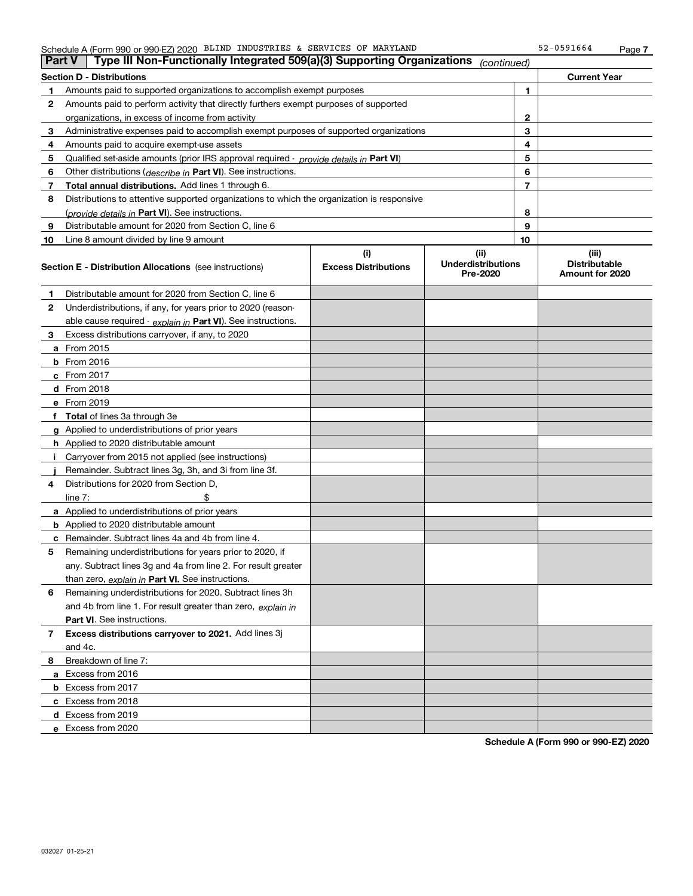Schedule A (Form 990 or 990-EZ) 2020 BLIND INDUSTRIES & SERVICES OF MARYLAND 52-0591664

## Part V Type III Non-Functionally Integrated 509(a)(3) Supporting Organizations *(continued)*

| Section D - Distributions | | | Current Year |
|---|---|---|---|
| 1 | Amounts paid to supported organizations to accomplish exempt purposes | 1 | |
| 2 | Amounts paid to perform activity that directly furthers exempt purposes of supported organizations, in excess of income from activity | 2 | |
| 3 | Administrative expenses paid to accomplish exempt purposes of supported organizations | 3 | |
| 4 | Amounts paid to acquire exempt-use assets | 4 | |
| 5 | Qualified set-aside amounts (prior IRS approval required - *provide details in* **Part VI**) | 5 | |
| 6 | Other distributions (*describe in* **Part VI**). See instructions. | 6 | |
| 7 | **Total annual distributions.** Add lines 1 through 6. | 7 | |
| 8 | Distributions to attentive supported organizations to which the organization is responsive (*provide details in* **Part VI**). See instructions. | 8 | |
| 9 | Distributable amount for 2020 from Section C, line 6 | 9 | |
| 10 | Line 8 amount divided by line 9 amount | 10 | |

| Section E - Distribution Allocations (see instructions) | (i) Excess Distributions | (ii) Underdistributions Pre-2020 | (iii) Distributable Amount for 2020 |
|---|---|---|---|
| 1 Distributable amount for 2020 from Section C, line 6 | | | |
| 2 Underdistributions, if any, for years prior to 2020 (reasonable cause required - *explain in* **Part VI**). See instructions. | | | |
| 3 Excess distributions carryover, if any, to 2020 | | | |
| a From 2015 | | | |
| b From 2016 | | | |
| c From 2017 | | | |
| d From 2018 | | | |
| e From 2019 | | | |
| f **Total** of lines 3a through 3e | | | |
| g Applied to underdistributions of prior years | | | |
| h Applied to 2020 distributable amount | | | |
| i Carryover from 2015 not applied (see instructions) | | | |
| j Remainder. Subtract lines 3g, 3h, and 3i from line 3f. | | | |
| 4 Distributions for 2020 from Section D, line 7: $ | | | |
| a Applied to underdistributions of prior years | | | |
| b Applied to 2020 distributable amount | | | |
| c Remainder. Subtract lines 4a and 4b from line 4. | | | |
| 5 Remaining underdistributions for years prior to 2020, if any. Subtract lines 3g and 4a from line 2. For result greater than zero, *explain in* **Part VI.** See instructions. | | | |
| 6 Remaining underdistributions for 2020. Subtract lines 3h and 4b from line 1. For result greater than zero, *explain in* **Part VI**. See instructions. | | | |
| 7 **Excess distributions carryover to 2021.** Add lines 3j and 4c. | | | |
| 8 Breakdown of line 7: | | | |
| a Excess from 2016 | | | |
| b Excess from 2017 | | | |
| c Excess from 2018 | | | |
| d Excess from 2019 | | | |
| e Excess from 2020 | | | |

**Schedule A (Form 990 or 990-EZ) 2020**

032027 01-25-21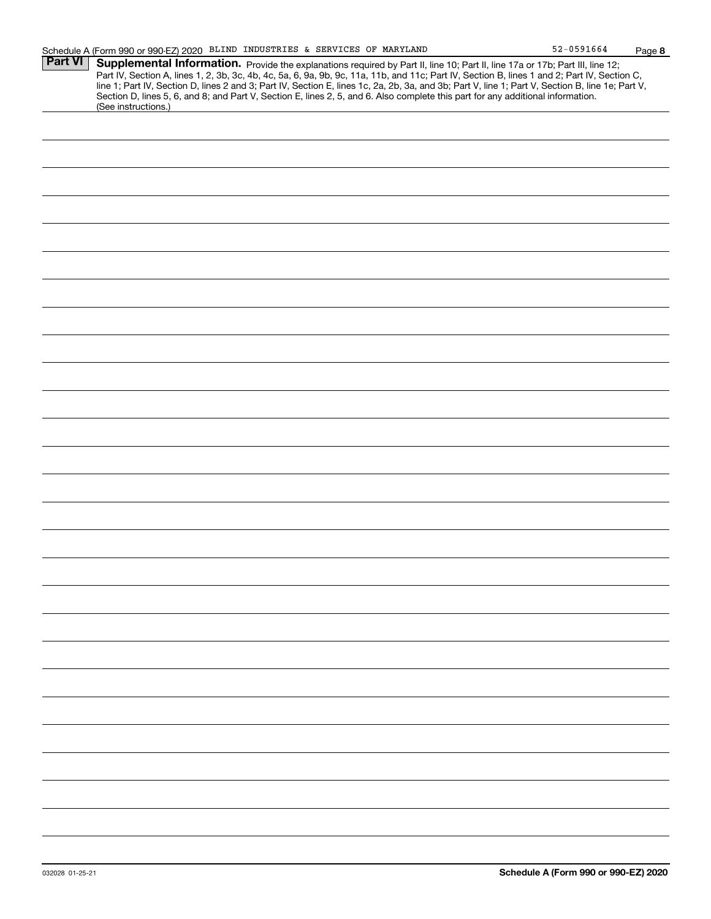Schedule A (Form 990 or 990-EZ) 2020 BLIND INDUSTRIES & SERVICES OF MARYLAND 52-0591664 Page **8**

## Part VI Supplemental Information.

Provide the explanations required by Part II, line 10; Part II, line 17a or 17b; Part III, line 12; Part IV, Section A, lines 1, 2, 3b, 3c, 4b, 4c, 5a, 6, 9a, 9b, 9c, 11a, 11b, and 11c; Part IV, Section B, lines 1 and 2; Part IV, Section C, line 1; Part IV, Section D, lines 2 and 3; Part IV, Section E, lines 1c, 2a, 2b, 3a, and 3b; Part V, line 1; Part V, Section B, line 1e; Part V, Section D, lines 5, 6, and 8; and Part V, Section E, lines 2, 5, and 6. Also complete this part for any additional information. (See instructions.)

032028 01-25-21 **Schedule A (Form 990 or 990-EZ) 2020**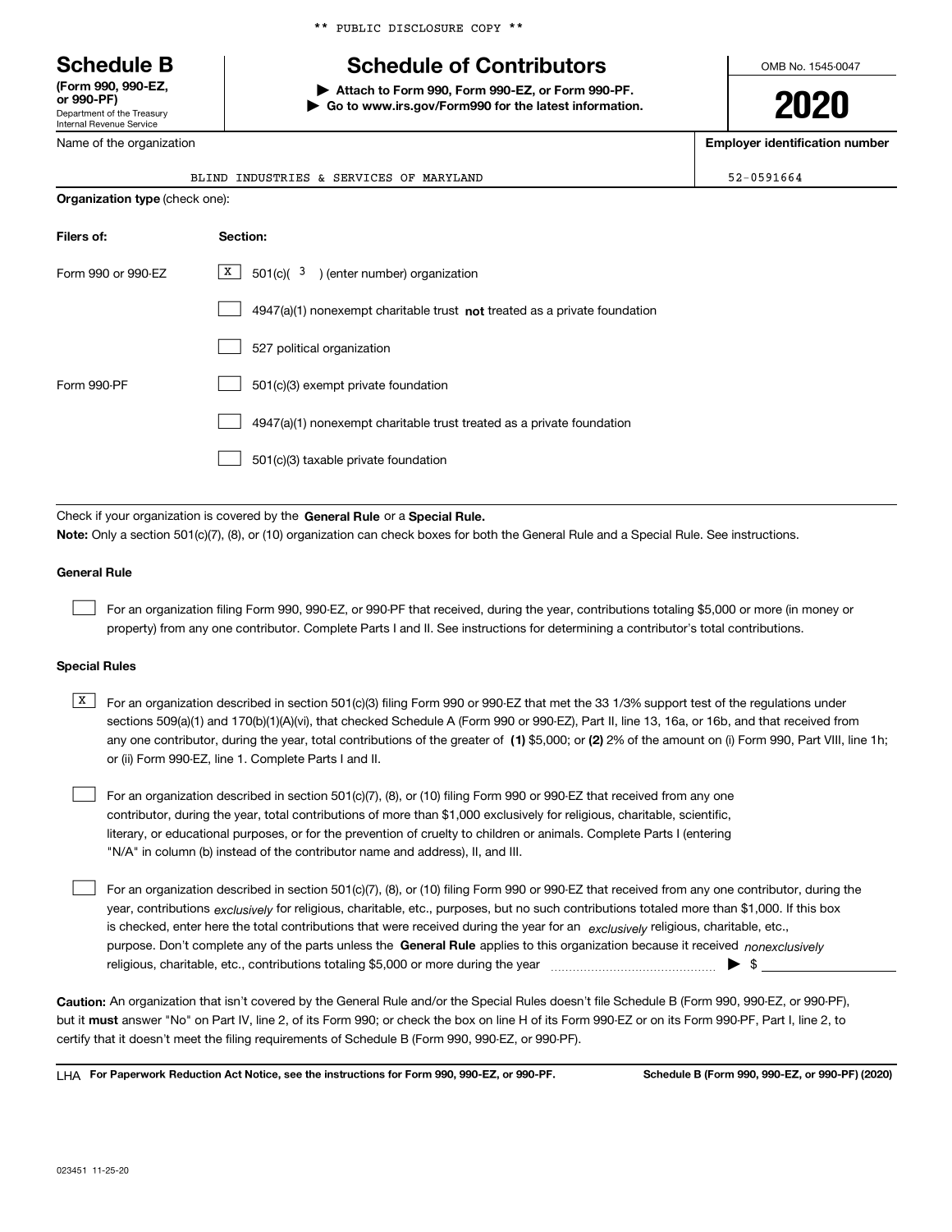** PUBLIC DISCLOSURE COPY **

# Schedule B

**(Form 990, 990-EZ, or 990-PF)**
Department of the Treasury
Internal Revenue Service

## Schedule of Contributors

▶ **Attach to Form 990, Form 990-EZ, or Form 990-PF.**
▶ **Go to www.irs.gov/Form990 for the latest information.**

OMB No. 1545-0047

**2020**

Name of the organization: BLIND INDUSTRIES & SERVICES OF MARYLAND

**Employer identification number:** 52-0591664

**Organization type** (check one):

| **Filers of:** | **Section:** |
|---|---|
| Form 990 or 990-EZ | [X] 501(c)( 3 ) (enter number) organization |
| | [ ] 4947(a)(1) nonexempt charitable trust **not** treated as a private foundation |
| | [ ] 527 political organization |
| Form 990-PF | [ ] 501(c)(3) exempt private foundation |
| | [ ] 4947(a)(1) nonexempt charitable trust treated as a private foundation |
| | [ ] 501(c)(3) taxable private foundation |

Check if your organization is covered by the **General Rule** or a **Special Rule.**

**Note:** Only a section 501(c)(7), (8), or (10) organization can check boxes for both the General Rule and a Special Rule. See instructions.

### General Rule

[ ] For an organization filing Form 990, 990-EZ, or 990-PF that received, during the year, contributions totaling $5,000 or more (in money or property) from any one contributor. Complete Parts I and II. See instructions for determining a contributor's total contributions.

### Special Rules

[X] For an organization described in section 501(c)(3) filing Form 990 or 990-EZ that met the 33 1/3% support test of the regulations under sections 509(a)(1) and 170(b)(1)(A)(vi), that checked Schedule A (Form 990 or 990-EZ), Part II, line 13, 16a, or 16b, and that received from any one contributor, during the year, total contributions of the greater of **(1)** $5,000; or **(2)** 2% of the amount on (i) Form 990, Part VIII, line 1h; or (ii) Form 990-EZ, line 1. Complete Parts I and II.

[ ] For an organization described in section 501(c)(7), (8), or (10) filing Form 990 or 990-EZ that received from any one contributor, during the year, total contributions of more than $1,000 exclusively for religious, charitable, scientific, literary, or educational purposes, or for the prevention of cruelty to children or animals. Complete Parts I (entering "N/A" in column (b) instead of the contributor name and address), II, and III.

[ ] For an organization described in section 501(c)(7), (8), or (10) filing Form 990 or 990-EZ that received from any one contributor, during the year, contributions *exclusively* for religious, charitable, etc., purposes, but no such contributions totaled more than $1,000. If this box is checked, enter here the total contributions that were received during the year for an *exclusively* religious, charitable, etc., purpose. Don't complete any of the parts unless the **General Rule** applies to this organization because it received *nonexclusively* religious, charitable, etc., contributions totaling $5,000 or more during the year ........ ▶ $ ________

**Caution:** An organization that isn't covered by the General Rule and/or the Special Rules doesn't file Schedule B (Form 990, 990-EZ, or 990-PF), but it **must** answer "No" on Part IV, line 2, of its Form 990; or check the box on line H of its Form 990-EZ or on its Form 990-PF, Part I, line 2, to certify that it doesn't meet the filing requirements of Schedule B (Form 990, 990-EZ, or 990-PF).

LHA **For Paperwork Reduction Act Notice, see the instructions for Form 990, 990-EZ, or 990-PF.** **Schedule B (Form 990, 990-EZ, or 990-PF) (2020)**

023451 11-25-20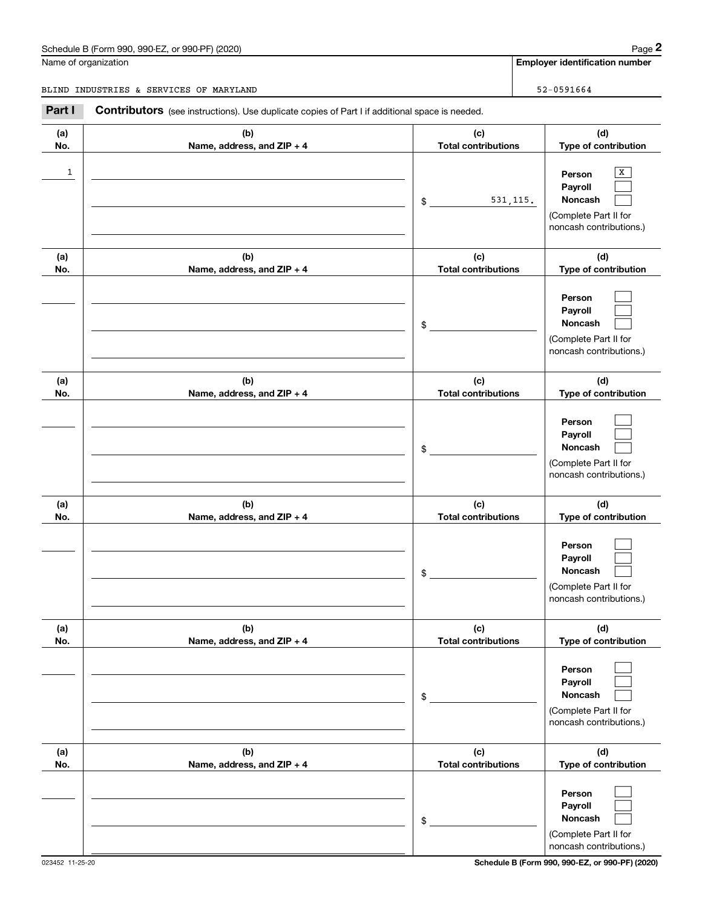Schedule B (Form 990, 990-EZ, or 990-PF) (2020)

Name of organization: BLIND INDUSTRIES & SERVICES OF MARYLAND

Employer identification number: 52-0591664

**Part I** **Contributors** (see instructions). Use duplicate copies of Part I if additional space is needed.

| (a) No. | (b) Name, address, and ZIP + 4 | (c) Total contributions | (d) Type of contribution |
|---|---|---|---|
| 1 | | $ 531,115. | Person [X] Payroll [ ] Noncash [ ] (Complete Part II for noncash contributions.) |
| | | $ | Person [ ] Payroll [ ] Noncash [ ] (Complete Part II for noncash contributions.) |
| | | $ | Person [ ] Payroll [ ] Noncash [ ] (Complete Part II for noncash contributions.) |
| | | $ | Person [ ] Payroll [ ] Noncash [ ] (Complete Part II for noncash contributions.) |
| | | $ | Person [ ] Payroll [ ] Noncash [ ] (Complete Part II for noncash contributions.) |
| | | $ | Person [ ] Payroll [ ] Noncash [ ] (Complete Part II for noncash contributions.) |

023452 11-25-20

Schedule B (Form 990, 990-EZ, or 990-PF) (2020)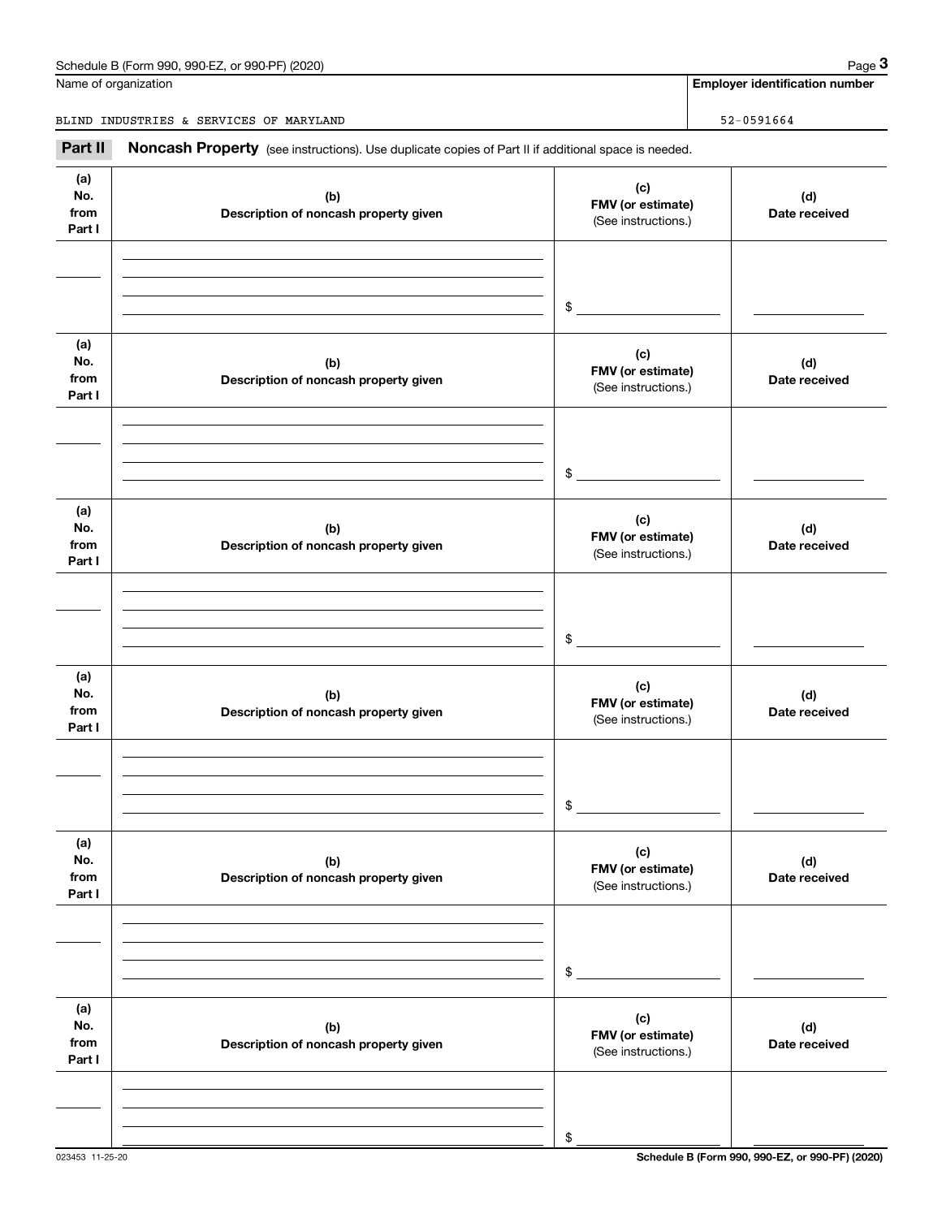Name of organization

BLIND INDUSTRIES & SERVICES OF MARYLAND

**Employer identification number**

52-0591664

**Part II** **Noncash Property** (see instructions). Use duplicate copies of Part II if additional space is needed.

| (a) No. from Part I | (b) Description of noncash property given | (c) FMV (or estimate) (See instructions.) | (d) Date received |
|---|---|---|---|
| | | $ | |

| (a) No. from Part I | (b) Description of noncash property given | (c) FMV (or estimate) (See instructions.) | (d) Date received |
|---|---|---|---|
| | | $ | |

| (a) No. from Part I | (b) Description of noncash property given | (c) FMV (or estimate) (See instructions.) | (d) Date received |
|---|---|---|---|
| | | $ | |

| (a) No. from Part I | (b) Description of noncash property given | (c) FMV (or estimate) (See instructions.) | (d) Date received |
|---|---|---|---|
| | | $ | |

| (a) No. from Part I | (b) Description of noncash property given | (c) FMV (or estimate) (See instructions.) | (d) Date received |
|---|---|---|---|
| | | $ | |

| (a) No. from Part I | (b) Description of noncash property given | (c) FMV (or estimate) (See instructions.) | (d) Date received |
|---|---|---|---|
| | | $ | |

023453 11-25-20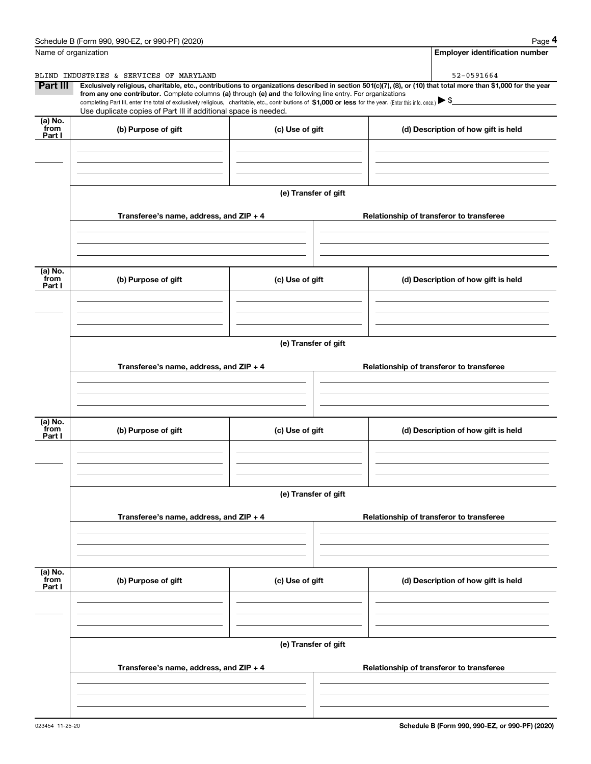Name of organization | Employer identification number

BLIND INDUSTRIES & SERVICES OF MARYLAND | 52-0591664

**Part III** **Exclusively religious, charitable, etc., contributions to organizations described in section 501(c)(7), (8), or (10) that total more than $1,000 for the year from any one contributor.** Complete columns **(a)** through **(e) and** the following line entry. For organizations completing Part III, enter the total of exclusively religious, charitable, etc., contributions of **$1,000 or less** for the year. (Enter this info. once.) ▶ $

Use duplicate copies of Part III if additional space is needed.

| (a) No. from Part I | (b) Purpose of gift | (c) Use of gift | (d) Description of how gift is held |
|---|---|---|---|
| | | | |

(e) Transfer of gift

| Transferee's name, address, and ZIP + 4 | Relationship of transferor to transferee |
|---|---|
| | |

| (a) No. from Part I | (b) Purpose of gift | (c) Use of gift | (d) Description of how gift is held |
|---|---|---|---|
| | | | |

(e) Transfer of gift

| Transferee's name, address, and ZIP + 4 | Relationship of transferor to transferee |
|---|---|
| | |

| (a) No. from Part I | (b) Purpose of gift | (c) Use of gift | (d) Description of how gift is held |
|---|---|---|---|
| | | | |

(e) Transfer of gift

| Transferee's name, address, and ZIP + 4 | Relationship of transferor to transferee |
|---|---|
| | |

| (a) No. from Part I | (b) Purpose of gift | (c) Use of gift | (d) Description of how gift is held |
|---|---|---|---|
| | | | |

(e) Transfer of gift

| Transferee's name, address, and ZIP + 4 | Relationship of transferor to transferee |
|---|---|
| | |

023454 11-25-20 **Schedule B (Form 990, 990-EZ, or 990-PF) (2020)**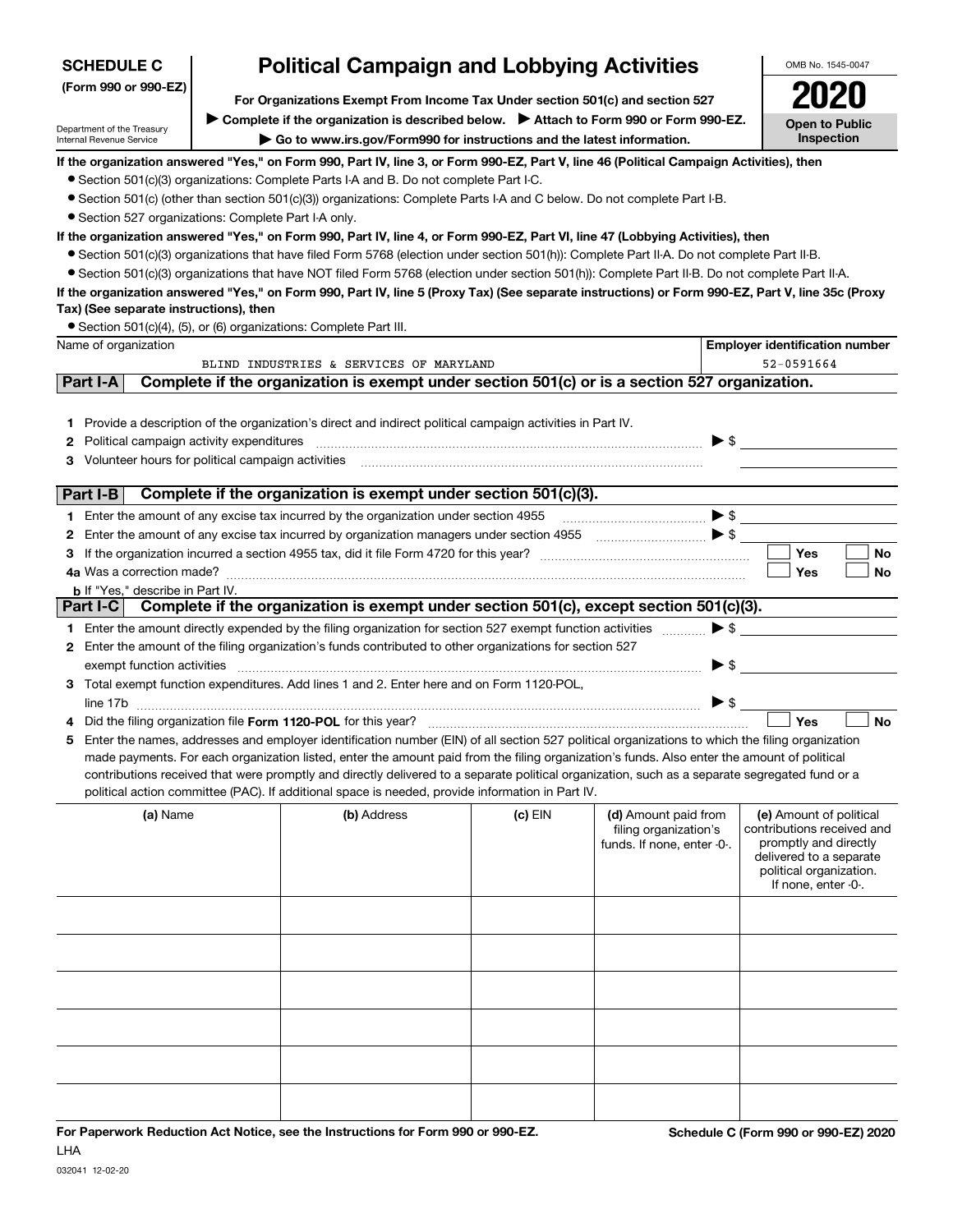**SCHEDULE C**
**(Form 990 or 990-EZ)**

Department of the Treasury
Internal Revenue Service

# Political Campaign and Lobbying Activities

**For Organizations Exempt From Income Tax Under section 501(c) and section 527**

▶ **Complete if the organization is described below.** ▶ **Attach to Form 990 or Form 990-EZ.**

▶ **Go to www.irs.gov/Form990 for instructions and the latest information.**

OMB No. 1545-0047

**2020**

**Open to Public Inspection**

**If the organization answered "Yes," on Form 990, Part IV, line 3, or Form 990-EZ, Part V, line 46 (Political Campaign Activities), then**

- Section 501(c)(3) organizations: Complete Parts I-A and B. Do not complete Part I-C.
- Section 501(c) (other than section 501(c)(3)) organizations: Complete Parts I-A and C below. Do not complete Part I-B.
- Section 527 organizations: Complete Part I-A only.

**If the organization answered "Yes," on Form 990, Part IV, line 4, or Form 990-EZ, Part VI, line 47 (Lobbying Activities), then**

- Section 501(c)(3) organizations that have filed Form 5768 (election under section 501(h)): Complete Part II-A. Do not complete Part II-B.
- Section 501(c)(3) organizations that have NOT filed Form 5768 (election under section 501(h)): Complete Part II-B. Do not complete Part II-A.

**If the organization answered "Yes," on Form 990, Part IV, line 5 (Proxy Tax) (See separate instructions) or Form 990-EZ, Part V, line 35c (Proxy Tax) (See separate instructions), then**

- Section 501(c)(4), (5), or (6) organizations: Complete Part III.

| Name of organization | Employer identification number |
|---|---|
| BLIND INDUSTRIES & SERVICES OF MARYLAND | 52-0591664 |

## Part I-A Complete if the organization is exempt under section 501(c) or is a section 527 organization.

1 Provide a description of the organization's direct and indirect political campaign activities in Part IV.

2 Political campaign activity expenditures ▶ $

3 Volunteer hours for political campaign activities

## Part I-B Complete if the organization is exempt under section 501(c)(3).

1 Enter the amount of any excise tax incurred by the organization under section 4955 ▶ $

2 Enter the amount of any excise tax incurred by organization managers under section 4955 ▶ $

3 If the organization incurred a section 4955 tax, did it file Form 4720 for this year? ☐ Yes ☐ No

4a Was a correction made? ☐ Yes ☐ No

b If "Yes," describe in Part IV.

## Part I-C Complete if the organization is exempt under section 501(c), except section 501(c)(3).

1 Enter the amount directly expended by the filing organization for section 527 exempt function activities ▶ $

2 Enter the amount of the filing organization's funds contributed to other organizations for section 527 exempt function activities ▶ $

3 Total exempt function expenditures. Add lines 1 and 2. Enter here and on Form 1120-POL, line 17b ▶ $

4 Did the filing organization file **Form 1120-POL** for this year? ☐ Yes ☐ No

5 Enter the names, addresses and employer identification number (EIN) of all section 527 political organizations to which the filing organization made payments. For each organization listed, enter the amount paid from the filing organization's funds. Also enter the amount of political contributions received that were promptly and directly delivered to a separate political organization, such as a separate segregated fund or a political action committee (PAC). If additional space is needed, provide information in Part IV.

| (a) Name | (b) Address | (c) EIN | (d) Amount paid from filing organization's funds. If none, enter -0-. | (e) Amount of political contributions received and promptly and directly delivered to a separate political organization. If none, enter -0-. |
|---|---|---|---|---|
| | | | | |
| | | | | |
| | | | | |
| | | | | |
| | | | | |
| | | | | |

**For Paperwork Reduction Act Notice, see the Instructions for Form 990 or 990-EZ.** **Schedule C (Form 990 or 990-EZ) 2020**

LHA

032041 12-02-20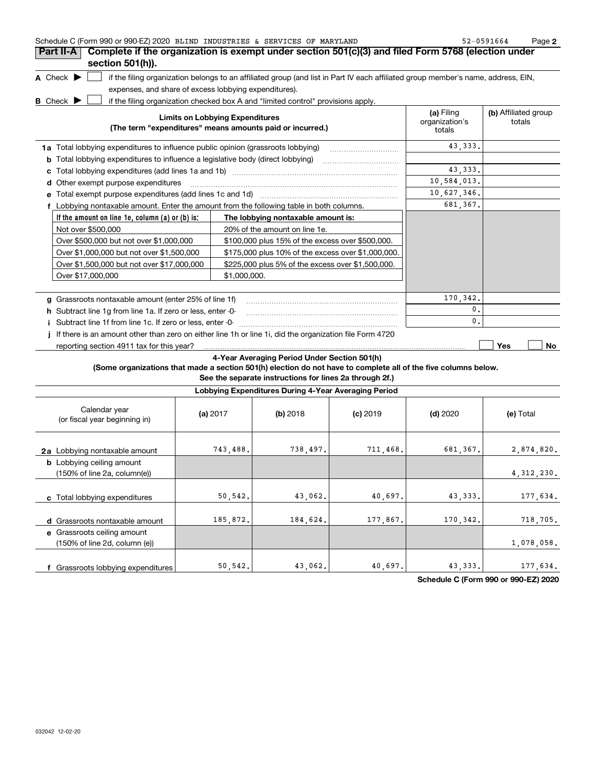Schedule C (Form 990 or 990-EZ) 2020 BLIND INDUSTRIES & SERVICES OF MARYLAND 52-0591664 Page 2

## Part II-A Complete if the organization is exempt under section 501(c)(3) and filed Form 5768 (election under section 501(h)).

**A** Check ▶ ☐ if the filing organization belongs to an affiliated group (and list in Part IV each affiliated group member's name, address, EIN, expenses, and share of excess lobbying expenditures).

**B** Check ▶ ☐ if the filing organization checked box A and "limited control" provisions apply.

| Limits on Lobbying Expenditures (The term "expenditures" means amounts paid or incurred.) | (a) Filing organization's totals | (b) Affiliated group totals |
|---|---|---|
| **1a** Total lobbying expenditures to influence public opinion (grassroots lobbying) | 43,333. | |
| **b** Total lobbying expenditures to influence a legislative body (direct lobbying) | | |
| **c** Total lobbying expenditures (add lines 1a and 1b) | 43,333. | |
| **d** Other exempt purpose expenditures | 10,584,013. | |
| **e** Total exempt purpose expenditures (add lines 1c and 1d) | 10,627,346. | |
| **f** Lobbying nontaxable amount. Enter the amount from the following table in both columns. | 681,367. | |

| If the amount on line 1e, column (a) or (b) is: | The lobbying nontaxable amount is: |
|---|---|
| Not over $500,000 | 20% of the amount on line 1e. |
| Over $500,000 but not over $1,000,000 | $100,000 plus 15% of the excess over $500,000. |
| Over $1,000,000 but not over $1,500,000 | $175,000 plus 10% of the excess over $1,000,000. |
| Over $1,500,000 but not over $17,000,000 | $225,000 plus 5% of the excess over $1,500,000. |
| Over $17,000,000 | $1,000,000. |

| | (a) | (b) |
|---|---|---|
| **g** Grassroots nontaxable amount (enter 25% of line 1f) | 170,342. | |
| **h** Subtract line 1g from line 1a. If zero or less, enter -0- | 0. | |
| **i** Subtract line 1f from line 1c. If zero or less, enter -0- | 0. | |
| **j** If there is an amount other than zero on either line 1h or line 1i, did the organization file Form 4720 reporting section 4911 tax for this year? | ☐ Yes | ☐ No |

### 4-Year Averaging Period Under Section 501(h)

**(Some organizations that made a section 501(h) election do not have to complete all of the five columns below. See the separate instructions for lines 2a through 2f.)**

**Lobbying Expenditures During 4-Year Averaging Period**

| Calendar year (or fiscal year beginning in) | (a) 2017 | (b) 2018 | (c) 2019 | (d) 2020 | (e) Total |
|---|---|---|---|---|---|
| **2a** Lobbying nontaxable amount | 743,488. | 738,497. | 711,468. | 681,367. | 2,874,820. |
| **b** Lobbying ceiling amount (150% of line 2a, column(e)) | | | | | 4,312,230. |
| **c** Total lobbying expenditures | 50,542. | 43,062. | 40,697. | 43,333. | 177,634. |
| **d** Grassroots nontaxable amount | 185,872. | 184,624. | 177,867. | 170,342. | 718,705. |
| **e** Grassroots ceiling amount (150% of line 2d, column (e)) | | | | | 1,078,058. |
| **f** Grassroots lobbying expenditures | 50,542. | 43,062. | 40,697. | 43,333. | 177,634. |

**Schedule C (Form 990 or 990-EZ) 2020**

032042 12-02-20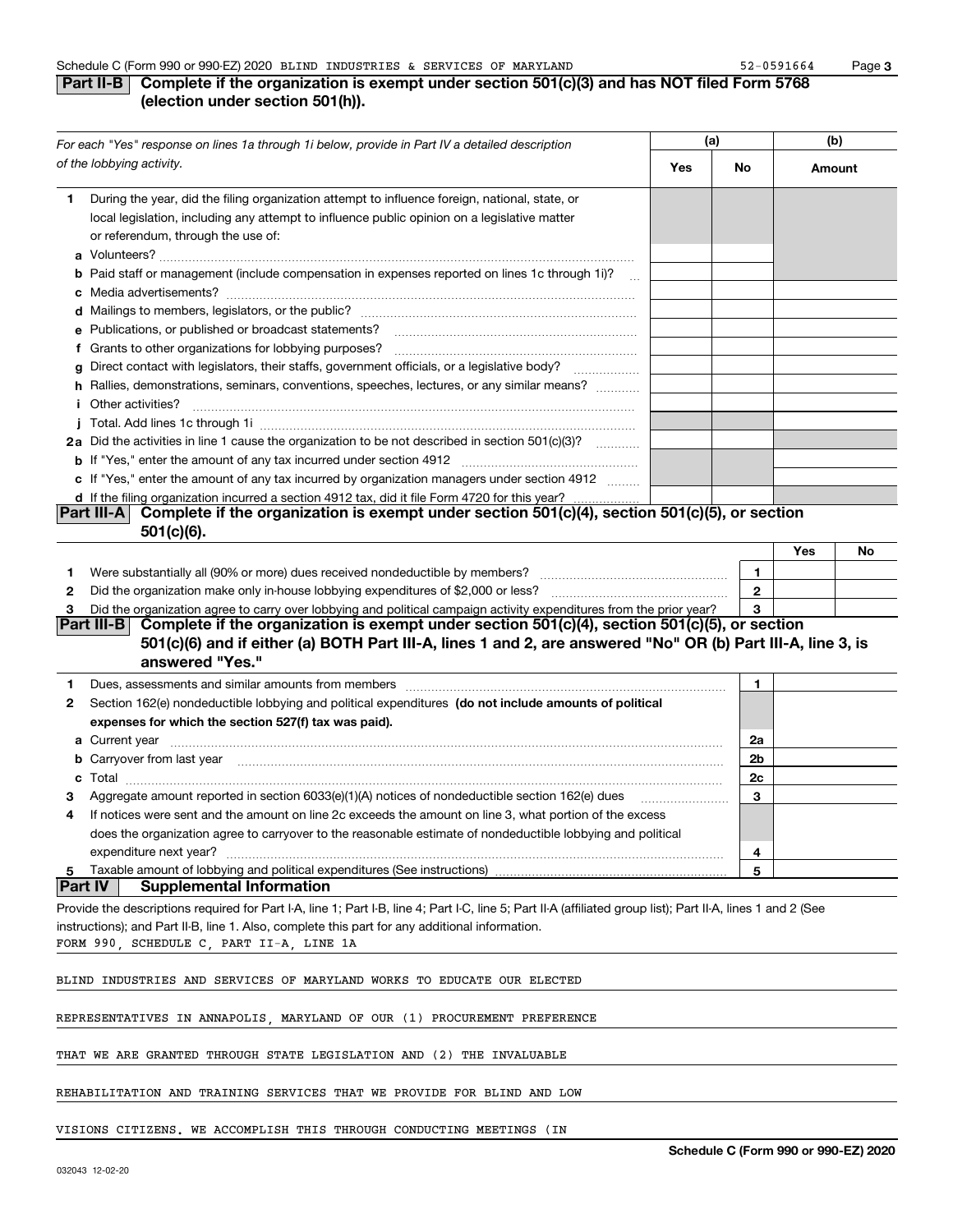Schedule C (Form 990 or 990-EZ) 2020 BLIND INDUSTRIES & SERVICES OF MARYLAND 52-0591664

## Part II-B Complete if the organization is exempt under section 501(c)(3) and has NOT filed Form 5768 (election under section 501(h)).

| *For each "Yes" response on lines 1a through 1i below, provide in Part IV a detailed description of the lobbying activity.* | (a) Yes | (a) No | (b) Amount |
|---|---|---|---|
| **1** During the year, did the filing organization attempt to influence foreign, national, state, or local legislation, including any attempt to influence public opinion on a legislative matter or referendum, through the use of: | | | |
| **a** Volunteers? | | | |
| **b** Paid staff or management (include compensation in expenses reported on lines 1c through 1i)? | | | |
| **c** Media advertisements? | | | |
| **d** Mailings to members, legislators, or the public? | | | |
| **e** Publications, or published or broadcast statements? | | | |
| **f** Grants to other organizations for lobbying purposes? | | | |
| **g** Direct contact with legislators, their staffs, government officials, or a legislative body? | | | |
| **h** Rallies, demonstrations, seminars, conventions, speeches, lectures, or any similar means? | | | |
| **i** Other activities? | | | |
| **j** Total. Add lines 1c through 1i | | | |
| **2a** Did the activities in line 1 cause the organization to be not described in section 501(c)(3)? | | | |
| **b** If "Yes," enter the amount of any tax incurred under section 4912 | | | |
| **c** If "Yes," enter the amount of any tax incurred by organization managers under section 4912 | | | |
| **d** If the filing organization incurred a section 4912 tax, did it file Form 4720 for this year? | | | |

## Part III-A Complete if the organization is exempt under section 501(c)(4), section 501(c)(5), or section 501(c)(6).

| | | | Yes | No |
|---|---|---|---|---|
| **1** | Were substantially all (90% or more) dues received nondeductible by members? | 1 | | |
| **2** | Did the organization make only in-house lobbying expenditures of $2,000 or less? | 2 | | |
| **3** | Did the organization agree to carry over lobbying and political campaign activity expenditures from the prior year? | 3 | | |

## Part III-B Complete if the organization is exempt under section 501(c)(4), section 501(c)(5), or section 501(c)(6) and if either (a) BOTH Part III-A, lines 1 and 2, are answered "No" OR (b) Part III-A, line 3, is answered "Yes."

| | | | |
|---|---|---|---|
| **1** | Dues, assessments and similar amounts from members | 1 | |
| **2** | Section 162(e) nondeductible lobbying and political expenditures **(do not include amounts of political expenses for which the section 527(f) tax was paid).** | | |
| | **a** Current year | 2a | |
| | **b** Carryover from last year | 2b | |
| | **c** Total | 2c | |
| **3** | Aggregate amount reported in section 6033(e)(1)(A) notices of nondeductible section 162(e) dues | 3 | |
| **4** | If notices were sent and the amount on line 2c exceeds the amount on line 3, what portion of the excess does the organization agree to carryover to the reasonable estimate of nondeductible lobbying and political expenditure next year? | 4 | |
| **5** | Taxable amount of lobbying and political expenditures (See instructions) | 5 | |

## Part IV Supplemental Information

Provide the descriptions required for Part I-A, line 1; Part I-B, line 4; Part I-C, line 5; Part II-A (affiliated group list); Part II-A, lines 1 and 2 (See instructions); and Part II-B, line 1. Also, complete this part for any additional information.

FORM 990, SCHEDULE C, PART II-A, LINE 1A

BLIND INDUSTRIES AND SERVICES OF MARYLAND WORKS TO EDUCATE OUR ELECTED

REPRESENTATIVES IN ANNAPOLIS, MARYLAND OF OUR (1) PROCUREMENT PREFERENCE

THAT WE ARE GRANTED THROUGH STATE LEGISLATION AND (2) THE INVALUABLE

REHABILITATION AND TRAINING SERVICES THAT WE PROVIDE FOR BLIND AND LOW

VISIONS CITIZENS. WE ACCOMPLISH THIS THROUGH CONDUCTING MEETINGS (IN

Schedule C (Form 990 or 990-EZ) 2020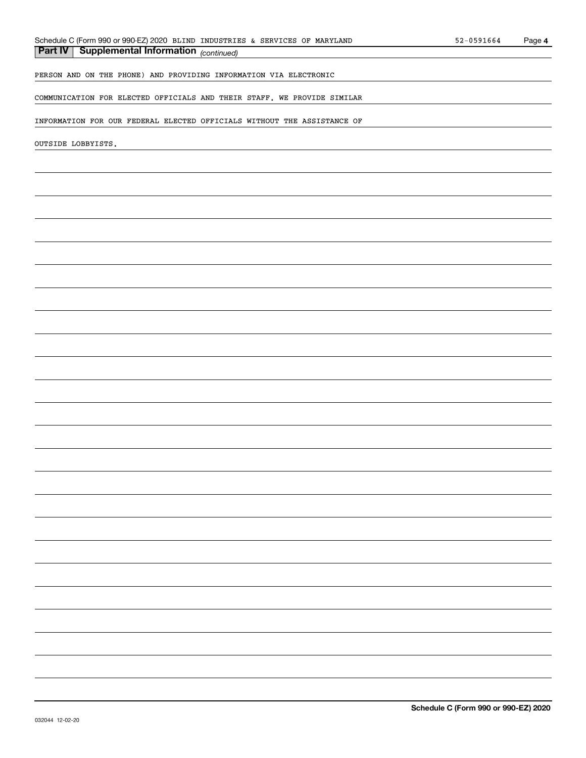## Part IV | Supplemental Information *(continued)*

PERSON AND ON THE PHONE) AND PROVIDING INFORMATION VIA ELECTRONIC

COMMUNICATION FOR ELECTED OFFICIALS AND THEIR STAFF. WE PROVIDE SIMILAR

INFORMATION FOR OUR FEDERAL ELECTED OFFICIALS WITHOUT THE ASSISTANCE OF

OUTSIDE LOBBYISTS.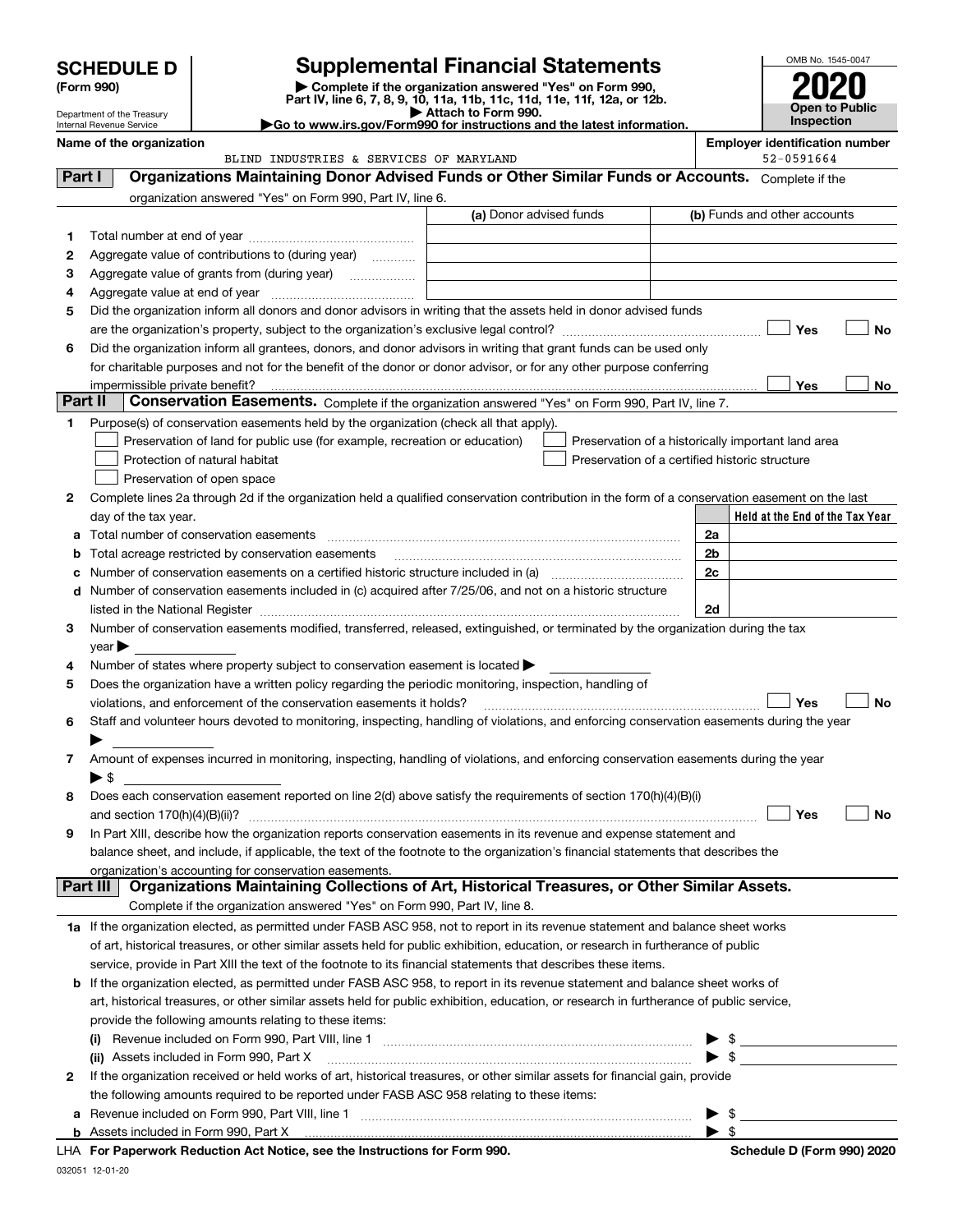# SCHEDULE D (Form 990)

Department of the Treasury
Internal Revenue Service

## Supplemental Financial Statements

▶ Complete if the organization answered "Yes" on Form 990, Part IV, line 6, 7, 8, 9, 10, 11a, 11b, 11c, 11d, 11e, 11f, 12a, or 12b.
▶ Attach to Form 990.
▶Go to www.irs.gov/Form990 for instructions and the latest information.

OMB No. 1545-0047

**2020**

**Open to Public Inspection**

**Name of the organization**
BLIND INDUSTRIES & SERVICES OF MARYLAND

**Employer identification number**
52-0591664

### Part I — Organizations Maintaining Donor Advised Funds or Other Similar Funds or Accounts. Complete if the organization answered "Yes" on Form 990, Part IV, line 6.

| | | (a) Donor advised funds | (b) Funds and other accounts |
|---|---|---|---|
| 1 | Total number at end of year | | |
| 2 | Aggregate value of contributions to (during year) | | |
| 3 | Aggregate value of grants from (during year) | | |
| 4 | Aggregate value at end of year | | |

5 Did the organization inform all donors and donor advisors in writing that the assets held in donor advised funds are the organization's property, subject to the organization's exclusive legal control? ☐ Yes ☐ No

6 Did the organization inform all grantees, donors, and donor advisors in writing that grant funds can be used only for charitable purposes and not for the benefit of the donor or donor advisor, or for any other purpose conferring impermissible private benefit? ☐ Yes ☐ No

### Part II — Conservation Easements. Complete if the organization answered "Yes" on Form 990, Part IV, line 7.

1 Purpose(s) of conservation easements held by the organization (check all that apply).

- ☐ Preservation of land for public use (for example, recreation or education)
- ☐ Protection of natural habitat
- ☐ Preservation of open space
- ☐ Preservation of a historically important land area
- ☐ Preservation of a certified historic structure

2 Complete lines 2a through 2d if the organization held a qualified conservation contribution in the form of a conservation easement on the last day of the tax year.

| | | | Held at the End of the Tax Year |
|---|---|---|---|
| a | Total number of conservation easements | 2a | |
| b | Total acreage restricted by conservation easements | 2b | |
| c | Number of conservation easements on a certified historic structure included in (a) | 2c | |
| d | Number of conservation easements included in (c) acquired after 7/25/06, and not on a historic structure listed in the National Register | 2d | |

3 Number of conservation easements modified, transferred, released, extinguished, or terminated by the organization during the tax year ▶

4 Number of states where property subject to conservation easement is located ▶

5 Does the organization have a written policy regarding the periodic monitoring, inspection, handling of violations, and enforcement of the conservation easements it holds? ☐ Yes ☐ No

6 Staff and volunteer hours devoted to monitoring, inspecting, handling of violations, and enforcing conservation easements during the year ▶

7 Amount of expenses incurred in monitoring, inspecting, handling of violations, and enforcing conservation easements during the year ▶ $

8 Does each conservation easement reported on line 2(d) above satisfy the requirements of section 170(h)(4)(B)(i) and section 170(h)(4)(B)(ii)? ☐ Yes ☐ No

9 In Part XIII, describe how the organization reports conservation easements in its revenue and expense statement and balance sheet, and include, if applicable, the text of the footnote to the organization's financial statements that describes the organization's accounting for conservation easements.

### Part III — Organizations Maintaining Collections of Art, Historical Treasures, or Other Similar Assets. Complete if the organization answered "Yes" on Form 990, Part IV, line 8.

1a If the organization elected, as permitted under FASB ASC 958, not to report in its revenue statement and balance sheet works of art, historical treasures, or other similar assets held for public exhibition, education, or research in furtherance of public service, provide in Part XIII the text of the footnote to its financial statements that describes these items.

b If the organization elected, as permitted under FASB ASC 958, to report in its revenue statement and balance sheet works of art, historical treasures, or other similar assets held for public exhibition, education, or research in furtherance of public service, provide the following amounts relating to these items:

(i) Revenue included on Form 990, Part VIII, line 1 ▶ $

(ii) Assets included in Form 990, Part X ▶ $

2 If the organization received or held works of art, historical treasures, or other similar assets for financial gain, provide the following amounts required to be reported under FASB ASC 958 relating to these items:

a Revenue included on Form 990, Part VIII, line 1 ▶ $

b Assets included in Form 990, Part X ▶ $

LHA **For Paperwork Reduction Act Notice, see the Instructions for Form 990.** **Schedule D (Form 990) 2020**

032051 12-01-20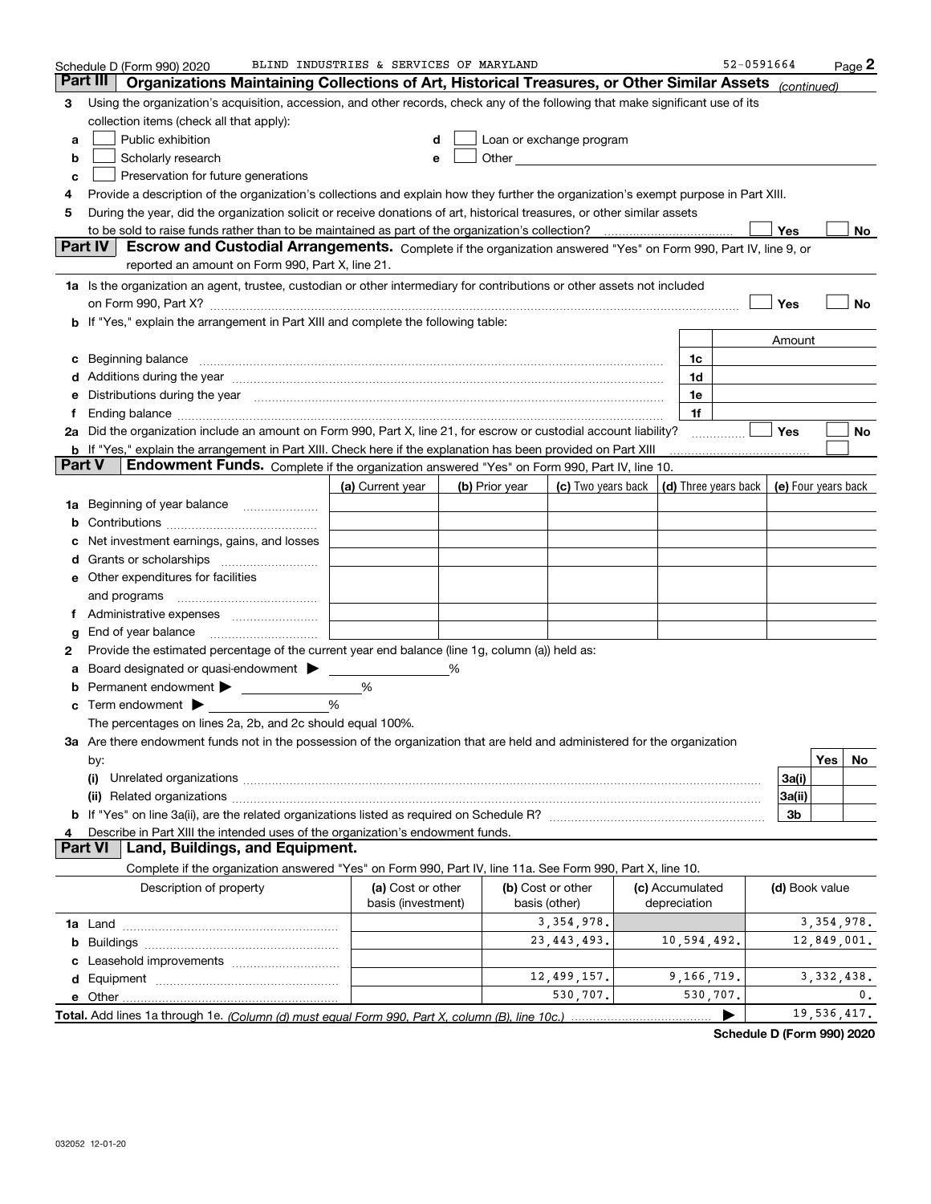Schedule D (Form 990) 2020 BLIND INDUSTRIES & SERVICES OF MARYLAND 52-0591664

## Part III Organizations Maintaining Collections of Art, Historical Treasures, or Other Similar Assets *(continued)*

**3** Using the organization's acquisition, accession, and other records, check any of the following that make significant use of its collection items (check all that apply):

- **a** ☐ Public exhibition
- **b** ☐ Scholarly research
- **c** ☐ Preservation for future generations
- **d** ☐ Loan or exchange program
- **e** ☐ Other

**4** Provide a description of the organization's collections and explain how they further the organization's exempt purpose in Part XIII.

**5** During the year, did the organization solicit or receive donations of art, historical treasures, or other similar assets to be sold to raise funds rather than to be maintained as part of the organization's collection? ☐ Yes ☐ No

## Part IV Escrow and Custodial Arrangements.

Complete if the organization answered "Yes" on Form 990, Part IV, line 9, or reported an amount on Form 990, Part X, line 21.

**1a** Is the organization an agent, trustee, custodian or other intermediary for contributions or other assets not included on Form 990, Part X? ☐ Yes ☐ No

**b** If "Yes," explain the arrangement in Part XIII and complete the following table:

| | | Amount |
|---|---|---|
| **c** Beginning balance | 1c | |
| **d** Additions during the year | 1d | |
| **e** Distributions during the year | 1e | |
| **f** Ending balance | 1f | |

**2a** Did the organization include an amount on Form 990, Part X, line 21, for escrow or custodial account liability? ☐ Yes ☐ No

**b** If "Yes," explain the arrangement in Part XIII. Check here if the explanation has been provided on Part XIII ☐

## Part V Endowment Funds.

Complete if the organization answered "Yes" on Form 990, Part IV, line 10.

| | (a) Current year | (b) Prior year | (c) Two years back | (d) Three years back | (e) Four years back |
|---|---|---|---|---|---|
| **1a** Beginning of year balance | | | | | |
| **b** Contributions | | | | | |
| **c** Net investment earnings, gains, and losses | | | | | |
| **d** Grants or scholarships | | | | | |
| **e** Other expenditures for facilities and programs | | | | | |
| **f** Administrative expenses | | | | | |
| **g** End of year balance | | | | | |

**2** Provide the estimated percentage of the current year end balance (line 1g, column (a)) held as:

- **a** Board designated or quasi-endowment ▶ ______ %
- **b** Permanent endowment ▶ ______ %
- **c** Term endowment ▶ ______ %

The percentages on lines 2a, 2b, and 2c should equal 100%.

**3a** Are there endowment funds not in the possession of the organization that are held and administered for the organization by:

| | | Yes | No |
|---|---|---|---|
| **(i)** Unrelated organizations | 3a(i) | | |
| **(ii)** Related organizations | 3a(ii) | | |
| **b** If "Yes" on line 3a(ii), are the related organizations listed as required on Schedule R? | 3b | | |

**4** Describe in Part XIII the intended uses of the organization's endowment funds.

## Part VI Land, Buildings, and Equipment.

Complete if the organization answered "Yes" on Form 990, Part IV, line 11a. See Form 990, Part X, line 10.

| Description of property | (a) Cost or other basis (investment) | (b) Cost or other basis (other) | (c) Accumulated depreciation | (d) Book value |
|---|---|---|---|---|
| **1a** Land | | 3,354,978. | | 3,354,978. |
| **b** Buildings | | 23,443,493. | 10,594,492. | 12,849,001. |
| **c** Leasehold improvements | | | | |
| **d** Equipment | | 12,499,157. | 9,166,719. | 3,332,438. |
| **e** Other | | 530,707. | 530,707. | 0. |
| **Total.** Add lines 1a through 1e. *(Column (d) must equal Form 990, Part X, column (B), line 10c.)* ▶ | | | | 19,536,417. |

**Schedule D (Form 990) 2020**

032052 12-01-20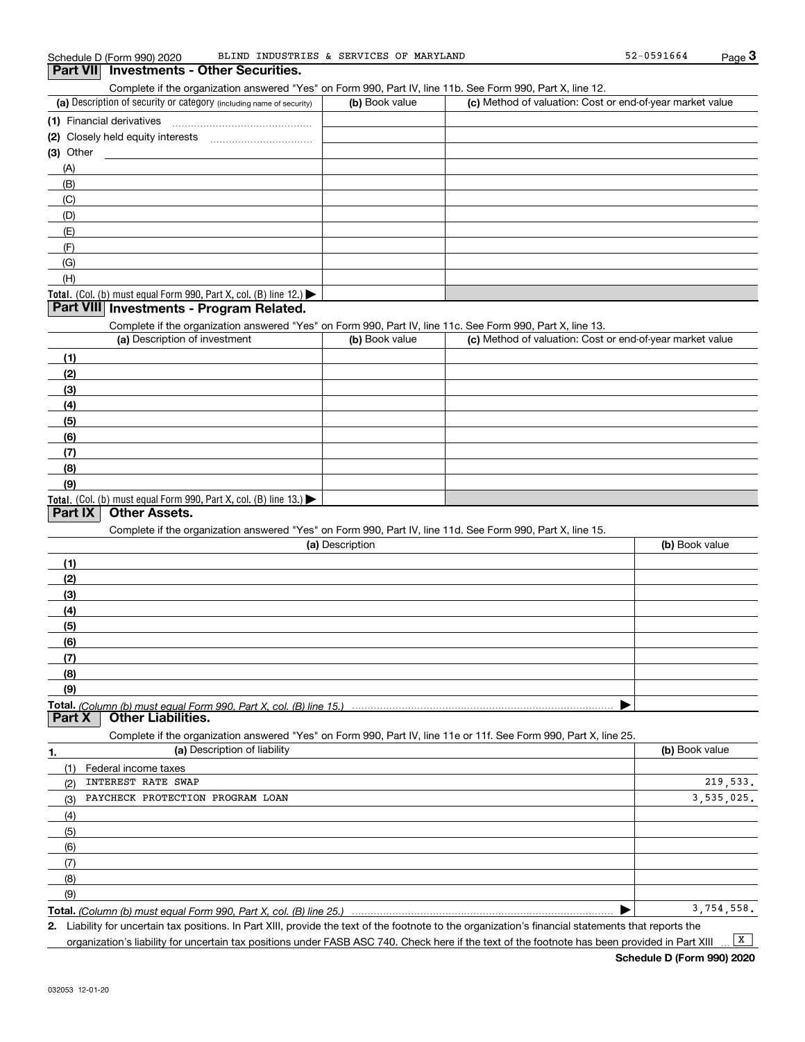Schedule D (Form 990) 2020 BLIND INDUSTRIES & SERVICES OF MARYLAND 52-0591664

## Part VII Investments - Other Securities.

Complete if the organization answered "Yes" on Form 990, Part IV, line 11b. See Form 990, Part X, line 12.

| (a) Description of security or category (including name of security) | (b) Book value | (c) Method of valuation: Cost or end-of-year market value |
|---|---|---|
| (1) Financial derivatives | | |
| (2) Closely held equity interests | | |
| (3) Other | | |
| (A) | | |
| (B) | | |
| (C) | | |
| (D) | | |
| (E) | | |
| (F) | | |
| (G) | | |
| (H) | | |
| **Total.** (Col. (b) must equal Form 990, Part X, col. (B) line 12.) ▶ | | |

## Part VIII Investments - Program Related.

Complete if the organization answered "Yes" on Form 990, Part IV, line 11c. See Form 990, Part X, line 13.

| (a) Description of investment | (b) Book value | (c) Method of valuation: Cost or end-of-year market value |
|---|---|---|
| (1) | | |
| (2) | | |
| (3) | | |
| (4) | | |
| (5) | | |
| (6) | | |
| (7) | | |
| (8) | | |
| (9) | | |
| **Total.** (Col. (b) must equal Form 990, Part X, col. (B) line 13.) ▶ | | |

## Part IX Other Assets.

Complete if the organization answered "Yes" on Form 990, Part IV, line 11d. See Form 990, Part X, line 15.

| (a) Description | (b) Book value |
|---|---|
| (1) | |
| (2) | |
| (3) | |
| (4) | |
| (5) | |
| (6) | |
| (7) | |
| (8) | |
| (9) | |
| **Total.** *(Column (b) must equal Form 990, Part X, col. (B) line 15.)* ▶ | |

## Part X Other Liabilities.

Complete if the organization answered "Yes" on Form 990, Part IV, line 11e or 11f. See Form 990, Part X, line 25.

| 1. (a) Description of liability | (b) Book value |
|---|---|
| (1) Federal income taxes | |
| (2) INTEREST RATE SWAP | 219,533. |
| (3) PAYCHECK PROTECTION PROGRAM LOAN | 3,535,025. |
| (4) | |
| (5) | |
| (6) | |
| (7) | |
| (8) | |
| (9) | |
| **Total.** *(Column (b) must equal Form 990, Part X, col. (B) line 25.)* ▶ | 3,754,558. |

2. Liability for uncertain tax positions. In Part XIII, provide the text of the footnote to the organization's financial statements that reports the organization's liability for uncertain tax positions under FASB ASC 740. Check here if the text of the footnote has been provided in Part XIII ... [X]

**Schedule D (Form 990) 2020**

032053 12-01-20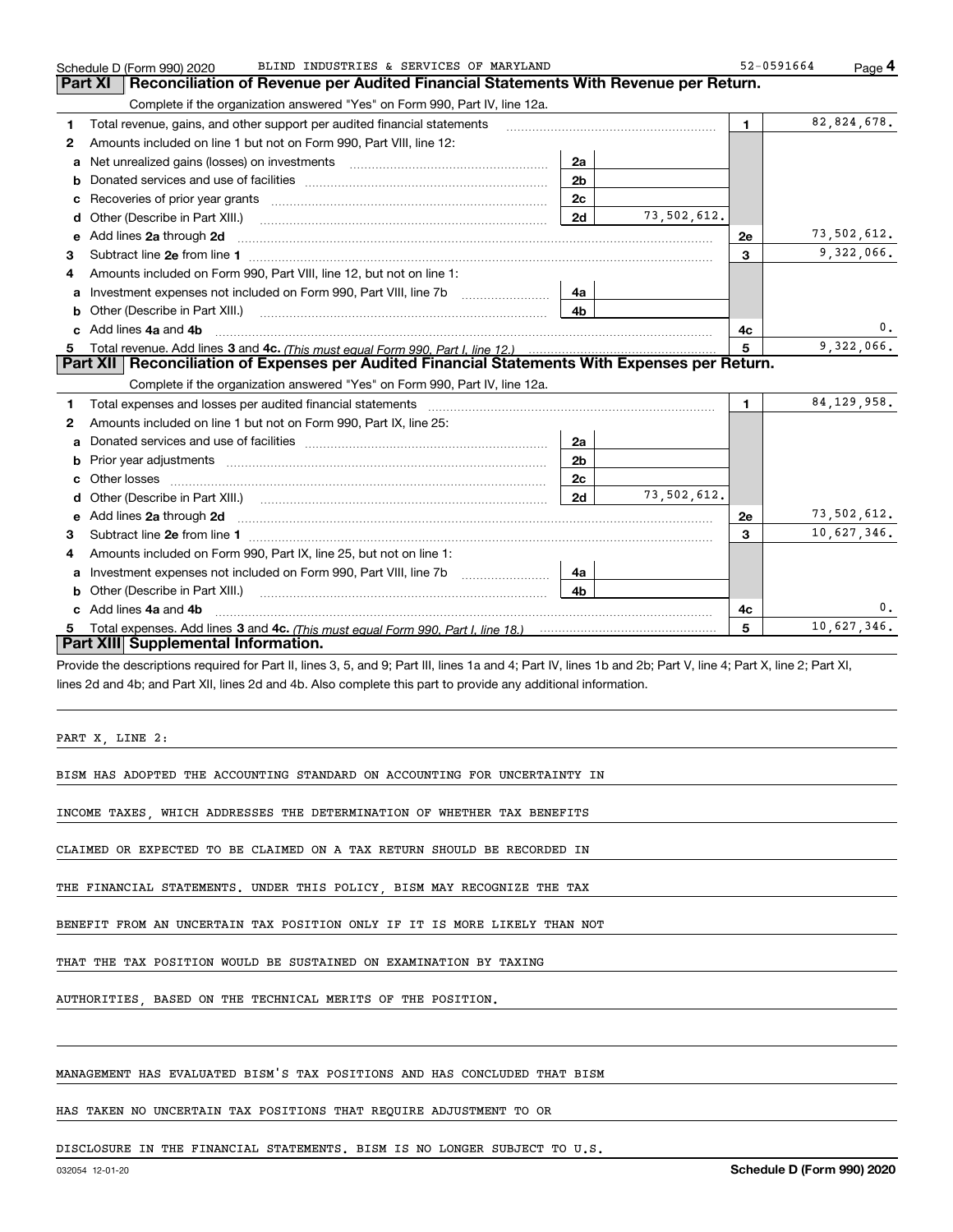Schedule D (Form 990) 2020 BLIND INDUSTRIES & SERVICES OF MARYLAND 52-0591664 Page 4

## Part XI Reconciliation of Revenue per Audited Financial Statements With Revenue per Return.

Complete if the organization answered "Yes" on Form 990, Part IV, line 12a.

| | | | | | |
|---|---|---|---|---|---|
| 1 | Total revenue, gains, and other support per audited financial statements | | | 1 | 82,824,678. |
| 2 | Amounts included on line 1 but not on Form 990, Part VIII, line 12: | | | | |
| a | Net unrealized gains (losses) on investments | 2a | | | |
| b | Donated services and use of facilities | 2b | | | |
| c | Recoveries of prior year grants | 2c | | | |
| d | Other (Describe in Part XIII.) | 2d | 73,502,612. | | |
| e | Add lines 2a through 2d | | | 2e | 73,502,612. |
| 3 | Subtract line 2e from line 1 | | | 3 | 9,322,066. |
| 4 | Amounts included on Form 990, Part VIII, line 12, but not on line 1: | | | | |
| a | Investment expenses not included on Form 990, Part VIII, line 7b | 4a | | | |
| b | Other (Describe in Part XIII.) | 4b | | | |
| c | Add lines 4a and 4b | | | 4c | 0. |
| 5 | Total revenue. Add lines 3 and 4c. *(This must equal Form 990, Part I, line 12.)* | | | 5 | 9,322,066. |

## Part XII Reconciliation of Expenses per Audited Financial Statements With Expenses per Return.

Complete if the organization answered "Yes" on Form 990, Part IV, line 12a.

| | | | | | |
|---|---|---|---|---|---|
| 1 | Total expenses and losses per audited financial statements | | | 1 | 84,129,958. |
| 2 | Amounts included on line 1 but not on Form 990, Part IX, line 25: | | | | |
| a | Donated services and use of facilities | 2a | | | |
| b | Prior year adjustments | 2b | | | |
| c | Other losses | 2c | | | |
| d | Other (Describe in Part XIII.) | 2d | 73,502,612. | | |
| e | Add lines 2a through 2d | | | 2e | 73,502,612. |
| 3 | Subtract line 2e from line 1 | | | 3 | 10,627,346. |
| 4 | Amounts included on Form 990, Part IX, line 25, but not on line 1: | | | | |
| a | Investment expenses not included on Form 990, Part VIII, line 7b | 4a | | | |
| b | Other (Describe in Part XIII.) | 4b | | | |
| c | Add lines 4a and 4b | | | 4c | 0. |
| 5 | Total expenses. Add lines 3 and 4c. *(This must equal Form 990, Part I, line 18.)* | | | 5 | 10,627,346. |

## Part XIII Supplemental Information.

Provide the descriptions required for Part II, lines 3, 5, and 9; Part III, lines 1a and 4; Part IV, lines 1b and 2b; Part V, line 4; Part X, line 2; Part XI, lines 2d and 4b; and Part XII, lines 2d and 4b. Also complete this part to provide any additional information.

PART X, LINE 2:

BISM HAS ADOPTED THE ACCOUNTING STANDARD ON ACCOUNTING FOR UNCERTAINTY IN INCOME TAXES, WHICH ADDRESSES THE DETERMINATION OF WHETHER TAX BENEFITS CLAIMED OR EXPECTED TO BE CLAIMED ON A TAX RETURN SHOULD BE RECORDED IN THE FINANCIAL STATEMENTS. UNDER THIS POLICY, BISM MAY RECOGNIZE THE TAX BENEFIT FROM AN UNCERTAIN TAX POSITION ONLY IF IT IS MORE LIKELY THAN NOT THAT THE TAX POSITION WOULD BE SUSTAINED ON EXAMINATION BY TAXING AUTHORITIES, BASED ON THE TECHNICAL MERITS OF THE POSITION.

MANAGEMENT HAS EVALUATED BISM'S TAX POSITIONS AND HAS CONCLUDED THAT BISM HAS TAKEN NO UNCERTAIN TAX POSITIONS THAT REQUIRE ADJUSTMENT TO OR DISCLOSURE IN THE FINANCIAL STATEMENTS. BISM IS NO LONGER SUBJECT TO U.S.

032054 12-01-20 Schedule D (Form 990) 2020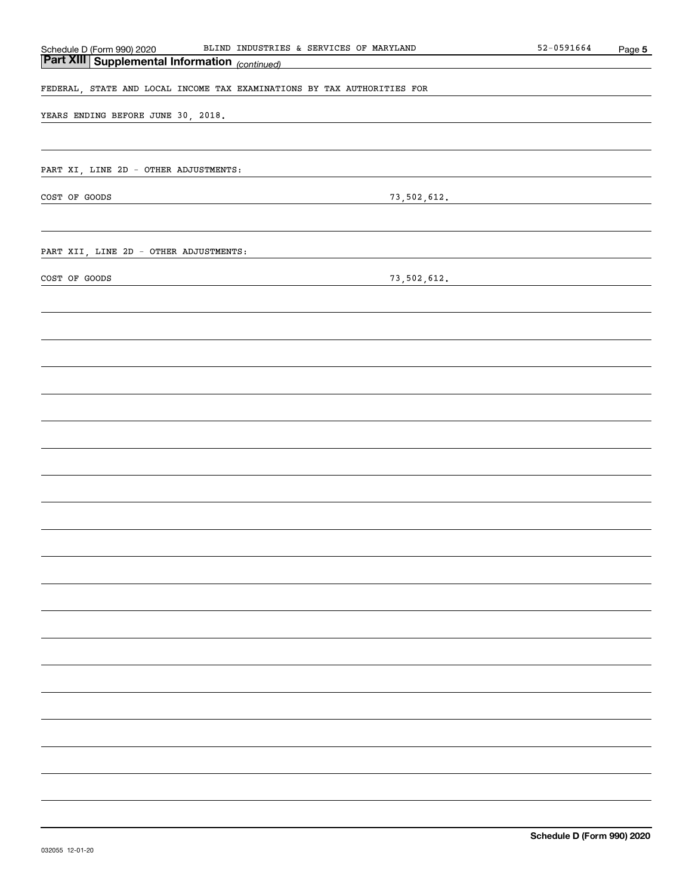## Part XIII Supplemental Information *(continued)*

FEDERAL, STATE AND LOCAL INCOME TAX EXAMINATIONS BY TAX AUTHORITIES FOR

YEARS ENDING BEFORE JUNE 30, 2018.

PART XI, LINE 2D - OTHER ADJUSTMENTS:

| | |
|---|---|
| COST OF GOODS | 73,502,612. |

PART XII, LINE 2D - OTHER ADJUSTMENTS:

| | |
|---|---|
| COST OF GOODS | 73,502,612. |

**Schedule D (Form 990) 2020**

032055 12-01-20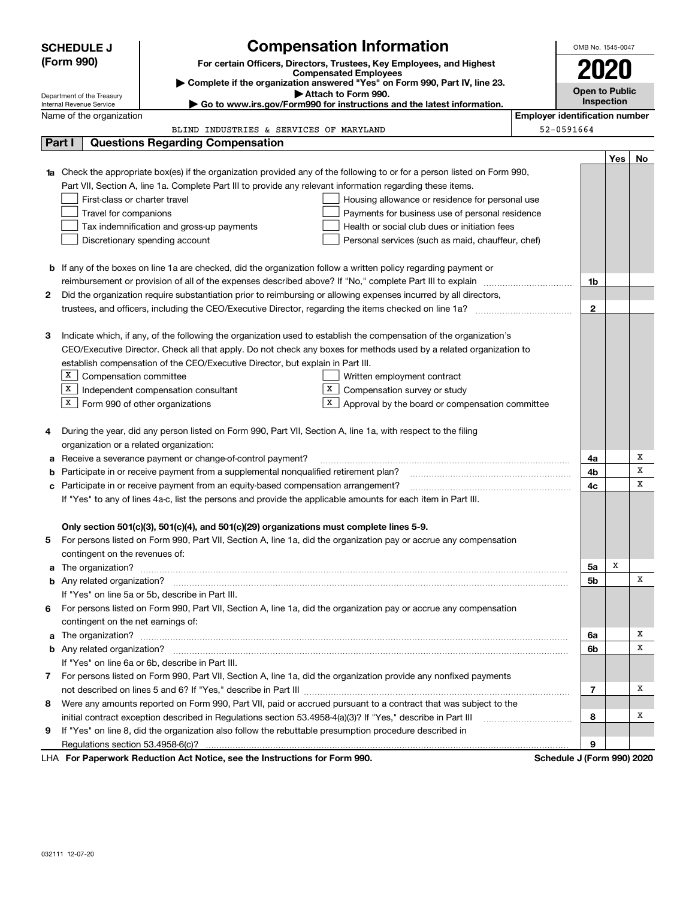# SCHEDULE J (Form 990)

Department of the Treasury
Internal Revenue Service

## Compensation Information

**For certain Officers, Directors, Trustees, Key Employees, and Highest Compensated Employees**

▶ Complete if the organization answered "Yes" on Form 990, Part IV, line 23.

▶ Attach to Form 990.

▶ Go to www.irs.gov/Form990 for instructions and the latest information.

OMB No. 1545-0047

**2020**

**Open to Public Inspection**

Name of the organization: BLIND INDUSTRIES & SERVICES OF MARYLAND

Employer identification number: 52-0591664

## Part I — Questions Regarding Compensation

| | | | Yes | No |
|---|---|---|---|---|
| **1a** | Check the appropriate box(es) if the organization provided any of the following to or for a person listed on Form 990, Part VII, Section A, line 1a. Complete Part III to provide any relevant information regarding these items.<br>☐ First-class or charter travel ☐ Housing allowance or residence for personal use<br>☐ Travel for companions ☐ Payments for business use of personal residence<br>☐ Tax indemnification and gross-up payments ☐ Health or social club dues or initiation fees<br>☐ Discretionary spending account ☐ Personal services (such as maid, chauffeur, chef) | | | |
| **b** | If any of the boxes on line 1a are checked, did the organization follow a written policy regarding payment or reimbursement or provision of all of the expenses described above? If "No," complete Part III to explain | 1b | | |
| **2** | Did the organization require substantiation prior to reimbursing or allowing expenses incurred by all directors, trustees, and officers, including the CEO/Executive Director, regarding the items checked on line 1a? | 2 | | |
| **3** | Indicate which, if any, of the following the organization used to establish the compensation of the organization's CEO/Executive Director. Check all that apply. Do not check any boxes for methods used by a related organization to establish compensation of the CEO/Executive Director, but explain in Part III.<br>☒ Compensation committee ☐ Written employment contract<br>☒ Independent compensation consultant ☒ Compensation survey or study<br>☒ Form 990 of other organizations ☒ Approval by the board or compensation committee | | | |
| **4** | During the year, did any person listed on Form 990, Part VII, Section A, line 1a, with respect to the filing organization or a related organization: | | | |
| **a** | Receive a severance payment or change-of-control payment? | 4a | | X |
| **b** | Participate in or receive payment from a supplemental nonqualified retirement plan? | 4b | | X |
| **c** | Participate in or receive payment from an equity-based compensation arrangement? | 4c | | X |
| | If "Yes" to any of lines 4a-c, list the persons and provide the applicable amounts for each item in Part III. | | | |
| | **Only section 501(c)(3), 501(c)(4), and 501(c)(29) organizations must complete lines 5-9.** | | | |
| **5** | For persons listed on Form 990, Part VII, Section A, line 1a, did the organization pay or accrue any compensation contingent on the revenues of: | | | |
| **a** | The organization? | 5a | X | |
| **b** | Any related organization? | 5b | | X |
| | If "Yes" on line 5a or 5b, describe in Part III. | | | |
| **6** | For persons listed on Form 990, Part VII, Section A, line 1a, did the organization pay or accrue any compensation contingent on the net earnings of: | | | |
| **a** | The organization? | 6a | | X |
| **b** | Any related organization? | 6b | | X |
| | If "Yes" on line 6a or 6b, describe in Part III. | | | |
| **7** | For persons listed on Form 990, Part VII, Section A, line 1a, did the organization provide any nonfixed payments not described on lines 5 and 6? If "Yes," describe in Part III | 7 | | X |
| **8** | Were any amounts reported on Form 990, Part VII, paid or accrued pursuant to a contract that was subject to the initial contract exception described in Regulations section 53.4958-4(a)(3)? If "Yes," describe in Part III | 8 | | X |
| **9** | If "Yes" on line 8, did the organization also follow the rebuttable presumption procedure described in Regulations section 53.4958-6(c)? | 9 | | |

LHA **For Paperwork Reduction Act Notice, see the Instructions for Form 990.** **Schedule J (Form 990) 2020**

032111 12-07-20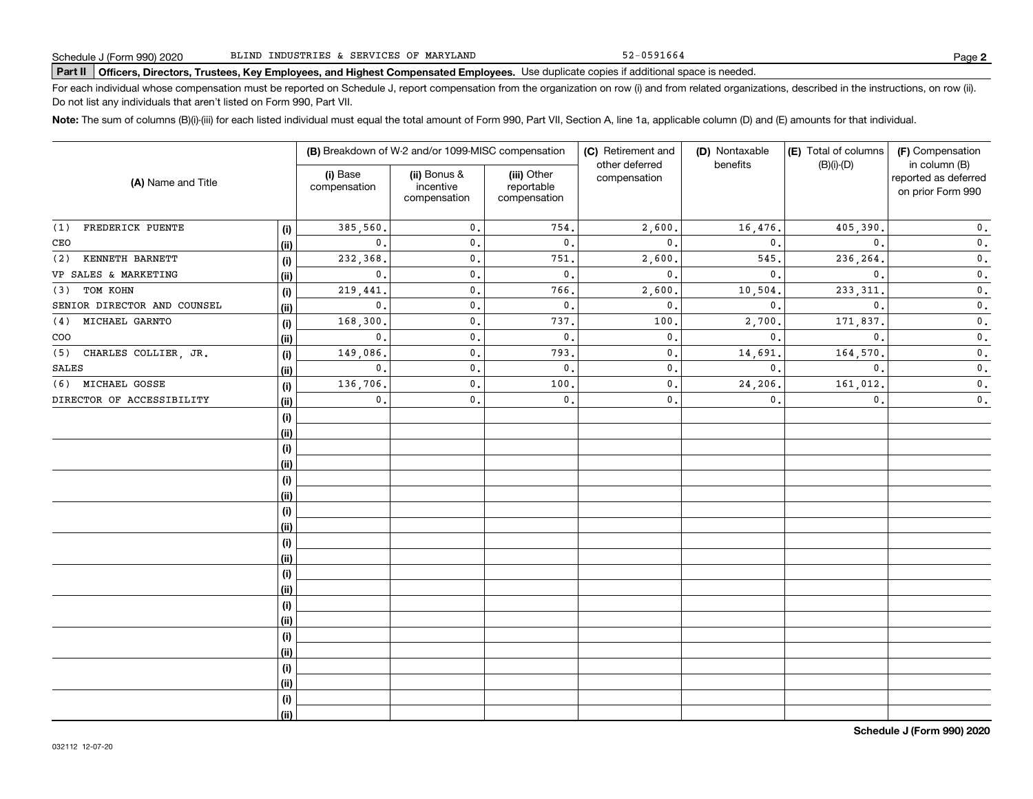Schedule J (Form 990) 2020 BLIND INDUSTRIES & SERVICES OF MARYLAND 52-0591664 Page **2**

**Part II Officers, Directors, Trustees, Key Employees, and Highest Compensated Employees.** Use duplicate copies if additional space is needed.

For each individual whose compensation must be reported on Schedule J, report compensation from the organization on row (i) and from related organizations, described in the instructions, on row (ii). Do not list any individuals that aren't listed on Form 990, Part VII.

**Note:** The sum of columns (B)(i)-(iii) for each listed individual must equal the total amount of Form 990, Part VII, Section A, line 1a, applicable column (D) and (E) amounts for that individual.

| (A) Name and Title | | (B) Breakdown of W-2 and/or 1099-MISC compensation | | | (C) Retirement and other deferred compensation | (D) Nontaxable benefits | (E) Total of columns (B)(i)-(D) | (F) Compensation in column (B) reported as deferred on prior Form 990 |
|---|---|---|---|---|---|---|---|---|
| | | (i) Base compensation | (ii) Bonus & incentive compensation | (iii) Other reportable compensation | | | | |
| (1) FREDERICK PUENTE | (i) | 385,560. | 0. | 754. | 2,600. | 16,476. | 405,390. | 0. |
| CEO | (ii) | 0. | 0. | 0. | 0. | 0. | 0. | 0. |
| (2) KENNETH BARNETT | (i) | 232,368. | 0. | 751. | 2,600. | 545. | 236,264. | 0. |
| VP SALES & MARKETING | (ii) | 0. | 0. | 0. | 0. | 0. | 0. | 0. |
| (3) TOM KOHN | (i) | 219,441. | 0. | 766. | 2,600. | 10,504. | 233,311. | 0. |
| SENIOR DIRECTOR AND COUNSEL | (ii) | 0. | 0. | 0. | 0. | 0. | 0. | 0. |
| (4) MICHAEL GARNTO | (i) | 168,300. | 0. | 737. | 100. | 2,700. | 171,837. | 0. |
| COO | (ii) | 0. | 0. | 0. | 0. | 0. | 0. | 0. |
| (5) CHARLES COLLIER, JR. | (i) | 149,086. | 0. | 793. | 0. | 14,691. | 164,570. | 0. |
| SALES | (ii) | 0. | 0. | 0. | 0. | 0. | 0. | 0. |
| (6) MICHAEL GOSSE | (i) | 136,706. | 0. | 100. | 0. | 24,206. | 161,012. | 0. |
| DIRECTOR OF ACCESSIBILITY | (ii) | 0. | 0. | 0. | 0. | 0. | 0. | 0. |
| | (i) | | | | | | | |
| | (ii) | | | | | | | |
| | (i) | | | | | | | |
| | (ii) | | | | | | | |
| | (i) | | | | | | | |
| | (ii) | | | | | | | |
| | (i) | | | | | | | |
| | (ii) | | | | | | | |
| | (i) | | | | | | | |
| | (ii) | | | | | | | |
| | (i) | | | | | | | |
| | (ii) | | | | | | | |
| | (i) | | | | | | | |
| | (ii) | | | | | | | |
| | (i) | | | | | | | |
| | (ii) | | | | | | | |
| | (i) | | | | | | | |
| | (ii) | | | | | | | |
| | (i) | | | | | | | |
| | (ii) | | | | | | | |

**Schedule J (Form 990) 2020**

032112 12-07-20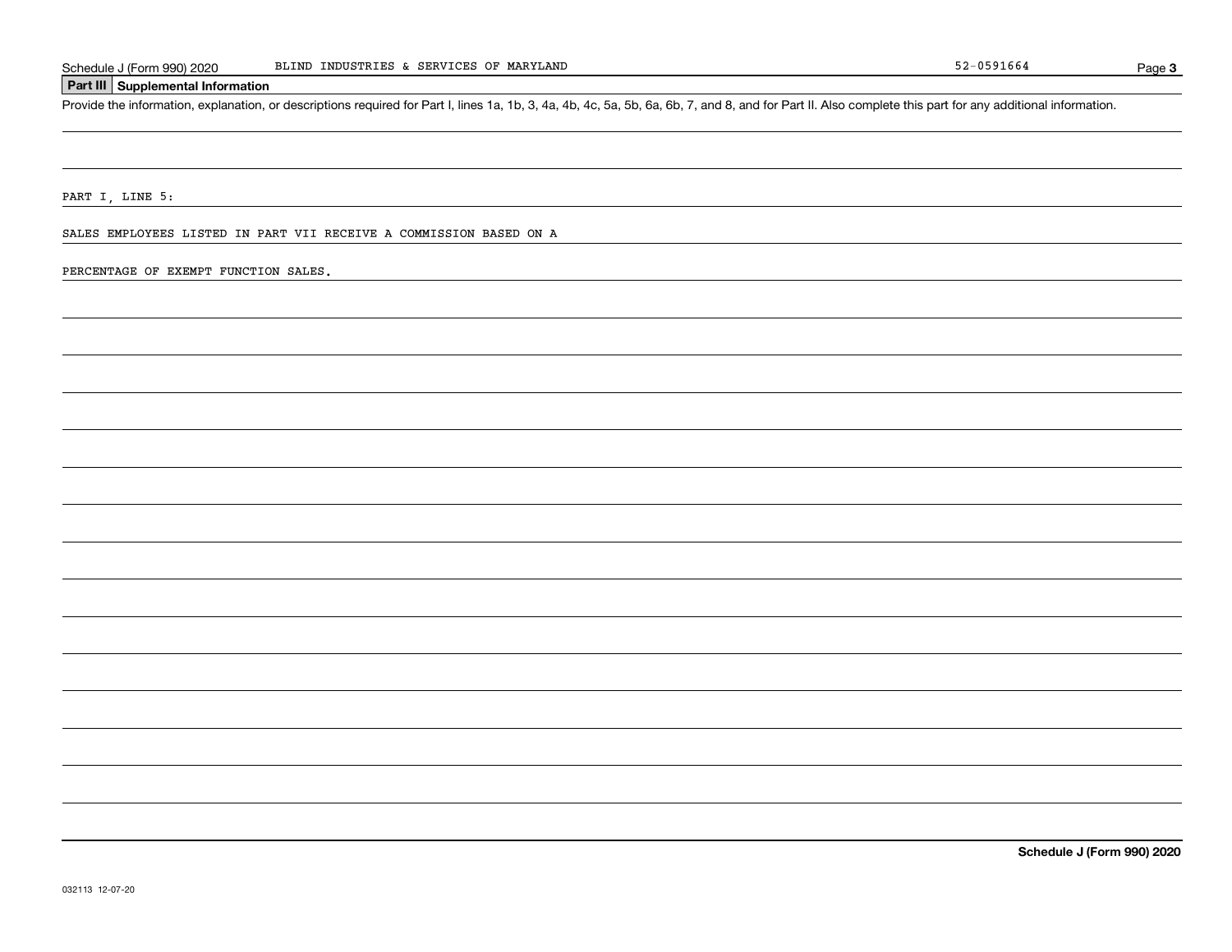## Part III Supplemental Information

Provide the information, explanation, or descriptions required for Part I, lines 1a, 1b, 3, 4a, 4b, 4c, 5a, 5b, 6a, 6b, 7, and 8, and for Part II. Also complete this part for any additional information.

PART I, LINE 5:

SALES EMPLOYEES LISTED IN PART VII RECEIVE A COMMISSION BASED ON A

PERCENTAGE OF EXEMPT FUNCTION SALES.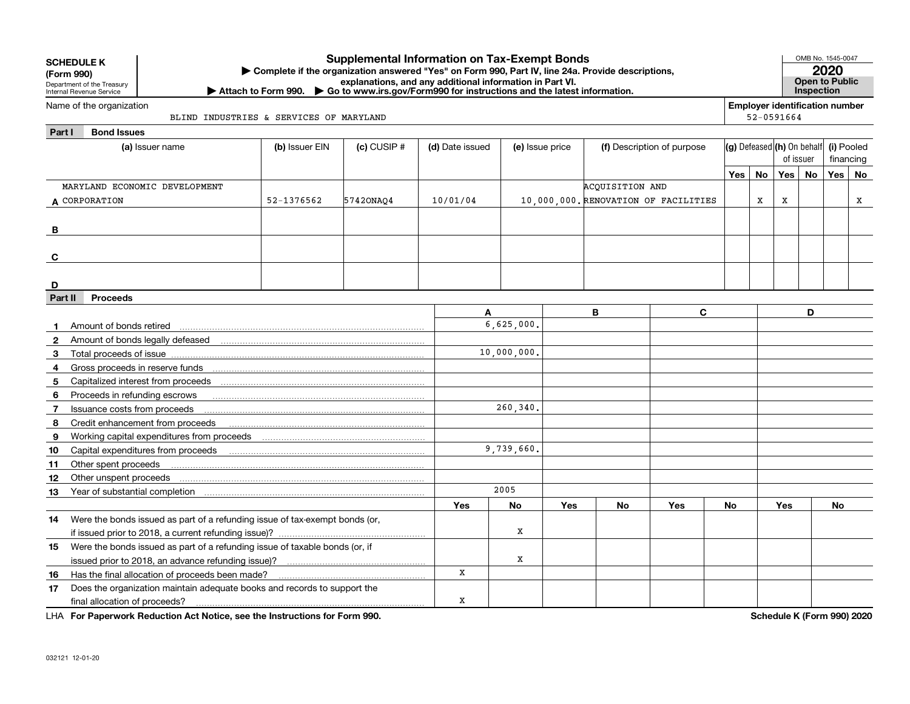**SCHEDULE K**
**(Form 990)**
Department of the Treasury
Internal Revenue Service

# Supplemental Information on Tax-Exempt Bonds

▶ Complete if the organization answered "Yes" on Form 990, Part IV, line 24a. Provide descriptions, explanations, and any additional information in Part VI.
▶ Attach to Form 990. ▶ Go to www.irs.gov/Form990 for instructions and the latest information.

OMB No. 1545-0047
**2020**
**Open to Public Inspection**

Name of the organization: BLIND INDUSTRIES & SERVICES OF MARYLAND

**Employer identification number**: 52-0591664

## Part I Bond Issues

| | (a) Issuer name | (b) Issuer EIN | (c) CUSIP # | (d) Date issued | (e) Issue price | (f) Description of purpose | (g) Defeased Yes | (g) Defeased No | (h) On behalf of issuer Yes | (h) On behalf of issuer No | (i) Pooled financing Yes | (i) Pooled financing No |
|---|---|---|---|---|---|---|---|---|---|---|---|---|
| A | MARYLAND ECONOMIC DEVELOPMENT CORPORATION | 52-1376562 | 57420NAQ4 | 10/01/04 | 10,000,000. | ACQUISITION AND RENOVATION OF FACILITIES | | X | X | | | X |
| B | | | | | | | | | | | | |
| C | | | | | | | | | | | | |
| D | | | | | | | | | | | | |

## Part II Proceeds

| | | A | | B | | C | | D | |
|---|---|---|---|---|---|---|---|---|---|
| 1 | Amount of bonds retired | 6,625,000. | | | | | | | |
| 2 | Amount of bonds legally defeased | | | | | | | | |
| 3 | Total proceeds of issue | 10,000,000. | | | | | | | |
| 4 | Gross proceeds in reserve funds | | | | | | | | |
| 5 | Capitalized interest from proceeds | | | | | | | | |
| 6 | Proceeds in refunding escrows | | | | | | | | |
| 7 | Issuance costs from proceeds | 260,340. | | | | | | | |
| 8 | Credit enhancement from proceeds | | | | | | | | |
| 9 | Working capital expenditures from proceeds | | | | | | | | |
| 10 | Capital expenditures from proceeds | 9,739,660. | | | | | | | |
| 11 | Other spent proceeds | | | | | | | | |
| 12 | Other unspent proceeds | | | | | | | | |
| 13 | Year of substantial completion | 2005 | | | | | | | |
| | | Yes | No | Yes | No | Yes | No | Yes | No |
| 14 | Were the bonds issued as part of a refunding issue of tax-exempt bonds (or, if issued prior to 2018, a current refunding issue)? | | X | | | | | | |
| 15 | Were the bonds issued as part of a refunding issue of taxable bonds (or, if issued prior to 2018, an advance refunding issue)? | | X | | | | | | |
| 16 | Has the final allocation of proceeds been made? | X | | | | | | | |
| 17 | Does the organization maintain adequate books and records to support the final allocation of proceeds? | X | | | | | | | |

LHA **For Paperwork Reduction Act Notice, see the Instructions for Form 990.** **Schedule K (Form 990) 2020**

032121 12-01-20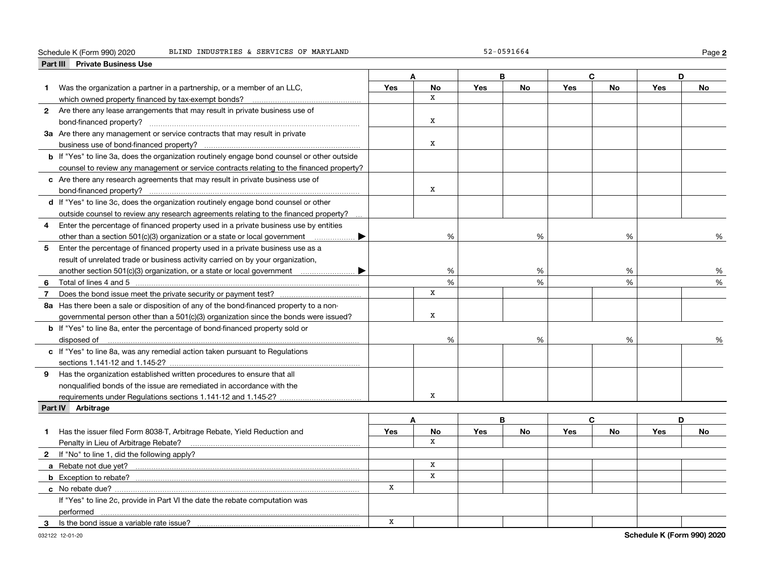Schedule K (Form 990) 2020 BLIND INDUSTRIES & SERVICES OF MARYLAND 52-0591664

## Part III Private Business Use

| | A | | B | | C | | D | |
|---|---|---|---|---|---|---|---|---|
| | Yes | No | Yes | No | Yes | No | Yes | No |
| **1** Was the organization a partner in a partnership, or a member of an LLC, which owned property financed by tax-exempt bonds? | | X | | | | | | |
| **2** Are there any lease arrangements that may result in private business use of bond-financed property? | | X | | | | | | |
| **3a** Are there any management or service contracts that may result in private business use of bond-financed property? | | X | | | | | | |
| **b** If "Yes" to line 3a, does the organization routinely engage bond counsel or other outside counsel to review any management or service contracts relating to the financed property? | | | | | | | | |
| **c** Are there any research agreements that may result in private business use of bond-financed property? | | X | | | | | | |
| **d** If "Yes" to line 3c, does the organization routinely engage bond counsel or other outside counsel to review any research agreements relating to the financed property? | | | | | | | | |
| **4** Enter the percentage of financed property used in a private business use by entities other than a section 501(c)(3) organization or a state or local government ▶ | | % | | % | | % | | % |
| **5** Enter the percentage of financed property used in a private business use as a result of unrelated trade or business activity carried on by your organization, another section 501(c)(3) organization, or a state or local government ▶ | | % | | % | | % | | % |
| **6** Total of lines 4 and 5 | | % | | % | | % | | % |
| **7** Does the bond issue meet the private security or payment test? | | X | | | | | | |
| **8a** Has there been a sale or disposition of any of the bond-financed property to a non-governmental person other than a 501(c)(3) organization since the bonds were issued? | | X | | | | | | |
| **b** If "Yes" to line 8a, enter the percentage of bond-financed property sold or disposed of | | % | | % | | % | | % |
| **c** If "Yes" to line 8a, was any remedial action taken pursuant to Regulations sections 1.141-12 and 1.145-2? | | | | | | | | |
| **9** Has the organization established written procedures to ensure that all nonqualified bonds of the issue are remediated in accordance with the requirements under Regulations sections 1.141-12 and 1.145-2? | | X | | | | | | |

## Part IV Arbitrage

| | A | | B | | C | | D | |
|---|---|---|---|---|---|---|---|---|
| | Yes | No | Yes | No | Yes | No | Yes | No |
| **1** Has the issuer filed Form 8038-T, Arbitrage Rebate, Yield Reduction and Penalty in Lieu of Arbitrage Rebate? | | X | | | | | | |
| **2** If "No" to line 1, did the following apply? | | | | | | | | |
| **a** Rebate not due yet? | | X | | | | | | |
| **b** Exception to rebate? | | X | | | | | | |
| **c** No rebate due? | X | | | | | | | |
| If "Yes" to line 2c, provide in Part VI the date the rebate computation was performed | | | | | | | | |
| **3** Is the bond issue a variable rate issue? | X | | | | | | | |

032122 12-01-20 **Schedule K (Form 990) 2020**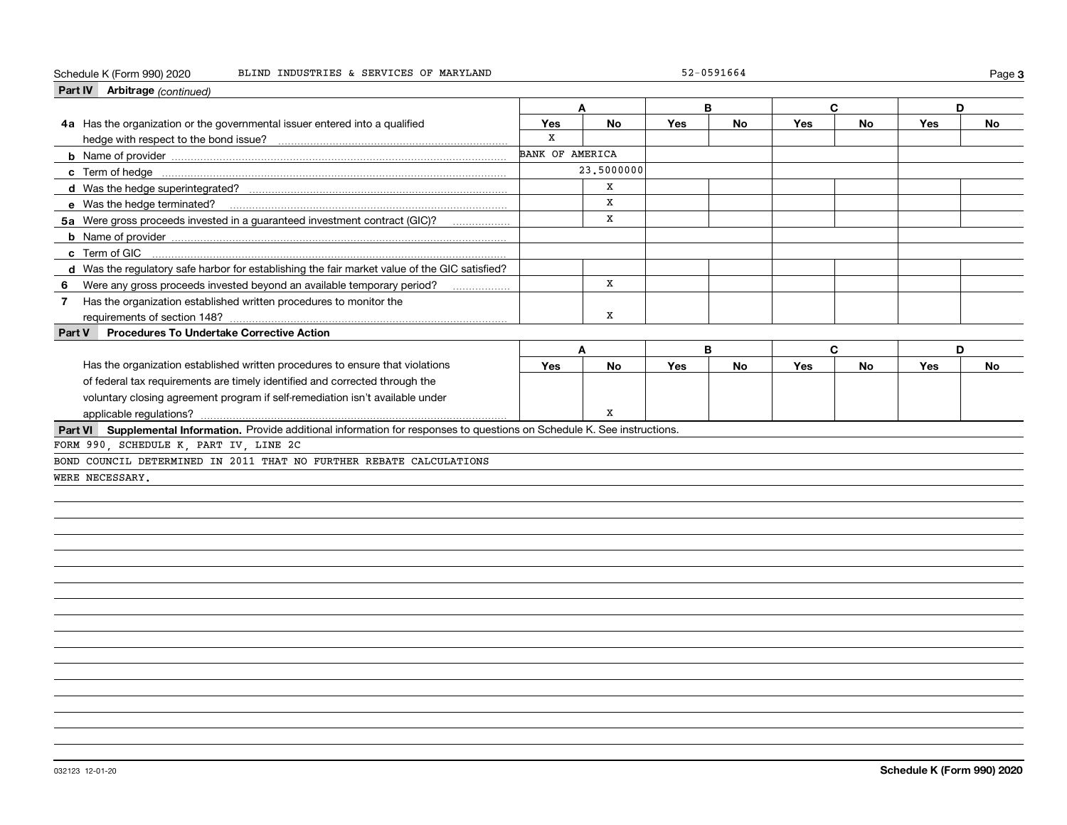Schedule K (Form 990) 2020 BLIND INDUSTRIES & SERVICES OF MARYLAND 52-0591664

## Part IV Arbitrage *(continued)*

| | A | | B | | C | | D | |
|---|---|---|---|---|---|---|---|---|
| | Yes | No | Yes | No | Yes | No | Yes | No |
| **4a** Has the organization or the governmental issuer entered into a qualified hedge with respect to the bond issue? | X | | | | | | | |
| **b** Name of provider | BANK OF AMERICA | | | | | | | |
| **c** Term of hedge | 23.5000000 | | | | | | | |
| **d** Was the hedge superintegrated? | | X | | | | | | |
| **e** Was the hedge terminated? | | X | | | | | | |
| **5a** Were gross proceeds invested in a guaranteed investment contract (GIC)? | | X | | | | | | |
| **b** Name of provider | | | | | | | | |
| **c** Term of GIC | | | | | | | | |
| **d** Was the regulatory safe harbor for establishing the fair market value of the GIC satisfied? | | | | | | | | |
| **6** Were any gross proceeds invested beyond an available temporary period? | | X | | | | | | |
| **7** Has the organization established written procedures to monitor the requirements of section 148? | | X | | | | | | |

## Part V Procedures To Undertake Corrective Action

| | A | | B | | C | | D | |
|---|---|---|---|---|---|---|---|---|
| | Yes | No | Yes | No | Yes | No | Yes | No |
| Has the organization established written procedures to ensure that violations of federal tax requirements are timely identified and corrected through the voluntary closing agreement program if self-remediation isn't available under applicable regulations? | | X | | | | | | |

## Part VI Supplemental Information.

Provide additional information for responses to questions on Schedule K. See instructions.

FORM 990, SCHEDULE K, PART IV, LINE 2C

BOND COUNCIL DETERMINED IN 2011 THAT NO FURTHER REBATE CALCULATIONS WERE NECESSARY.

032123 12-01-20 Schedule K (Form 990) 2020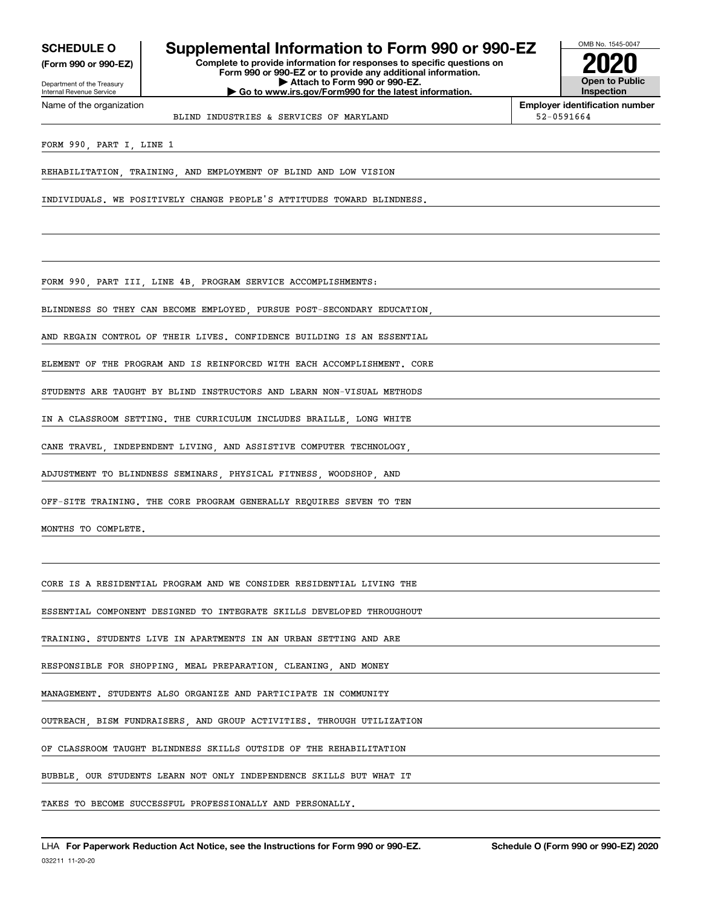**SCHEDULE O**
**(Form 990 or 990-EZ)**

Department of the Treasury
Internal Revenue Service

# Supplemental Information to Form 990 or 990-EZ

**Complete to provide information for responses to specific questions on Form 990 or 990-EZ or to provide any additional information.**
**▶ Attach to Form 990 or 990-EZ.**
**▶ Go to www.irs.gov/Form990 for the latest information.**

OMB No. 1545-0047

**2020**

**Open to Public Inspection**

Name of the organization: BLIND INDUSTRIES & SERVICES OF MARYLAND

**Employer identification number:** 52-0591664

FORM 990, PART I, LINE 1

REHABILITATION, TRAINING, AND EMPLOYMENT OF BLIND AND LOW VISION INDIVIDUALS. WE POSITIVELY CHANGE PEOPLE'S ATTITUDES TOWARD BLINDNESS.

FORM 990, PART III, LINE 4B, PROGRAM SERVICE ACCOMPLISHMENTS:

BLINDNESS SO THEY CAN BECOME EMPLOYED, PURSUE POST-SECONDARY EDUCATION, AND REGAIN CONTROL OF THEIR LIVES. CONFIDENCE BUILDING IS AN ESSENTIAL ELEMENT OF THE PROGRAM AND IS REINFORCED WITH EACH ACCOMPLISHMENT. CORE STUDENTS ARE TAUGHT BY BLIND INSTRUCTORS AND LEARN NON-VISUAL METHODS IN A CLASSROOM SETTING. THE CURRICULUM INCLUDES BRAILLE, LONG WHITE CANE TRAVEL, INDEPENDENT LIVING, AND ASSISTIVE COMPUTER TECHNOLOGY, ADJUSTMENT TO BLINDNESS SEMINARS, PHYSICAL FITNESS, WOODSHOP, AND OFF-SITE TRAINING. THE CORE PROGRAM GENERALLY REQUIRES SEVEN TO TEN MONTHS TO COMPLETE.

CORE IS A RESIDENTIAL PROGRAM AND WE CONSIDER RESIDENTIAL LIVING THE ESSENTIAL COMPONENT DESIGNED TO INTEGRATE SKILLS DEVELOPED THROUGHOUT TRAINING. STUDENTS LIVE IN APARTMENTS IN AN URBAN SETTING AND ARE RESPONSIBLE FOR SHOPPING, MEAL PREPARATION, CLEANING, AND MONEY MANAGEMENT. STUDENTS ALSO ORGANIZE AND PARTICIPATE IN COMMUNITY OUTREACH, BISM FUNDRAISERS, AND GROUP ACTIVITIES. THROUGH UTILIZATION OF CLASSROOM TAUGHT BLINDNESS SKILLS OUTSIDE OF THE REHABILITATION BUBBLE, OUR STUDENTS LEARN NOT ONLY INDEPENDENCE SKILLS BUT WHAT IT TAKES TO BECOME SUCCESSFUL PROFESSIONALLY AND PERSONALLY.

LHA **For Paperwork Reduction Act Notice, see the Instructions for Form 990 or 990-EZ.** **Schedule O (Form 990 or 990-EZ) 2020**

032211 11-20-20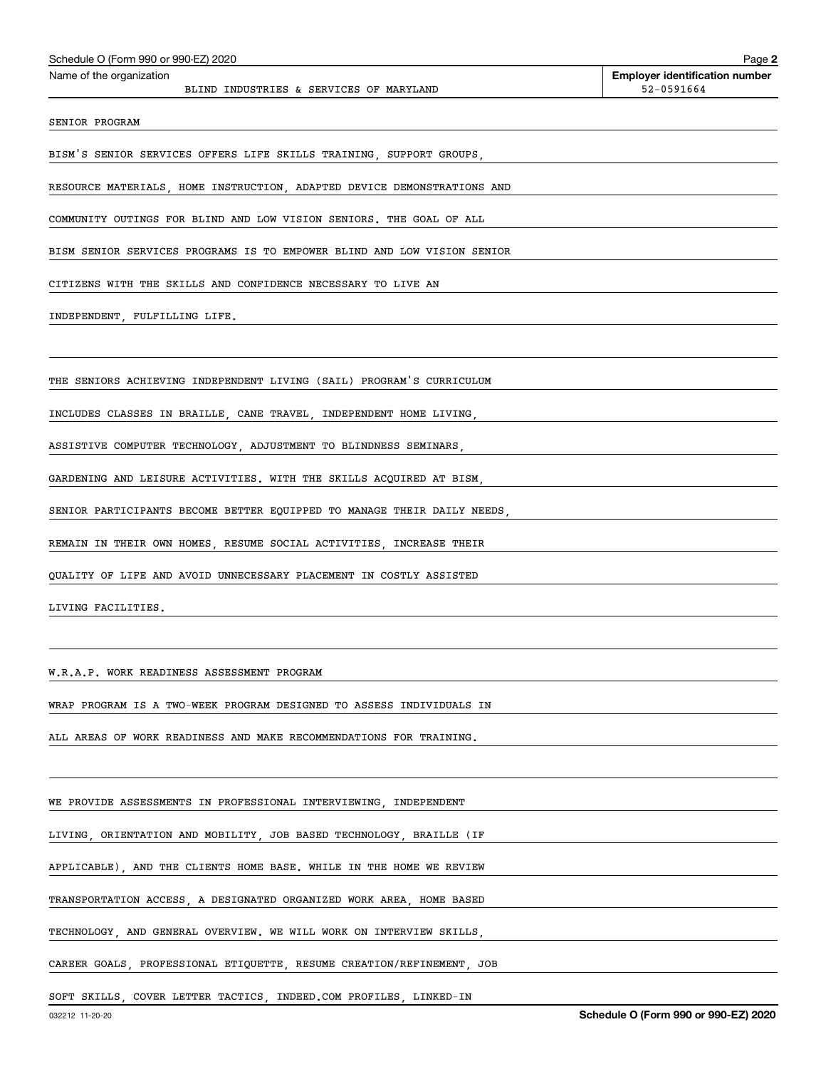Name of the organization: BLIND INDUSTRIES & SERVICES OF MARYLAND

Employer identification number: 52-0591664

SENIOR PROGRAM

BISM'S SENIOR SERVICES OFFERS LIFE SKILLS TRAINING, SUPPORT GROUPS, RESOURCE MATERIALS, HOME INSTRUCTION, ADAPTED DEVICE DEMONSTRATIONS AND COMMUNITY OUTINGS FOR BLIND AND LOW VISION SENIORS. THE GOAL OF ALL BISM SENIOR SERVICES PROGRAMS IS TO EMPOWER BLIND AND LOW VISION SENIOR CITIZENS WITH THE SKILLS AND CONFIDENCE NECESSARY TO LIVE AN INDEPENDENT, FULFILLING LIFE.

THE SENIORS ACHIEVING INDEPENDENT LIVING (SAIL) PROGRAM'S CURRICULUM INCLUDES CLASSES IN BRAILLE, CANE TRAVEL, INDEPENDENT HOME LIVING, ASSISTIVE COMPUTER TECHNOLOGY, ADJUSTMENT TO BLINDNESS SEMINARS, GARDENING AND LEISURE ACTIVITIES. WITH THE SKILLS ACQUIRED AT BISM, SENIOR PARTICIPANTS BECOME BETTER EQUIPPED TO MANAGE THEIR DAILY NEEDS, REMAIN IN THEIR OWN HOMES, RESUME SOCIAL ACTIVITIES, INCREASE THEIR QUALITY OF LIFE AND AVOID UNNECESSARY PLACEMENT IN COSTLY ASSISTED LIVING FACILITIES.

W.R.A.P. WORK READINESS ASSESSMENT PROGRAM

WRAP PROGRAM IS A TWO-WEEK PROGRAM DESIGNED TO ASSESS INDIVIDUALS IN ALL AREAS OF WORK READINESS AND MAKE RECOMMENDATIONS FOR TRAINING.

WE PROVIDE ASSESSMENTS IN PROFESSIONAL INTERVIEWING, INDEPENDENT LIVING, ORIENTATION AND MOBILITY, JOB BASED TECHNOLOGY, BRAILLE (IF APPLICABLE), AND THE CLIENTS HOME BASE. WHILE IN THE HOME WE REVIEW TRANSPORTATION ACCESS, A DESIGNATED ORGANIZED WORK AREA, HOME BASED TECHNOLOGY, AND GENERAL OVERVIEW. WE WILL WORK ON INTERVIEW SKILLS, CAREER GOALS, PROFESSIONAL ETIQUETTE, RESUME CREATION/REFINEMENT, JOB SOFT SKILLS, COVER LETTER TACTICS, INDEED.COM PROFILES, LINKED-IN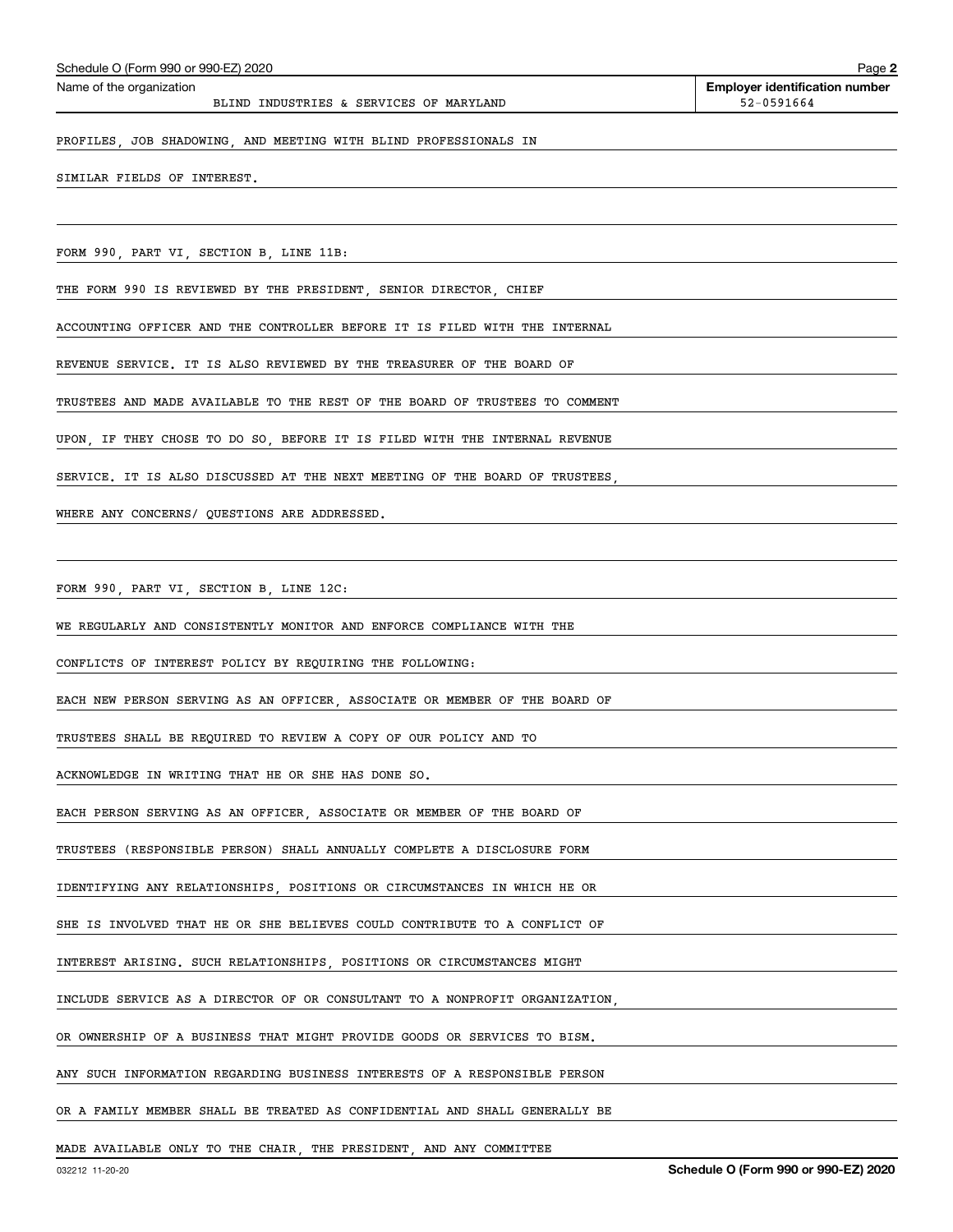Name of the organization: BLIND INDUSTRIES & SERVICES OF MARYLAND

Employer identification number: 52-0591664

PROFILES, JOB SHADOWING, AND MEETING WITH BLIND PROFESSIONALS IN SIMILAR FIELDS OF INTEREST.

FORM 990, PART VI, SECTION B, LINE 11B:

THE FORM 990 IS REVIEWED BY THE PRESIDENT, SENIOR DIRECTOR, CHIEF ACCOUNTING OFFICER AND THE CONTROLLER BEFORE IT IS FILED WITH THE INTERNAL REVENUE SERVICE. IT IS ALSO REVIEWED BY THE TREASURER OF THE BOARD OF TRUSTEES AND MADE AVAILABLE TO THE REST OF THE BOARD OF TRUSTEES TO COMMENT UPON, IF THEY CHOSE TO DO SO, BEFORE IT IS FILED WITH THE INTERNAL REVENUE SERVICE. IT IS ALSO DISCUSSED AT THE NEXT MEETING OF THE BOARD OF TRUSTEES, WHERE ANY CONCERNS/ QUESTIONS ARE ADDRESSED.

FORM 990, PART VI, SECTION B, LINE 12C:

WE REGULARLY AND CONSISTENTLY MONITOR AND ENFORCE COMPLIANCE WITH THE CONFLICTS OF INTEREST POLICY BY REQUIRING THE FOLLOWING:

EACH NEW PERSON SERVING AS AN OFFICER, ASSOCIATE OR MEMBER OF THE BOARD OF TRUSTEES SHALL BE REQUIRED TO REVIEW A COPY OF OUR POLICY AND TO ACKNOWLEDGE IN WRITING THAT HE OR SHE HAS DONE SO.

EACH PERSON SERVING AS AN OFFICER, ASSOCIATE OR MEMBER OF THE BOARD OF TRUSTEES (RESPONSIBLE PERSON) SHALL ANNUALLY COMPLETE A DISCLOSURE FORM IDENTIFYING ANY RELATIONSHIPS, POSITIONS OR CIRCUMSTANCES IN WHICH HE OR SHE IS INVOLVED THAT HE OR SHE BELIEVES COULD CONTRIBUTE TO A CONFLICT OF INTEREST ARISING. SUCH RELATIONSHIPS, POSITIONS OR CIRCUMSTANCES MIGHT INCLUDE SERVICE AS A DIRECTOR OF OR CONSULTANT TO A NONPROFIT ORGANIZATION, OR OWNERSHIP OF A BUSINESS THAT MIGHT PROVIDE GOODS OR SERVICES TO BISM. ANY SUCH INFORMATION REGARDING BUSINESS INTERESTS OF A RESPONSIBLE PERSON OR A FAMILY MEMBER SHALL BE TREATED AS CONFIDENTIAL AND SHALL GENERALLY BE MADE AVAILABLE ONLY TO THE CHAIR, THE PRESIDENT, AND ANY COMMITTEE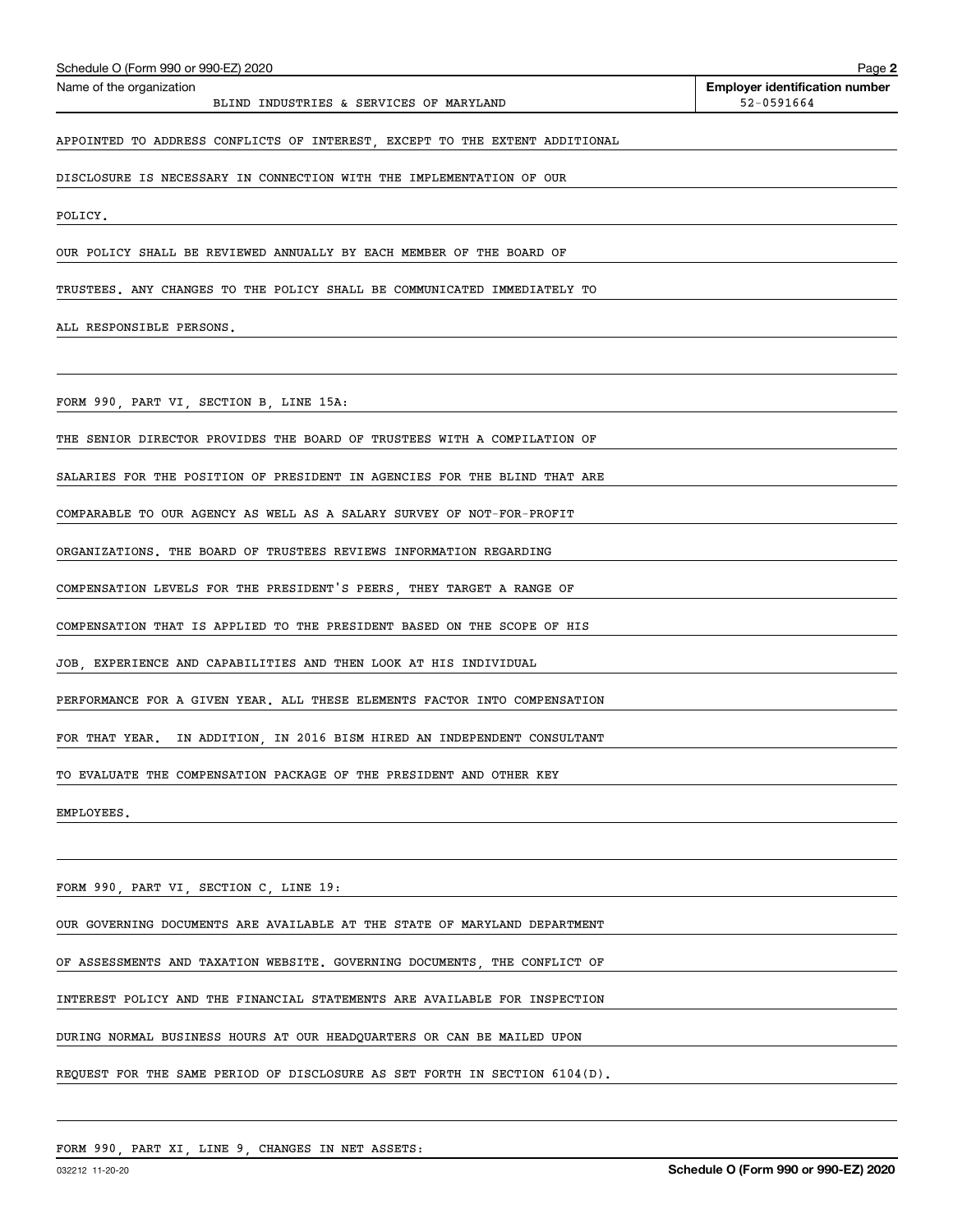Name of the organization: BLIND INDUSTRIES & SERVICES OF MARYLAND

**Employer identification number:** 52-0591664

APPOINTED TO ADDRESS CONFLICTS OF INTEREST, EXCEPT TO THE EXTENT ADDITIONAL DISCLOSURE IS NECESSARY IN CONNECTION WITH THE IMPLEMENTATION OF OUR POLICY.

OUR POLICY SHALL BE REVIEWED ANNUALLY BY EACH MEMBER OF THE BOARD OF TRUSTEES. ANY CHANGES TO THE POLICY SHALL BE COMMUNICATED IMMEDIATELY TO ALL RESPONSIBLE PERSONS.

FORM 990, PART VI, SECTION B, LINE 15A:

THE SENIOR DIRECTOR PROVIDES THE BOARD OF TRUSTEES WITH A COMPILATION OF SALARIES FOR THE POSITION OF PRESIDENT IN AGENCIES FOR THE BLIND THAT ARE COMPARABLE TO OUR AGENCY AS WELL AS A SALARY SURVEY OF NOT-FOR-PROFIT ORGANIZATIONS. THE BOARD OF TRUSTEES REVIEWS INFORMATION REGARDING COMPENSATION LEVELS FOR THE PRESIDENT'S PEERS, THEY TARGET A RANGE OF COMPENSATION THAT IS APPLIED TO THE PRESIDENT BASED ON THE SCOPE OF HIS JOB, EXPERIENCE AND CAPABILITIES AND THEN LOOK AT HIS INDIVIDUAL PERFORMANCE FOR A GIVEN YEAR. ALL THESE ELEMENTS FACTOR INTO COMPENSATION FOR THAT YEAR. IN ADDITION, IN 2016 BISM HIRED AN INDEPENDENT CONSULTANT TO EVALUATE THE COMPENSATION PACKAGE OF THE PRESIDENT AND OTHER KEY EMPLOYEES.

FORM 990, PART VI, SECTION C, LINE 19:

OUR GOVERNING DOCUMENTS ARE AVAILABLE AT THE STATE OF MARYLAND DEPARTMENT OF ASSESSMENTS AND TAXATION WEBSITE. GOVERNING DOCUMENTS, THE CONFLICT OF INTEREST POLICY AND THE FINANCIAL STATEMENTS ARE AVAILABLE FOR INSPECTION DURING NORMAL BUSINESS HOURS AT OUR HEADQUARTERS OR CAN BE MAILED UPON REQUEST FOR THE SAME PERIOD OF DISCLOSURE AS SET FORTH IN SECTION 6104(D).

FORM 990, PART XI, LINE 9, CHANGES IN NET ASSETS: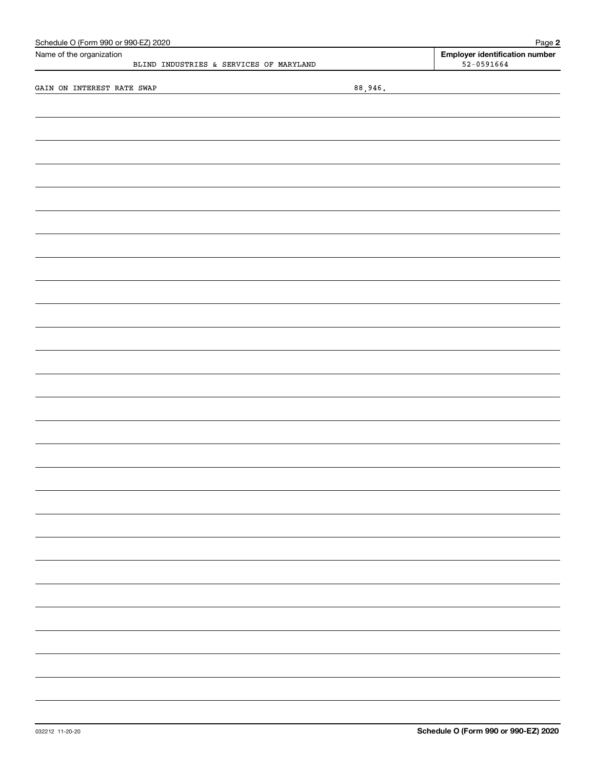Schedule O (Form 990 or 990-EZ) 2020

| Name of the organization | Employer identification number |
|---|---|
| BLIND INDUSTRIES & SERVICES OF MARYLAND | 52-0591664 |

GAIN ON INTEREST RATE SWAP 88,946.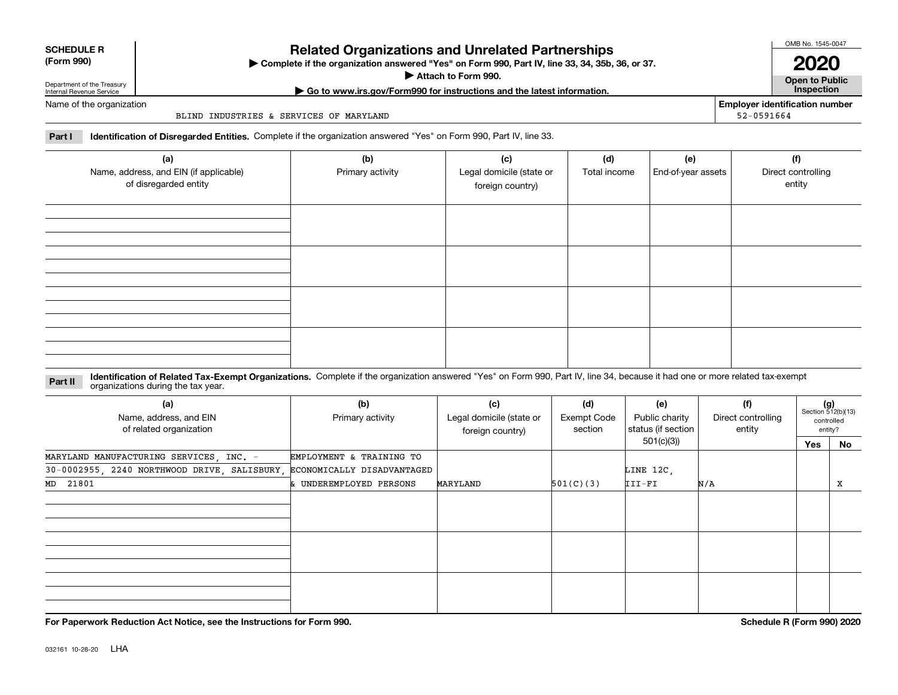**SCHEDULE R (Form 990)**

Department of the Treasury
Internal Revenue Service

# Related Organizations and Unrelated Partnerships

▶ Complete if the organization answered "Yes" on Form 990, Part IV, line 33, 34, 35b, 36, or 37.
▶ Attach to Form 990.
▶ Go to www.irs.gov/Form990 for instructions and the latest information.

OMB No. 1545-0047

**2020**

**Open to Public Inspection**

Name of the organization: BLIND INDUSTRIES & SERVICES OF MARYLAND

**Employer identification number:** 52-0591664

**Part I Identification of Disregarded Entities.** Complete if the organization answered "Yes" on Form 990, Part IV, line 33.

| (a) Name, address, and EIN (if applicable) of disregarded entity | (b) Primary activity | (c) Legal domicile (state or foreign country) | (d) Total income | (e) End-of-year assets | (f) Direct controlling entity |
|---|---|---|---|---|---|
| | | | | | |
| | | | | | |
| | | | | | |
| | | | | | |

**Part II Identification of Related Tax-Exempt Organizations.** Complete if the organization answered "Yes" on Form 990, Part IV, line 34, because it had one or more related tax-exempt organizations during the tax year.

| (a) Name, address, and EIN of related organization | (b) Primary activity | (c) Legal domicile (state or foreign country) | (d) Exempt Code section | (e) Public charity status (if section 501(c)(3)) | (f) Direct controlling entity | (g) Section 512(b)(13) controlled entity? Yes | No |
|---|---|---|---|---|---|---|---|
| MARYLAND MANUFACTURING SERVICES, INC. - 30-0002955, 2240 NORTHWOOD DRIVE, SALISBURY, MD 21801 | EMPLOYMENT & TRAINING TO ECONOMICALLY DISADVANTAGED & UNDEREMPLOYED PERSONS | MARYLAND | 501(C)(3) | LINE 12C, III-FI | N/A | | X |
| | | | | | | | |
| | | | | | | | |
| | | | | | | | |

**For Paperwork Reduction Act Notice, see the Instructions for Form 990.**

**Schedule R (Form 990) 2020**

032161 10-28-20 LHA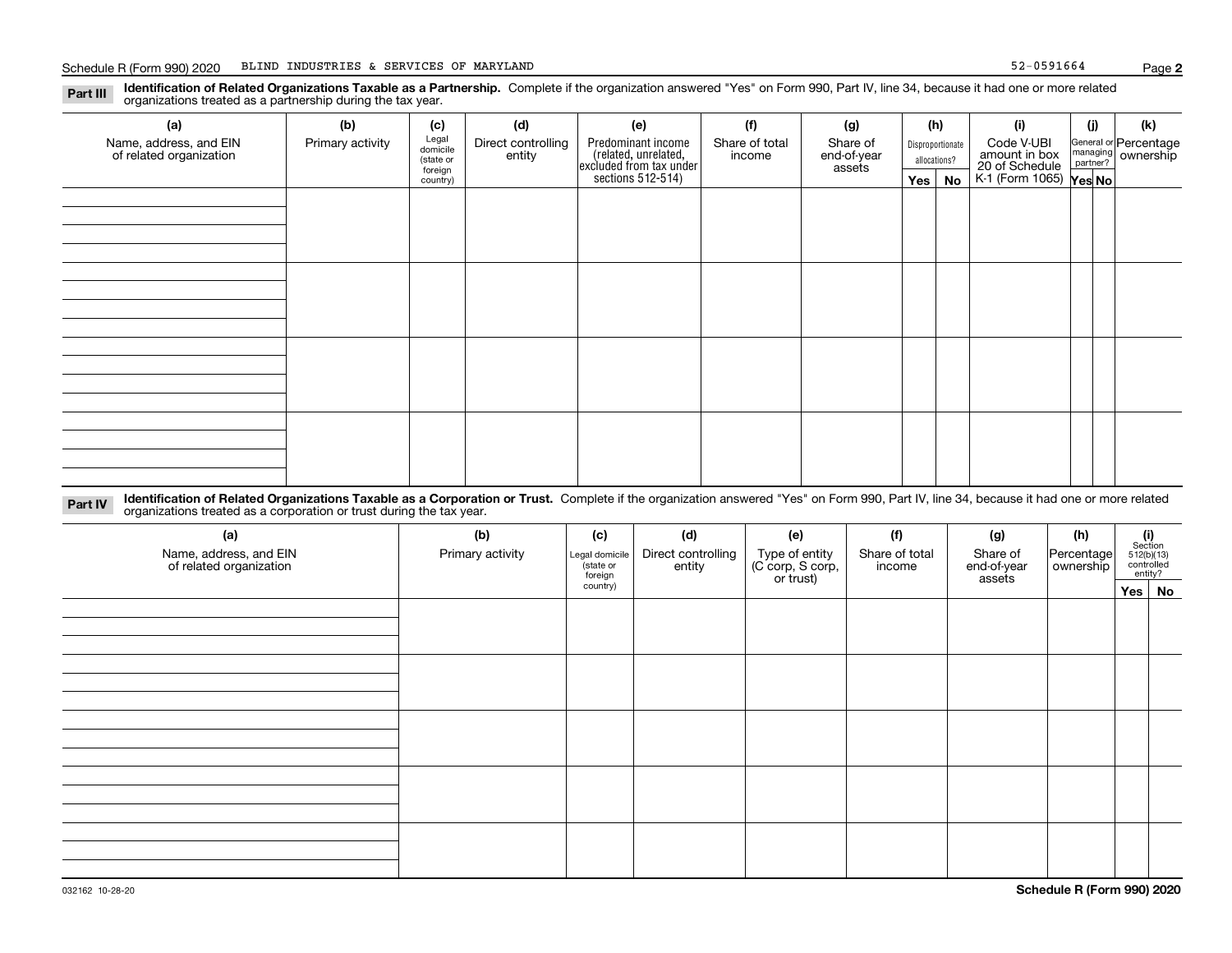Schedule R (Form 990) 2020 BLIND INDUSTRIES & SERVICES OF MARYLAND 52-0591664 Page **2**

**Part III** **Identification of Related Organizations Taxable as a Partnership.** Complete if the organization answered "Yes" on Form 990, Part IV, line 34, because it had one or more related organizations treated as a partnership during the tax year.

| (a) Name, address, and EIN of related organization | (b) Primary activity | (c) Legal domicile (state or foreign country) | (d) Direct controlling entity | (e) Predominant income (related, unrelated, excluded from tax under sections 512-514) | (f) Share of total income | (g) Share of end-of-year assets | (h) Disproportionate allocations? | | (i) Code V-UBI amount in box 20 of Schedule K-1 (Form 1065) | (j) General or managing partner? | | (k) Percentage ownership |
|---|---|---|---|---|---|---|---|---|---|---|---|---|
| | | | | | | | Yes | No | | Yes | No | |
| | | | | | | | | | | | | |
| | | | | | | | | | | | | |
| | | | | | | | | | | | | |
| | | | | | | | | | | | | |

**Part IV** **Identification of Related Organizations Taxable as a Corporation or Trust.** Complete if the organization answered "Yes" on Form 990, Part IV, line 34, because it had one or more related organizations treated as a corporation or trust during the tax year.

| (a) Name, address, and EIN of related organization | (b) Primary activity | (c) Legal domicile (state or foreign country) | (d) Direct controlling entity | (e) Type of entity (C corp, S corp, or trust) | (f) Share of total income | (g) Share of end-of-year assets | (h) Percentage ownership | (i) Section 512(b)(13) controlled entity? | |
|---|---|---|---|---|---|---|---|---|---|
| | | | | | | | | Yes | No |
| | | | | | | | | | |
| | | | | | | | | | |
| | | | | | | | | | |
| | | | | | | | | | |
| | | | | | | | | | |

032162 10-28-20 **Schedule R (Form 990) 2020**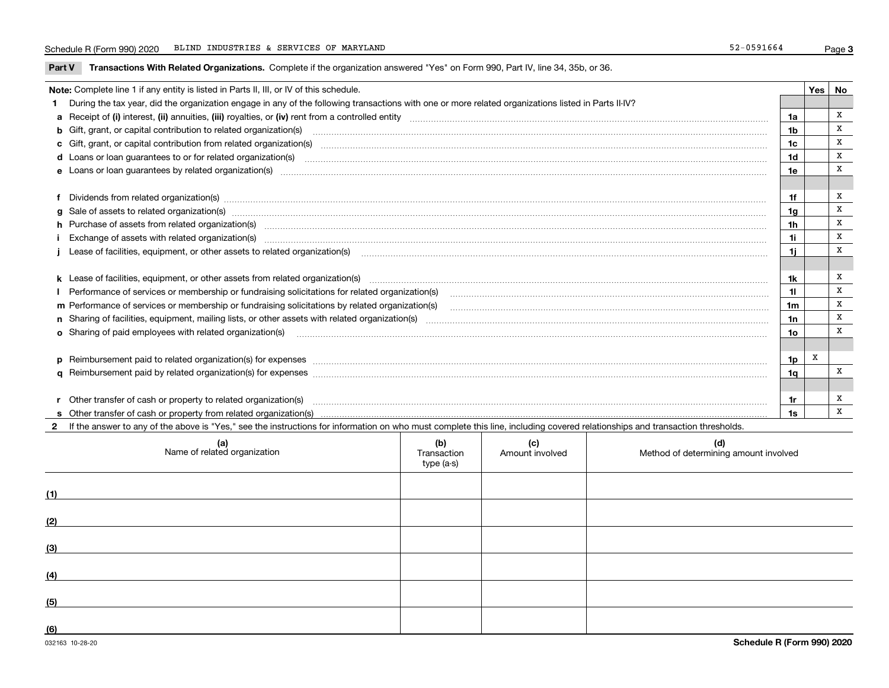Schedule R (Form 990) 2020 BLIND INDUSTRIES & SERVICES OF MARYLAND 52-0591664

**Part V Transactions With Related Organizations.** Complete if the organization answered "Yes" on Form 990, Part IV, line 34, 35b, or 36.

| Note: Complete line 1 if any entity is listed in Parts II, III, or IV of this schedule. | | Yes | No |
|---|---|---|---|
| **1** During the tax year, did the organization engage in any of the following transactions with one or more related organizations listed in Parts II-IV? | | | |
| **a** Receipt of **(i)** interest, **(ii)** annuities, **(iii)** royalties, or **(iv)** rent from a controlled entity | **1a** | | X |
| **b** Gift, grant, or capital contribution to related organization(s) | **1b** | | X |
| **c** Gift, grant, or capital contribution from related organization(s) | **1c** | | X |
| **d** Loans or loan guarantees to or for related organization(s) | **1d** | | X |
| **e** Loans or loan guarantees by related organization(s) | **1e** | | X |
| **f** Dividends from related organization(s) | **1f** | | X |
| **g** Sale of assets to related organization(s) | **1g** | | X |
| **h** Purchase of assets from related organization(s) | **1h** | | X |
| **i** Exchange of assets with related organization(s) | **1i** | | X |
| **j** Lease of facilities, equipment, or other assets to related organization(s) | **1j** | | X |
| **k** Lease of facilities, equipment, or other assets from related organization(s) | **1k** | | X |
| **l** Performance of services or membership or fundraising solicitations for related organization(s) | **1l** | | X |
| **m** Performance of services or membership or fundraising solicitations by related organization(s) | **1m** | | X |
| **n** Sharing of facilities, equipment, mailing lists, or other assets with related organization(s) | **1n** | | X |
| **o** Sharing of paid employees with related organization(s) | **1o** | | X |
| **p** Reimbursement paid to related organization(s) for expenses | **1p** | X | |
| **q** Reimbursement paid by related organization(s) for expenses | **1q** | | X |
| **r** Other transfer of cash or property to related organization(s) | **1r** | | X |
| **s** Other transfer of cash or property from related organization(s) | **1s** | | X |

**2** If the answer to any of the above is "Yes," see the instructions for information on who must complete this line, including covered relationships and transaction thresholds.

| | (a) Name of related organization | (b) Transaction type (a-s) | (c) Amount involved | (d) Method of determining amount involved |
|---|---|---|---|---|
| (1) | | | | |
| (2) | | | | |
| (3) | | | | |
| (4) | | | | |
| (5) | | | | |
| (6) | | | | |

032163 10-28-20 **Schedule R (Form 990) 2020**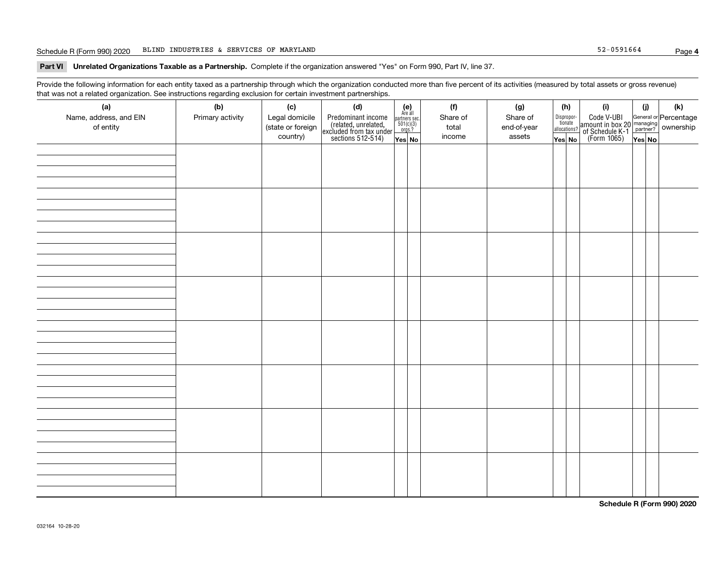Schedule R (Form 990) 2020 BLIND INDUSTRIES & SERVICES OF MARYLAND 52-0591664

**Part VI Unrelated Organizations Taxable as a Partnership.** Complete if the organization answered "Yes" on Form 990, Part IV, line 37.

Provide the following information for each entity taxed as a partnership through which the organization conducted more than five percent of its activities (measured by total assets or gross revenue) that was not a related organization. See instructions regarding exclusion for certain investment partnerships.

| (a) Name, address, and EIN of entity | (b) Primary activity | (c) Legal domicile (state or foreign country) | (d) Predominant income (related, unrelated, excluded from tax under sections 512-514) | (e) Are all partners sec. 501(c)(3) orgs.? | | (f) Share of total income | (g) Share of end-of-year assets | (h) Disproportionate allocations? | | (i) Code V-UBI amount in box 20 of Schedule K-1 (Form 1065) | (j) General or managing partner? | | (k) Percentage ownership |
|---|---|---|---|---|---|---|---|---|---|---|---|---|---|
| | | | | Yes | No | | | Yes | No | | Yes | No | |
| | | | | | | | | | | | | | |
| | | | | | | | | | | | | | |
| | | | | | | | | | | | | | |
| | | | | | | | | | | | | | |
| | | | | | | | | | | | | | |
| | | | | | | | | | | | | | |
| | | | | | | | | | | | | | |
| | | | | | | | | | | | | | |

Schedule R (Form 990) 2020

032164 10-28-20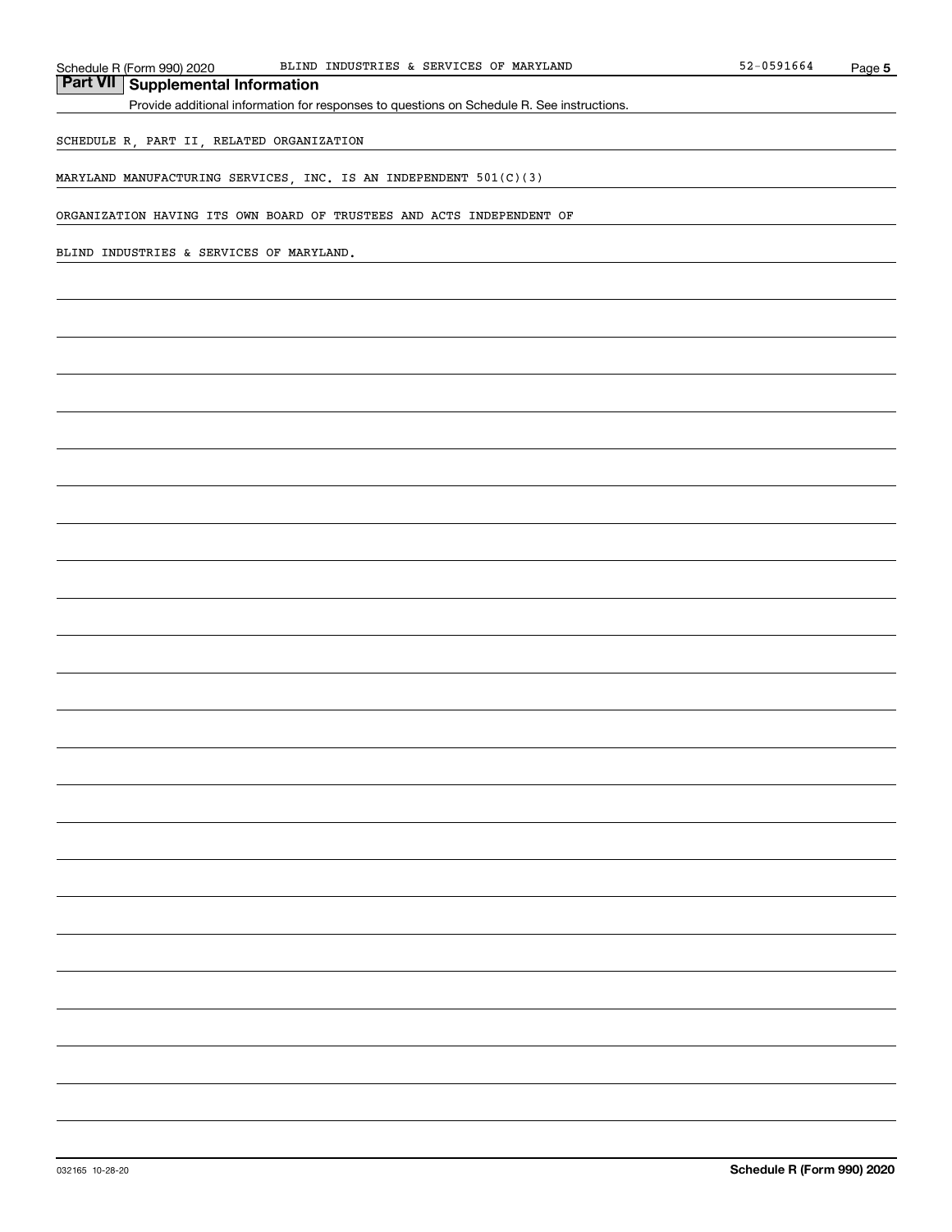## Part VII Supplemental Information

Provide additional information for responses to questions on Schedule R. See instructions.

SCHEDULE R, PART II, RELATED ORGANIZATION

MARYLAND MANUFACTURING SERVICES, INC. IS AN INDEPENDENT 501(C)(3)

ORGANIZATION HAVING ITS OWN BOARD OF TRUSTEES AND ACTS INDEPENDENT OF

BLIND INDUSTRIES & SERVICES OF MARYLAND.